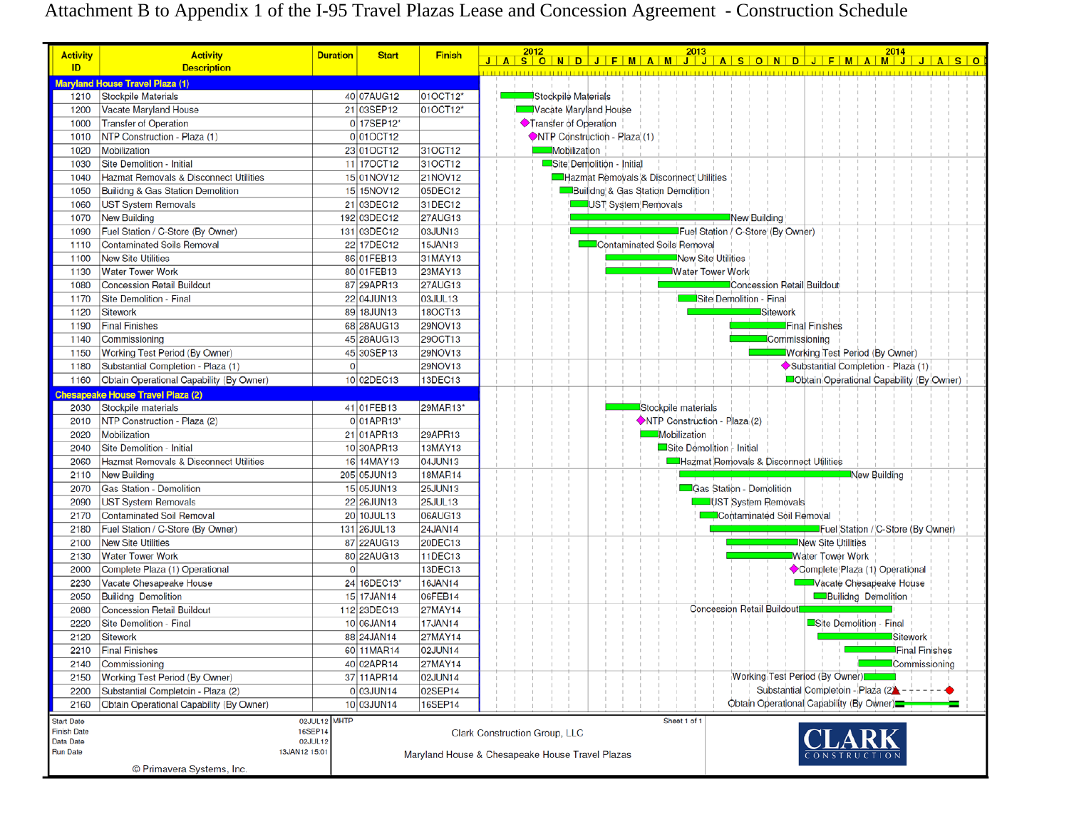# Attachment B to Appendix 1 of the I-95 Travel Plazas Lease and Concession Agreement - Construction Schedule

| Activity ID | Activity Description | Duration | Start | Finish |
|---|---|---|---|---|
| **Maryland House Travel Plaza (1)** | | | | |
| 1210 | Stockpile Materials | 40 | 07AUG12 | 01OCT12* |
| 1200 | Vacate Maryland House | 21 | 03SEP12 | 01OCT12* |
| 1000 | Transfer of Operation | 0 | 17SEP12* | |
| 1010 | NTP Construction - Plaza (1) | 0 | 01OCT12 | |
| 1020 | Mobilization | 23 | 01OCT12 | 31OCT12 |
| 1030 | Site Demolition - Initial | 11 | 17OCT12 | 31OCT12 |
| 1040 | Hazmat Removals & Disconnect Utilities | 15 | 01NOV12 | 21NOV12 |
| 1050 | Builidng & Gas Station Demolition | 15 | 15NOV12 | 05DEC12 |
| 1060 | UST System Removals | 21 | 03DEC12 | 31DEC12 |
| 1070 | New Building | 192 | 03DEC12 | 27AUG13 |
| 1090 | Fuel Station / C-Store (By Owner) | 131 | 03DEC12 | 03JUN13 |
| 1110 | Contaminated Soils Removal | 22 | 17DEC12 | 15JAN13 |
| 1100 | New Site Utilities | 86 | 01FEB13 | 31MAY13 |
| 1130 | Water Tower Work | 80 | 01FEB13 | 23MAY13 |
| 1080 | Concession Retail Buildout | 87 | 29APR13 | 27AUG13 |
| 1170 | Site Demolition - Final | 22 | 04JUN13 | 03JUL13 |
| 1120 | Sitework | 89 | 18JUN13 | 18OCT13 |
| 1190 | Final Finishes | 68 | 28AUG13 | 29NOV13 |
| 1140 | Commissioning | 45 | 28AUG13 | 29OCT13 |
| 1150 | Working Test Period (By Owner) | 45 | 30SEP13 | 29NOV13 |
| 1180 | Substantial Completion - Plaza (1) | 0 | | 29NOV13 |
| 1160 | Obtain Operational Capability (By Owner) | 10 | 02DEC13 | 13DEC13 |
| **Chesapeake House Travel Plaza (2)** | | | | |
| 2030 | Stockpile materials | 41 | 01FEB13 | 29MAR13* |
| 2010 | NTP Construction - Plaza (2) | 0 | 01APR13* | |
| 2020 | Mobilization | 21 | 01APR13 | 29APR13 |
| 2040 | Site Demolition - Initial | 10 | 30APR13 | 13MAY13 |
| 2060 | Hazmat Removals & Disconnect Utilities | 16 | 14MAY13 | 04JUN13 |
| 2110 | New Building | 205 | 05JUN13 | 18MAR14 |
| 2070 | Gas Station - Demolition | 15 | 05JUN13 | 25JUN13 |
| 2090 | UST System Removals | 22 | 26JUN13 | 25JUL13 |
| 2170 | Contaminated Soil Removal | 20 | 10JUL13 | 06AUG13 |
| 2180 | Fuel Station / C-Store (By Owner) | 131 | 26JUL13 | 24JAN14 |
| 2100 | New Site Utilities | 87 | 22AUG13 | 20DEC13 |
| 2130 | Water Tower Work | 80 | 22AUG13 | 11DEC13 |
| 2000 | Complete Plaza (1) Operational | 0 | | 13DEC13 |
| 2230 | Vacate Chesapeake House | 24 | 16DEC13* | 16JAN14 |
| 2050 | Builidng Demolition | 15 | 17JAN14 | 06FEB14 |
| 2080 | Concession Retail Buildout | 112 | 23DEC13 | 27MAY14 |
| 2220 | Site Demolition - Final | 10 | 06JAN14 | 17JAN14 |
| 2120 | Sitework | 88 | 24JAN14 | 27MAY14 |
| 2210 | Final Finishes | 60 | 11MAR14 | 02JUN14 |
| 2140 | Commissioning | 40 | 02APR14 | 27MAY14 |
| 2150 | Working Test Period (By Owner) | 37 | 11APR14 | 02JUN14 |
| 2200 | Substantial Completoin - Plaza (2) | 0 | 03JUN14 | 02SEP14 |
| 2160 | Obtain Operational Capability (By Owner) | 10 | 03JUN14 | 16SEP14 |

| | |
|---|---|
| Start Date | 02JUL12 |
| Finish Date | 16SEP14 |
| Data Date | 02JUL12 |
| Run Date | 13JAN12 15:01 |

© Primavera Systems, Inc.

MHTP

Sheet 1 of 1

Clark Construction Group, LLC

Maryland House & Chesapeake House Travel Plazas

CLARK CONSTRUCTION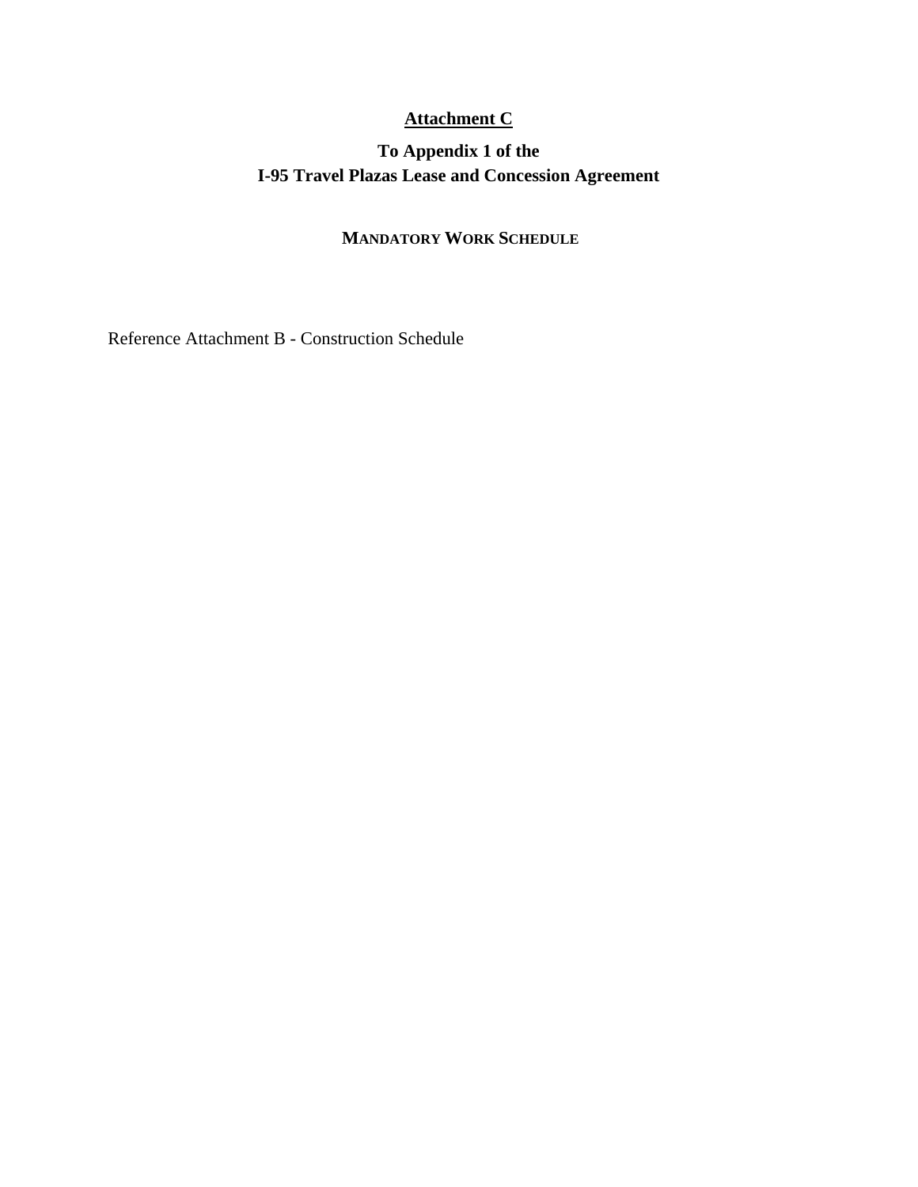# Attachment C

## To Appendix 1 of the I-95 Travel Plazas Lease and Concession Agreement

### MANDATORY WORK SCHEDULE

Reference Attachment B - Construction Schedule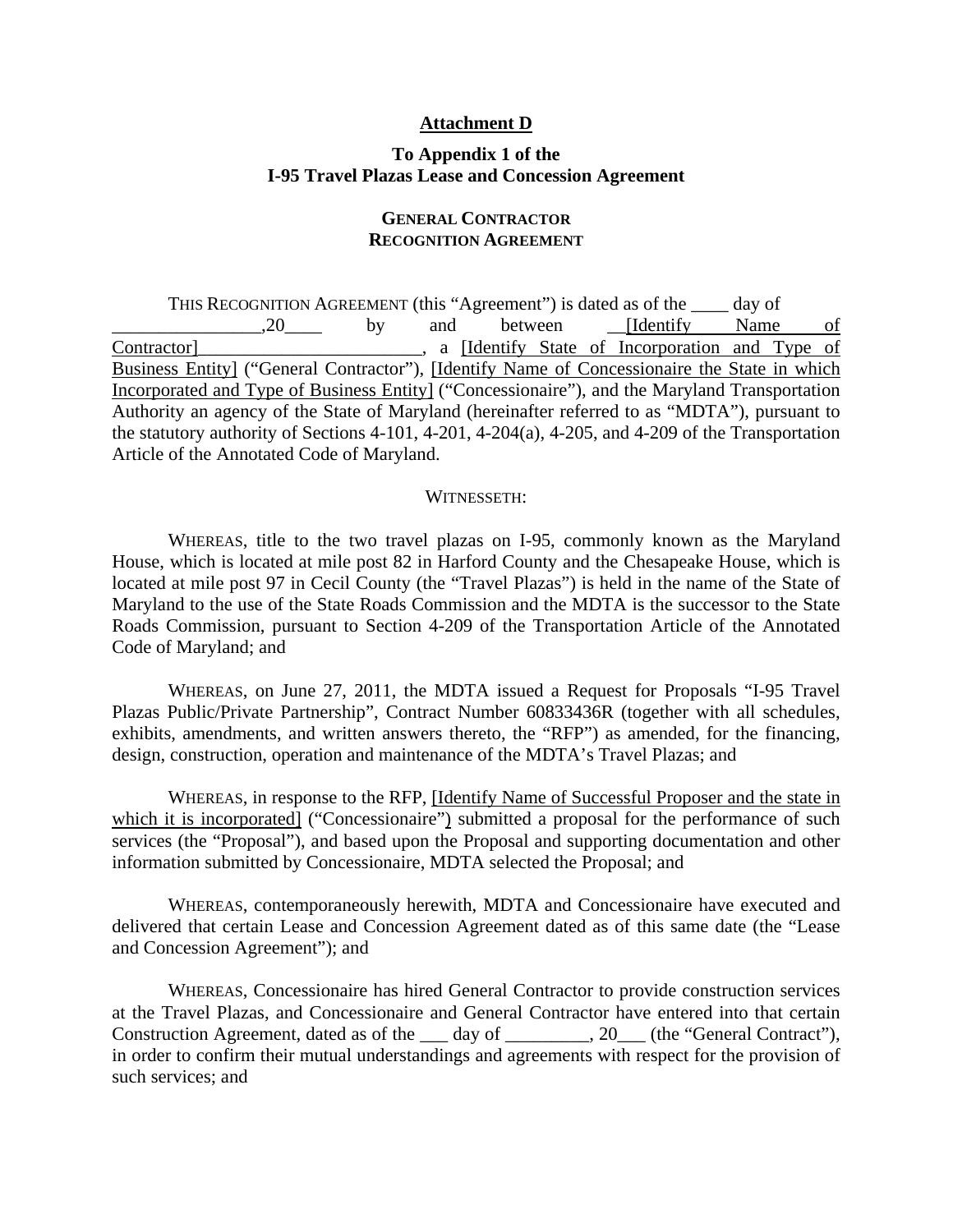**Attachment D**

**To Appendix 1 of the I-95 Travel Plazas Lease and Concession Agreement**

**GENERAL CONTRACTOR RECOGNITION AGREEMENT**

THIS RECOGNITION AGREEMENT (this "Agreement") is dated as of the ____ day of ________________,20____ by and between __[Identify Name of Contractor]________________________, a [Identify State of Incorporation and Type of Business Entity] ("General Contractor"), [Identify Name of Concessionaire the State in which Incorporated and Type of Business Entity] ("Concessionaire"), and the Maryland Transportation Authority an agency of the State of Maryland (hereinafter referred to as "MDTA"), pursuant to the statutory authority of Sections 4-101, 4-201, 4-204(a), 4-205, and 4-209 of the Transportation Article of the Annotated Code of Maryland.

WITNESSETH:

WHEREAS, title to the two travel plazas on I-95, commonly known as the Maryland House, which is located at mile post 82 in Harford County and the Chesapeake House, which is located at mile post 97 in Cecil County (the "Travel Plazas") is held in the name of the State of Maryland to the use of the State Roads Commission and the MDTA is the successor to the State Roads Commission, pursuant to Section 4-209 of the Transportation Article of the Annotated Code of Maryland; and

WHEREAS, on June 27, 2011, the MDTA issued a Request for Proposals "I-95 Travel Plazas Public/Private Partnership", Contract Number 60833436R (together with all schedules, exhibits, amendments, and written answers thereto, the "RFP") as amended, for the financing, design, construction, operation and maintenance of the MDTA's Travel Plazas; and

WHEREAS, in response to the RFP, [Identify Name of Successful Proposer and the state in which it is incorporated] ("Concessionaire") submitted a proposal for the performance of such services (the "Proposal"), and based upon the Proposal and supporting documentation and other information submitted by Concessionaire, MDTA selected the Proposal; and

WHEREAS, contemporaneously herewith, MDTA and Concessionaire have executed and delivered that certain Lease and Concession Agreement dated as of this same date (the "Lease and Concession Agreement"); and

WHEREAS, Concessionaire has hired General Contractor to provide construction services at the Travel Plazas, and Concessionaire and General Contractor have entered into that certain Construction Agreement, dated as of the ___ day of _________, 20___ (the "General Contract"), in order to confirm their mutual understandings and agreements with respect for the provision of such services; and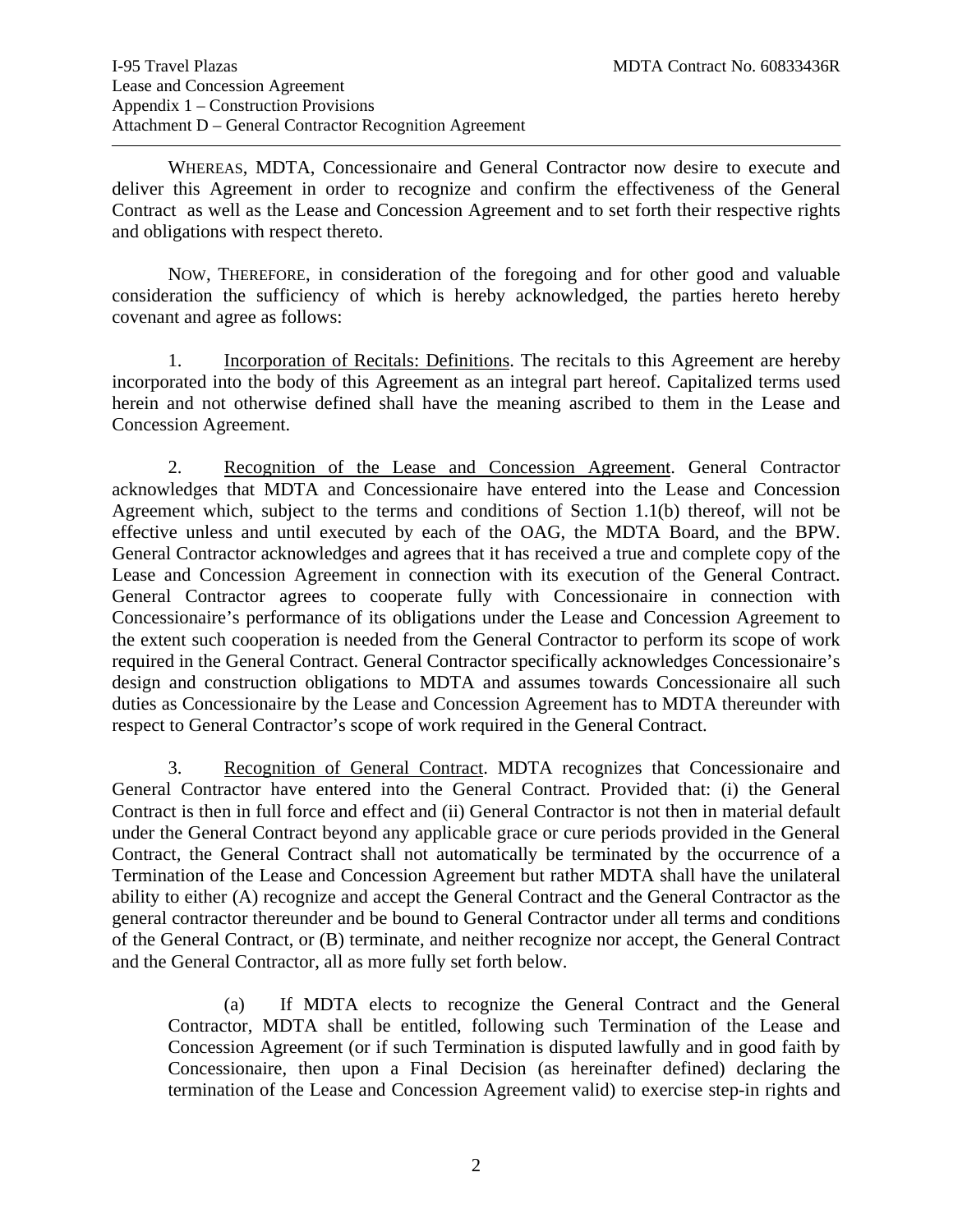WHEREAS, MDTA, Concessionaire and General Contractor now desire to execute and deliver this Agreement in order to recognize and confirm the effectiveness of the General Contract as well as the Lease and Concession Agreement and to set forth their respective rights and obligations with respect thereto.

NOW, THEREFORE, in consideration of the foregoing and for other good and valuable consideration the sufficiency of which is hereby acknowledged, the parties hereto hereby covenant and agree as follows:

1. Incorporation of Recitals: Definitions. The recitals to this Agreement are hereby incorporated into the body of this Agreement as an integral part hereof. Capitalized terms used herein and not otherwise defined shall have the meaning ascribed to them in the Lease and Concession Agreement.

2. Recognition of the Lease and Concession Agreement. General Contractor acknowledges that MDTA and Concessionaire have entered into the Lease and Concession Agreement which, subject to the terms and conditions of Section 1.1(b) thereof, will not be effective unless and until executed by each of the OAG, the MDTA Board, and the BPW. General Contractor acknowledges and agrees that it has received a true and complete copy of the Lease and Concession Agreement in connection with its execution of the General Contract. General Contractor agrees to cooperate fully with Concessionaire in connection with Concessionaire's performance of its obligations under the Lease and Concession Agreement to the extent such cooperation is needed from the General Contractor to perform its scope of work required in the General Contract. General Contractor specifically acknowledges Concessionaire's design and construction obligations to MDTA and assumes towards Concessionaire all such duties as Concessionaire by the Lease and Concession Agreement has to MDTA thereunder with respect to General Contractor's scope of work required in the General Contract.

3. Recognition of General Contract. MDTA recognizes that Concessionaire and General Contractor have entered into the General Contract. Provided that: (i) the General Contract is then in full force and effect and (ii) General Contractor is not then in material default under the General Contract beyond any applicable grace or cure periods provided in the General Contract, the General Contract shall not automatically be terminated by the occurrence of a Termination of the Lease and Concession Agreement but rather MDTA shall have the unilateral ability to either (A) recognize and accept the General Contract and the General Contractor as the general contractor thereunder and be bound to General Contractor under all terms and conditions of the General Contract, or (B) terminate, and neither recognize nor accept, the General Contract and the General Contractor, all as more fully set forth below.

(a) If MDTA elects to recognize the General Contract and the General Contractor, MDTA shall be entitled, following such Termination of the Lease and Concession Agreement (or if such Termination is disputed lawfully and in good faith by Concessionaire, then upon a Final Decision (as hereinafter defined) declaring the termination of the Lease and Concession Agreement valid) to exercise step-in rights and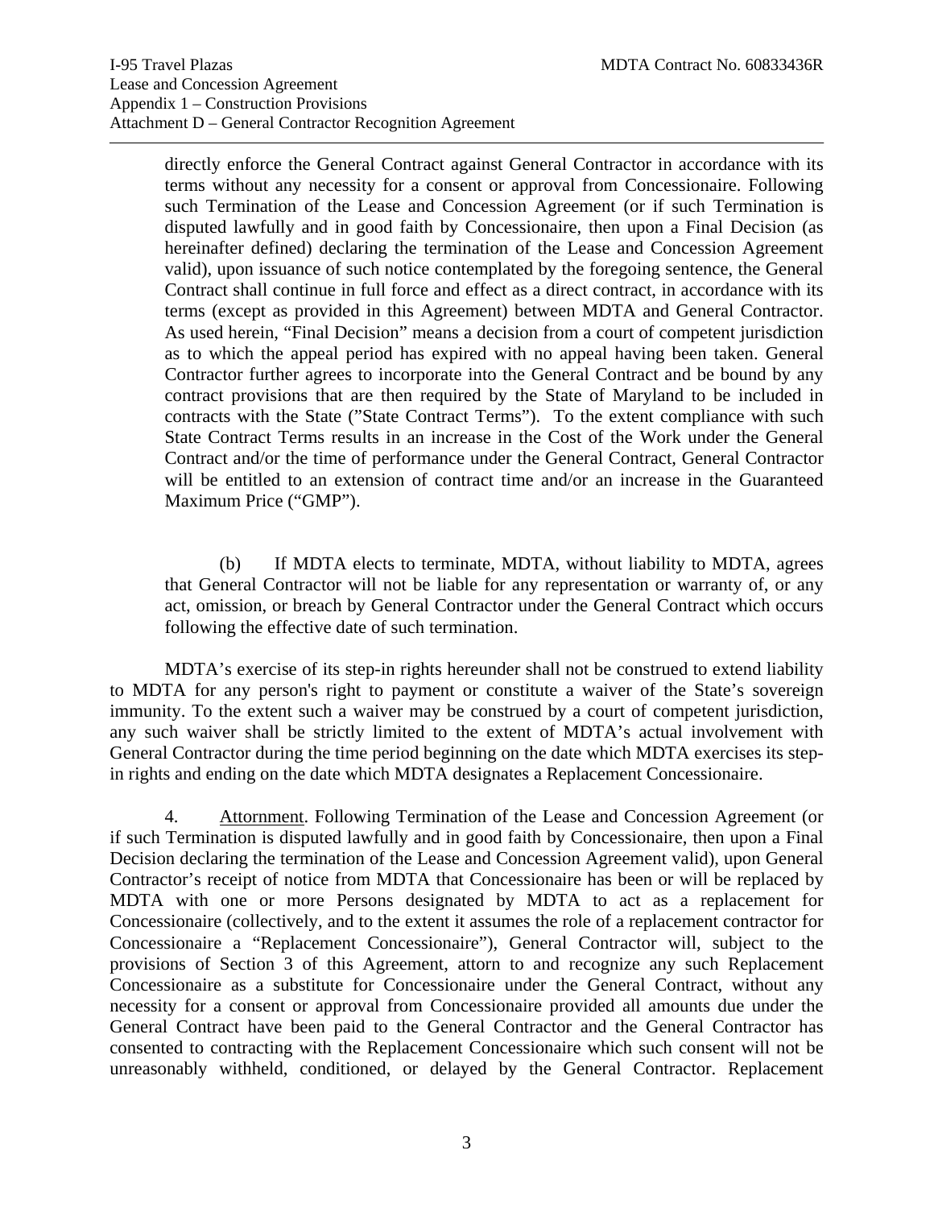directly enforce the General Contract against General Contractor in accordance with its terms without any necessity for a consent or approval from Concessionaire. Following such Termination of the Lease and Concession Agreement (or if such Termination is disputed lawfully and in good faith by Concessionaire, then upon a Final Decision (as hereinafter defined) declaring the termination of the Lease and Concession Agreement valid), upon issuance of such notice contemplated by the foregoing sentence, the General Contract shall continue in full force and effect as a direct contract, in accordance with its terms (except as provided in this Agreement) between MDTA and General Contractor. As used herein, "Final Decision" means a decision from a court of competent jurisdiction as to which the appeal period has expired with no appeal having been taken. General Contractor further agrees to incorporate into the General Contract and be bound by any contract provisions that are then required by the State of Maryland to be included in contracts with the State ("State Contract Terms"). To the extent compliance with such State Contract Terms results in an increase in the Cost of the Work under the General Contract and/or the time of performance under the General Contract, General Contractor will be entitled to an extension of contract time and/or an increase in the Guaranteed Maximum Price ("GMP").

(b) If MDTA elects to terminate, MDTA, without liability to MDTA, agrees that General Contractor will not be liable for any representation or warranty of, or any act, omission, or breach by General Contractor under the General Contract which occurs following the effective date of such termination.

MDTA's exercise of its step-in rights hereunder shall not be construed to extend liability to MDTA for any person's right to payment or constitute a waiver of the State's sovereign immunity. To the extent such a waiver may be construed by a court of competent jurisdiction, any such waiver shall be strictly limited to the extent of MDTA's actual involvement with General Contractor during the time period beginning on the date which MDTA exercises its step-in rights and ending on the date which MDTA designates a Replacement Concessionaire.

4. Attornment. Following Termination of the Lease and Concession Agreement (or if such Termination is disputed lawfully and in good faith by Concessionaire, then upon a Final Decision declaring the termination of the Lease and Concession Agreement valid), upon General Contractor's receipt of notice from MDTA that Concessionaire has been or will be replaced by MDTA with one or more Persons designated by MDTA to act as a replacement for Concessionaire (collectively, and to the extent it assumes the role of a replacement contractor for Concessionaire a "Replacement Concessionaire"), General Contractor will, subject to the provisions of Section 3 of this Agreement, attorn to and recognize any such Replacement Concessionaire as a substitute for Concessionaire under the General Contract, without any necessity for a consent or approval from Concessionaire provided all amounts due under the General Contract have been paid to the General Contractor and the General Contractor has consented to contracting with the Replacement Concessionaire which such consent will not be unreasonably withheld, conditioned, or delayed by the General Contractor. Replacement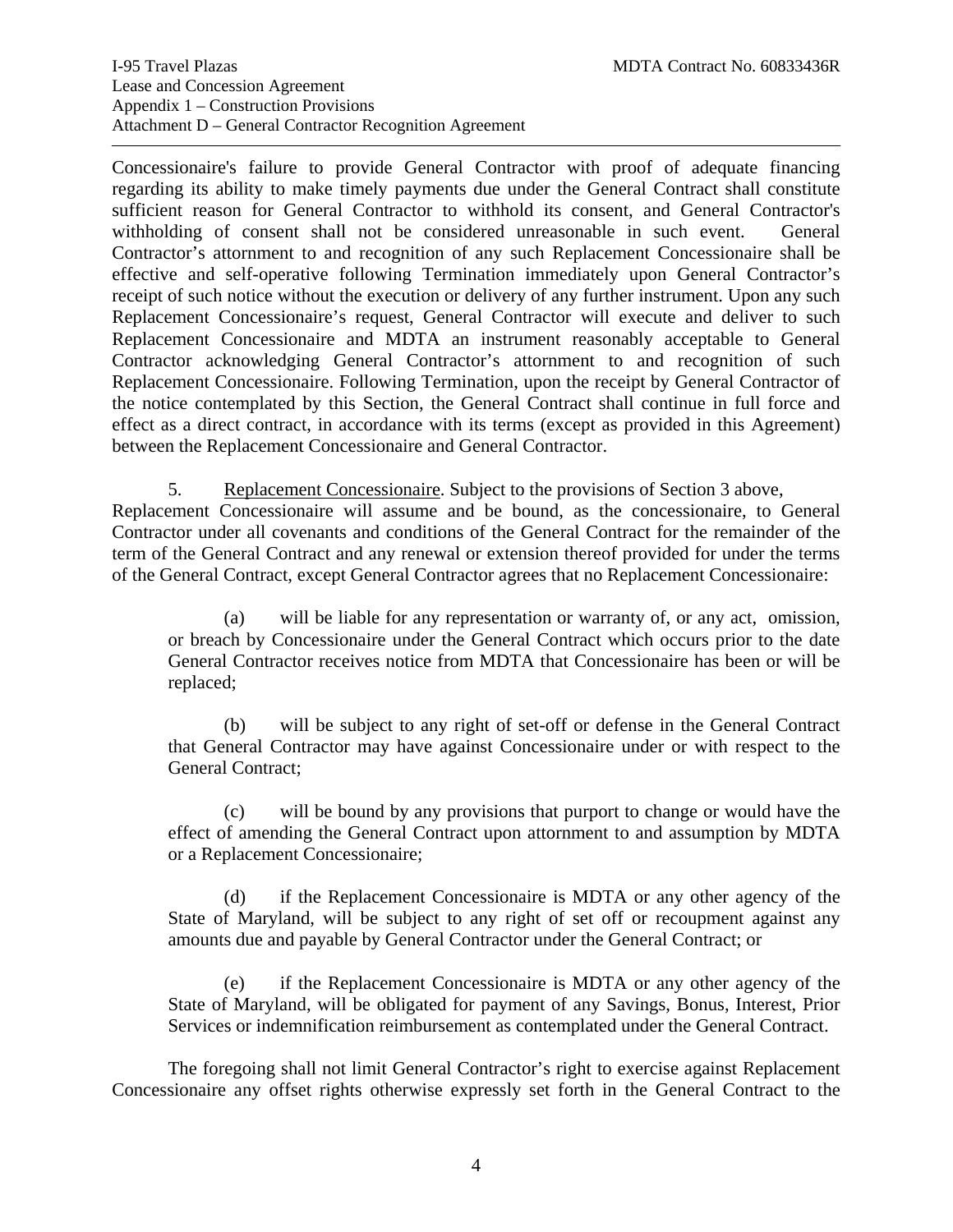Concessionaire's failure to provide General Contractor with proof of adequate financing regarding its ability to make timely payments due under the General Contract shall constitute sufficient reason for General Contractor to withhold its consent, and General Contractor's withholding of consent shall not be considered unreasonable in such event. General Contractor's attornment to and recognition of any such Replacement Concessionaire shall be effective and self-operative following Termination immediately upon General Contractor's receipt of such notice without the execution or delivery of any further instrument. Upon any such Replacement Concessionaire's request, General Contractor will execute and deliver to such Replacement Concessionaire and MDTA an instrument reasonably acceptable to General Contractor acknowledging General Contractor's attornment to and recognition of such Replacement Concessionaire. Following Termination, upon the receipt by General Contractor of the notice contemplated by this Section, the General Contract shall continue in full force and effect as a direct contract, in accordance with its terms (except as provided in this Agreement) between the Replacement Concessionaire and General Contractor.

5. Replacement Concessionaire. Subject to the provisions of Section 3 above, Replacement Concessionaire will assume and be bound, as the concessionaire, to General Contractor under all covenants and conditions of the General Contract for the remainder of the term of the General Contract and any renewal or extension thereof provided for under the terms of the General Contract, except General Contractor agrees that no Replacement Concessionaire:

(a) will be liable for any representation or warranty of, or any act, omission, or breach by Concessionaire under the General Contract which occurs prior to the date General Contractor receives notice from MDTA that Concessionaire has been or will be replaced;

(b) will be subject to any right of set-off or defense in the General Contract that General Contractor may have against Concessionaire under or with respect to the General Contract;

(c) will be bound by any provisions that purport to change or would have the effect of amending the General Contract upon attornment to and assumption by MDTA or a Replacement Concessionaire;

(d) if the Replacement Concessionaire is MDTA or any other agency of the State of Maryland, will be subject to any right of set off or recoupment against any amounts due and payable by General Contractor under the General Contract; or

(e) if the Replacement Concessionaire is MDTA or any other agency of the State of Maryland, will be obligated for payment of any Savings, Bonus, Interest, Prior Services or indemnification reimbursement as contemplated under the General Contract.

The foregoing shall not limit General Contractor's right to exercise against Replacement Concessionaire any offset rights otherwise expressly set forth in the General Contract to the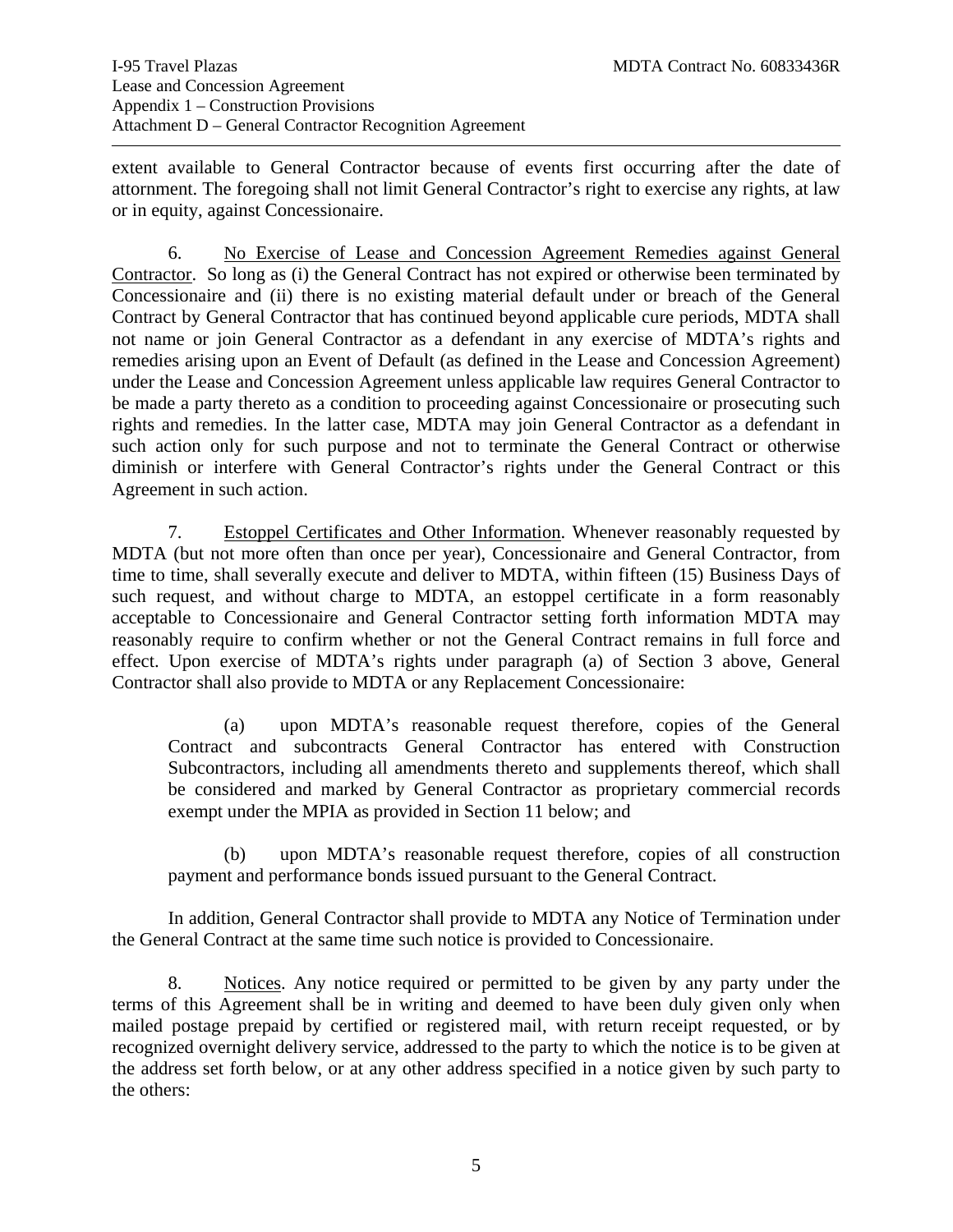extent available to General Contractor because of events first occurring after the date of attornment. The foregoing shall not limit General Contractor's right to exercise any rights, at law or in equity, against Concessionaire.

6. No Exercise of Lease and Concession Agreement Remedies against General Contractor. So long as (i) the General Contract has not expired or otherwise been terminated by Concessionaire and (ii) there is no existing material default under or breach of the General Contract by General Contractor that has continued beyond applicable cure periods, MDTA shall not name or join General Contractor as a defendant in any exercise of MDTA's rights and remedies arising upon an Event of Default (as defined in the Lease and Concession Agreement) under the Lease and Concession Agreement unless applicable law requires General Contractor to be made a party thereto as a condition to proceeding against Concessionaire or prosecuting such rights and remedies. In the latter case, MDTA may join General Contractor as a defendant in such action only for such purpose and not to terminate the General Contract or otherwise diminish or interfere with General Contractor's rights under the General Contract or this Agreement in such action.

7. Estoppel Certificates and Other Information. Whenever reasonably requested by MDTA (but not more often than once per year), Concessionaire and General Contractor, from time to time, shall severally execute and deliver to MDTA, within fifteen (15) Business Days of such request, and without charge to MDTA, an estoppel certificate in a form reasonably acceptable to Concessionaire and General Contractor setting forth information MDTA may reasonably require to confirm whether or not the General Contract remains in full force and effect. Upon exercise of MDTA's rights under paragraph (a) of Section 3 above, General Contractor shall also provide to MDTA or any Replacement Concessionaire:

(a) upon MDTA's reasonable request therefore, copies of the General Contract and subcontracts General Contractor has entered with Construction Subcontractors, including all amendments thereto and supplements thereof, which shall be considered and marked by General Contractor as proprietary commercial records exempt under the MPIA as provided in Section 11 below; and

(b) upon MDTA's reasonable request therefore, copies of all construction payment and performance bonds issued pursuant to the General Contract.

In addition, General Contractor shall provide to MDTA any Notice of Termination under the General Contract at the same time such notice is provided to Concessionaire.

8. Notices. Any notice required or permitted to be given by any party under the terms of this Agreement shall be in writing and deemed to have been duly given only when mailed postage prepaid by certified or registered mail, with return receipt requested, or by recognized overnight delivery service, addressed to the party to which the notice is to be given at the address set forth below, or at any other address specified in a notice given by such party to the others: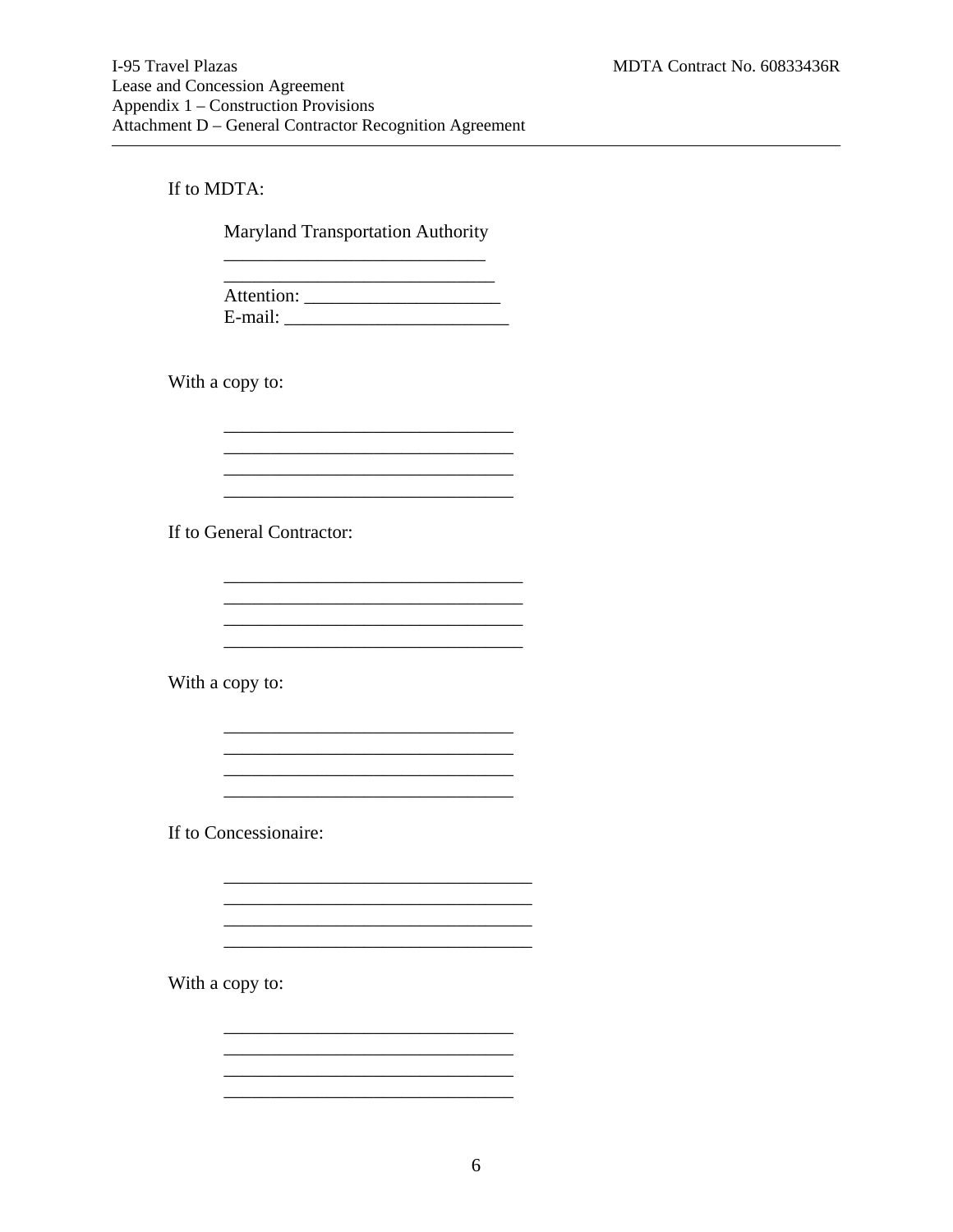If to MDTA:

Maryland Transportation Authority
___________________________
____________________________
Attention: ____________________
E-mail: ________________________

With a copy to:

______________________________
______________________________
______________________________
______________________________

If to General Contractor:

_______________________________
_______________________________
_______________________________
_______________________________

With a copy to:

______________________________
______________________________
______________________________
______________________________

If to Concessionaire:

________________________________
________________________________
________________________________
________________________________

With a copy to:

______________________________
______________________________
______________________________
______________________________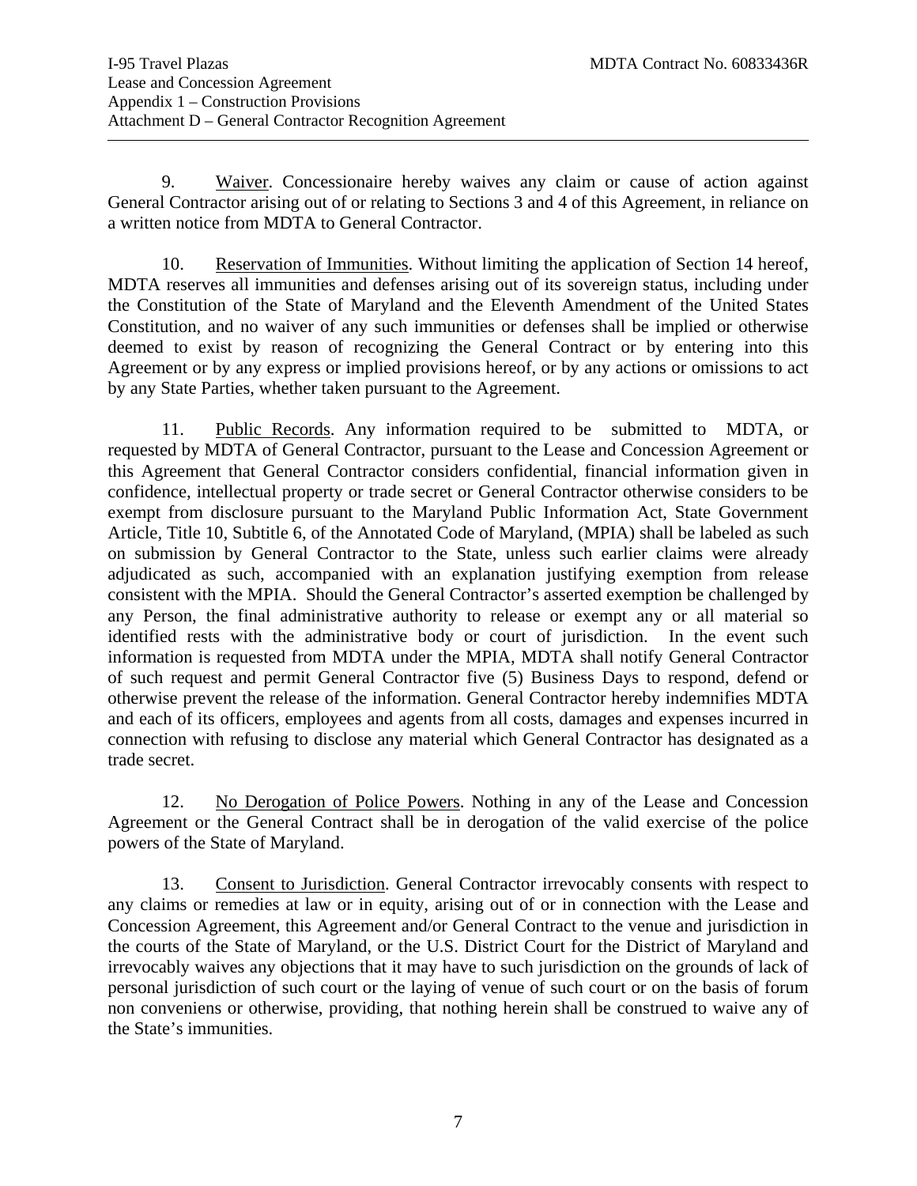9. <u>Waiver</u>. Concessionaire hereby waives any claim or cause of action against General Contractor arising out of or relating to Sections 3 and 4 of this Agreement, in reliance on a written notice from MDTA to General Contractor.

10. <u>Reservation of Immunities</u>. Without limiting the application of Section 14 hereof, MDTA reserves all immunities and defenses arising out of its sovereign status, including under the Constitution of the State of Maryland and the Eleventh Amendment of the United States Constitution, and no waiver of any such immunities or defenses shall be implied or otherwise deemed to exist by reason of recognizing the General Contract or by entering into this Agreement or by any express or implied provisions hereof, or by any actions or omissions to act by any State Parties, whether taken pursuant to the Agreement.

11. <u>Public Records</u>. Any information required to be submitted to MDTA, or requested by MDTA of General Contractor, pursuant to the Lease and Concession Agreement or this Agreement that General Contractor considers confidential, financial information given in confidence, intellectual property or trade secret or General Contractor otherwise considers to be exempt from disclosure pursuant to the Maryland Public Information Act, State Government Article, Title 10, Subtitle 6, of the Annotated Code of Maryland, (MPIA) shall be labeled as such on submission by General Contractor to the State, unless such earlier claims were already adjudicated as such, accompanied with an explanation justifying exemption from release consistent with the MPIA. Should the General Contractor's asserted exemption be challenged by any Person, the final administrative authority to release or exempt any or all material so identified rests with the administrative body or court of jurisdiction. In the event such information is requested from MDTA under the MPIA, MDTA shall notify General Contractor of such request and permit General Contractor five (5) Business Days to respond, defend or otherwise prevent the release of the information. General Contractor hereby indemnifies MDTA and each of its officers, employees and agents from all costs, damages and expenses incurred in connection with refusing to disclose any material which General Contractor has designated as a trade secret.

12. <u>No Derogation of Police Powers</u>. Nothing in any of the Lease and Concession Agreement or the General Contract shall be in derogation of the valid exercise of the police powers of the State of Maryland.

13. <u>Consent to Jurisdiction</u>. General Contractor irrevocably consents with respect to any claims or remedies at law or in equity, arising out of or in connection with the Lease and Concession Agreement, this Agreement and/or General Contract to the venue and jurisdiction in the courts of the State of Maryland, or the U.S. District Court for the District of Maryland and irrevocably waives any objections that it may have to such jurisdiction on the grounds of lack of personal jurisdiction of such court or the laying of venue of such court or on the basis of forum non conveniens or otherwise, providing, that nothing herein shall be construed to waive any of the State's immunities.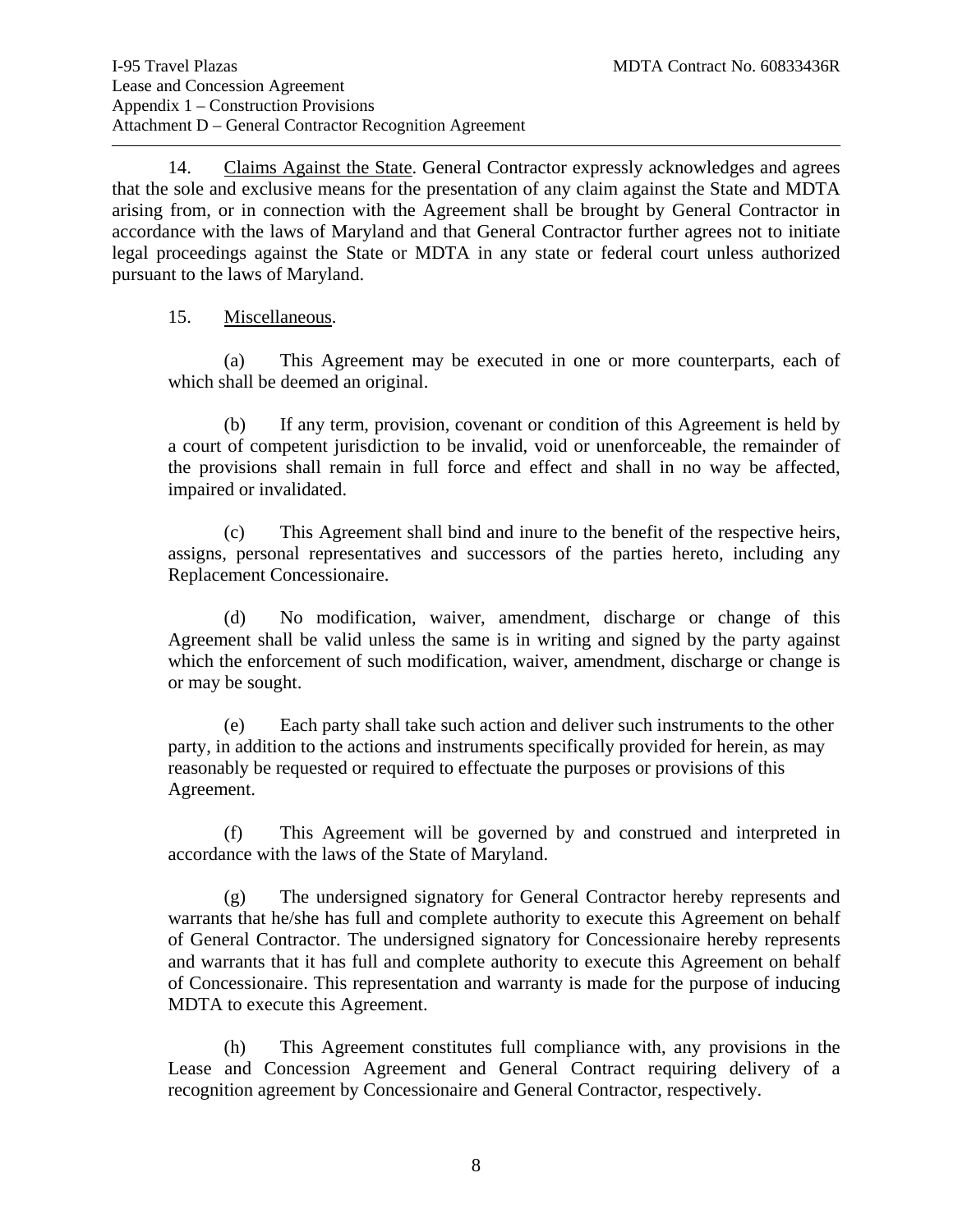14. Claims Against the State. General Contractor expressly acknowledges and agrees that the sole and exclusive means for the presentation of any claim against the State and MDTA arising from, or in connection with the Agreement shall be brought by General Contractor in accordance with the laws of Maryland and that General Contractor further agrees not to initiate legal proceedings against the State or MDTA in any state or federal court unless authorized pursuant to the laws of Maryland.

15. Miscellaneous.

(a) This Agreement may be executed in one or more counterparts, each of which shall be deemed an original.

(b) If any term, provision, covenant or condition of this Agreement is held by a court of competent jurisdiction to be invalid, void or unenforceable, the remainder of the provisions shall remain in full force and effect and shall in no way be affected, impaired or invalidated.

(c) This Agreement shall bind and inure to the benefit of the respective heirs, assigns, personal representatives and successors of the parties hereto, including any Replacement Concessionaire.

(d) No modification, waiver, amendment, discharge or change of this Agreement shall be valid unless the same is in writing and signed by the party against which the enforcement of such modification, waiver, amendment, discharge or change is or may be sought.

(e) Each party shall take such action and deliver such instruments to the other party, in addition to the actions and instruments specifically provided for herein, as may reasonably be requested or required to effectuate the purposes or provisions of this Agreement.

(f) This Agreement will be governed by and construed and interpreted in accordance with the laws of the State of Maryland.

(g) The undersigned signatory for General Contractor hereby represents and warrants that he/she has full and complete authority to execute this Agreement on behalf of General Contractor. The undersigned signatory for Concessionaire hereby represents and warrants that it has full and complete authority to execute this Agreement on behalf of Concessionaire. This representation and warranty is made for the purpose of inducing MDTA to execute this Agreement.

(h) This Agreement constitutes full compliance with, any provisions in the Lease and Concession Agreement and General Contract requiring delivery of a recognition agreement by Concessionaire and General Contractor, respectively.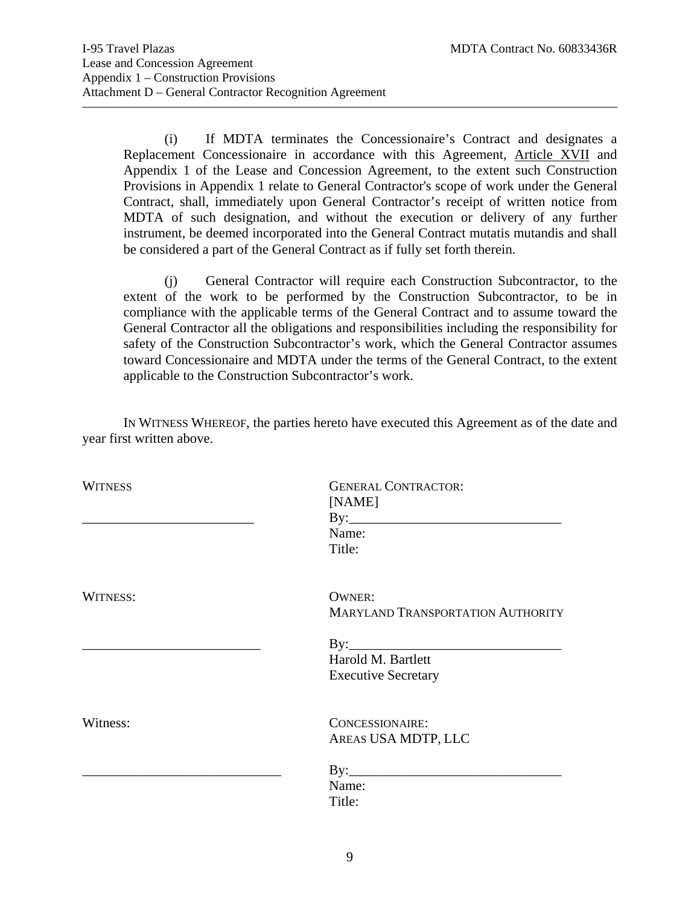(i) If MDTA terminates the Concessionaire's Contract and designates a Replacement Concessionaire in accordance with this Agreement, Article XVII and Appendix 1 of the Lease and Concession Agreement, to the extent such Construction Provisions in Appendix 1 relate to General Contractor's scope of work under the General Contract, shall, immediately upon General Contractor's receipt of written notice from MDTA of such designation, and without the execution or delivery of any further instrument, be deemed incorporated into the General Contract mutatis mutandis and shall be considered a part of the General Contract as if fully set forth therein.

(j) General Contractor will require each Construction Subcontractor, to the extent of the work to be performed by the Construction Subcontractor, to be in compliance with the applicable terms of the General Contract and to assume toward the General Contractor all the obligations and responsibilities including the responsibility for safety of the Construction Subcontractor's work, which the General Contractor assumes toward Concessionaire and MDTA under the terms of the General Contract, to the extent applicable to the Construction Subcontractor's work.

IN WITNESS WHEREOF, the parties hereto have executed this Agreement as of the date and year first written above.

| | |
|---|---|
| WITNESS | GENERAL CONTRACTOR: |
| | [NAME] |
| _________________________ | By:_______________________________ |
| | Name: |
| | Title: |
| | |
| WITNESS: | OWNER: |
| | MARYLAND TRANSPORTATION AUTHORITY |
| __________________________ | By:_______________________________ |
| | Harold M. Bartlett |
| | Executive Secretary |
| | |
| Witness: | CONCESSIONAIRE: |
| | AREAS USA MDTP, LLC |
| _____________________________ | By:_______________________________ |
| | Name: |
| | Title: |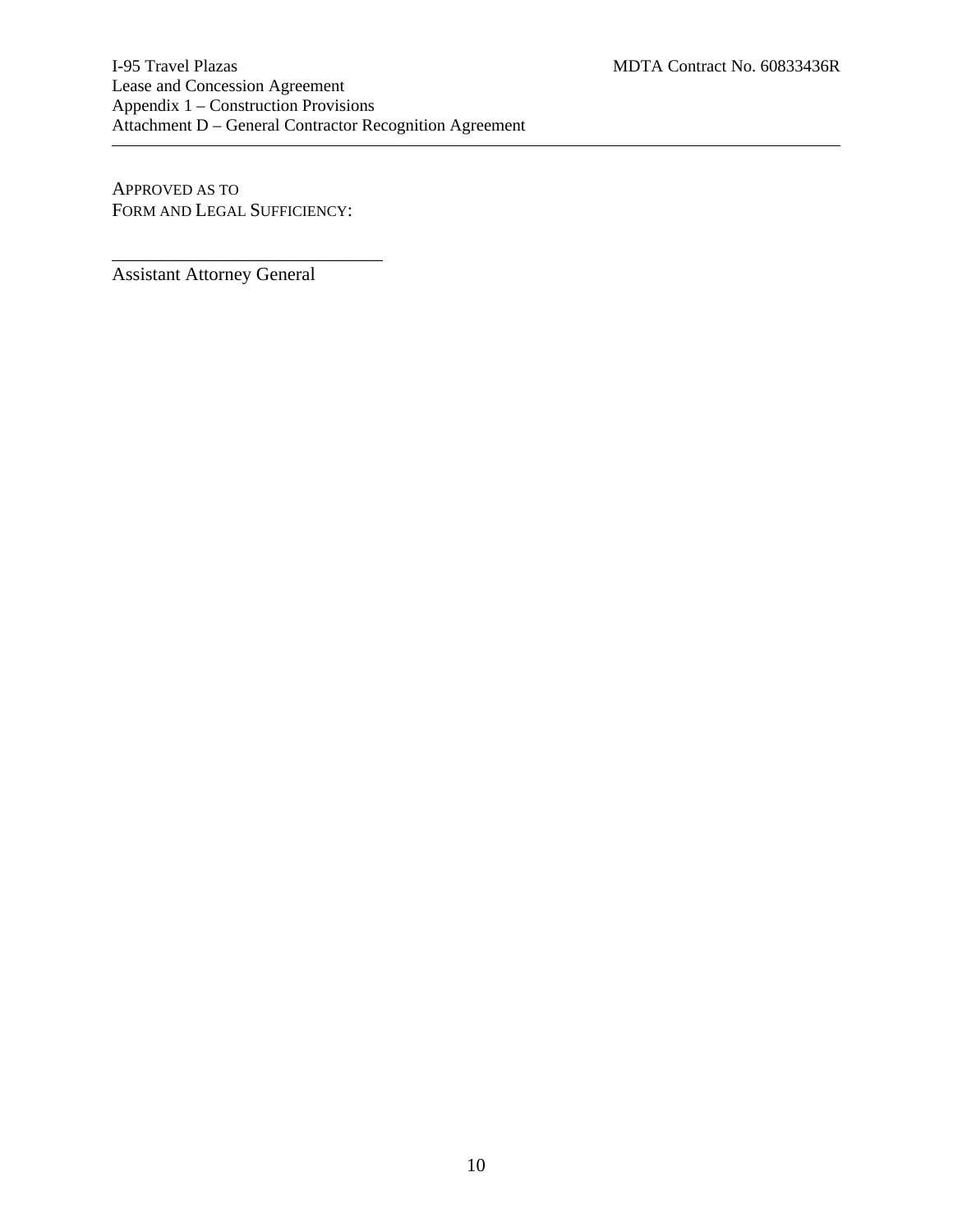APPROVED AS TO
FORM AND LEGAL SUFFICIENCY:

\_\_\_\_\_\_\_\_\_\_\_\_\_\_\_\_\_\_\_\_\_\_\_\_\_\_\_\_\_\_

Assistant Attorney General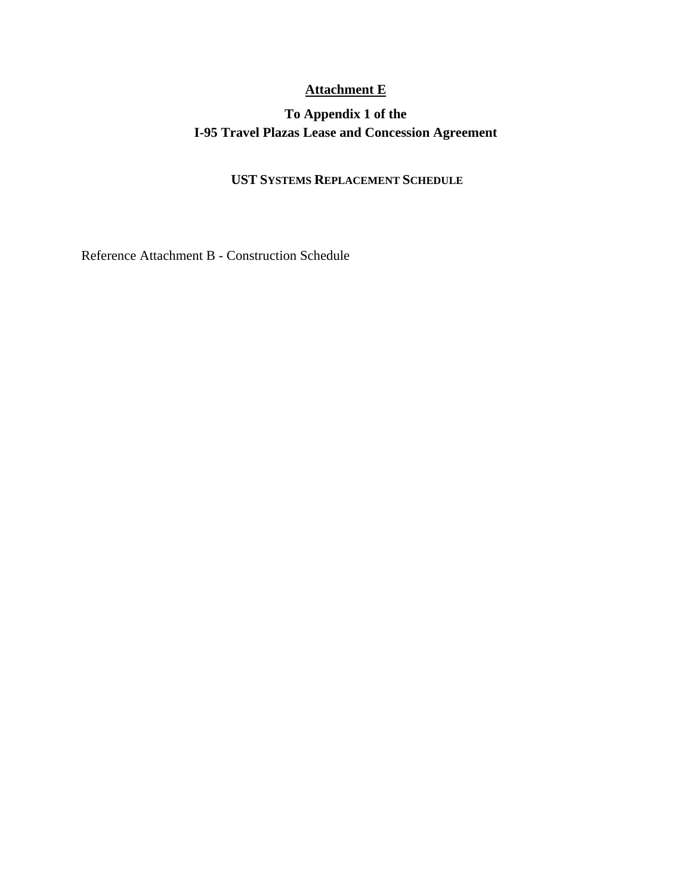# Attachment E

## To Appendix 1 of the I-95 Travel Plazas Lease and Concession Agreement

### UST SYSTEMS REPLACEMENT SCHEDULE

Reference Attachment B - Construction Schedule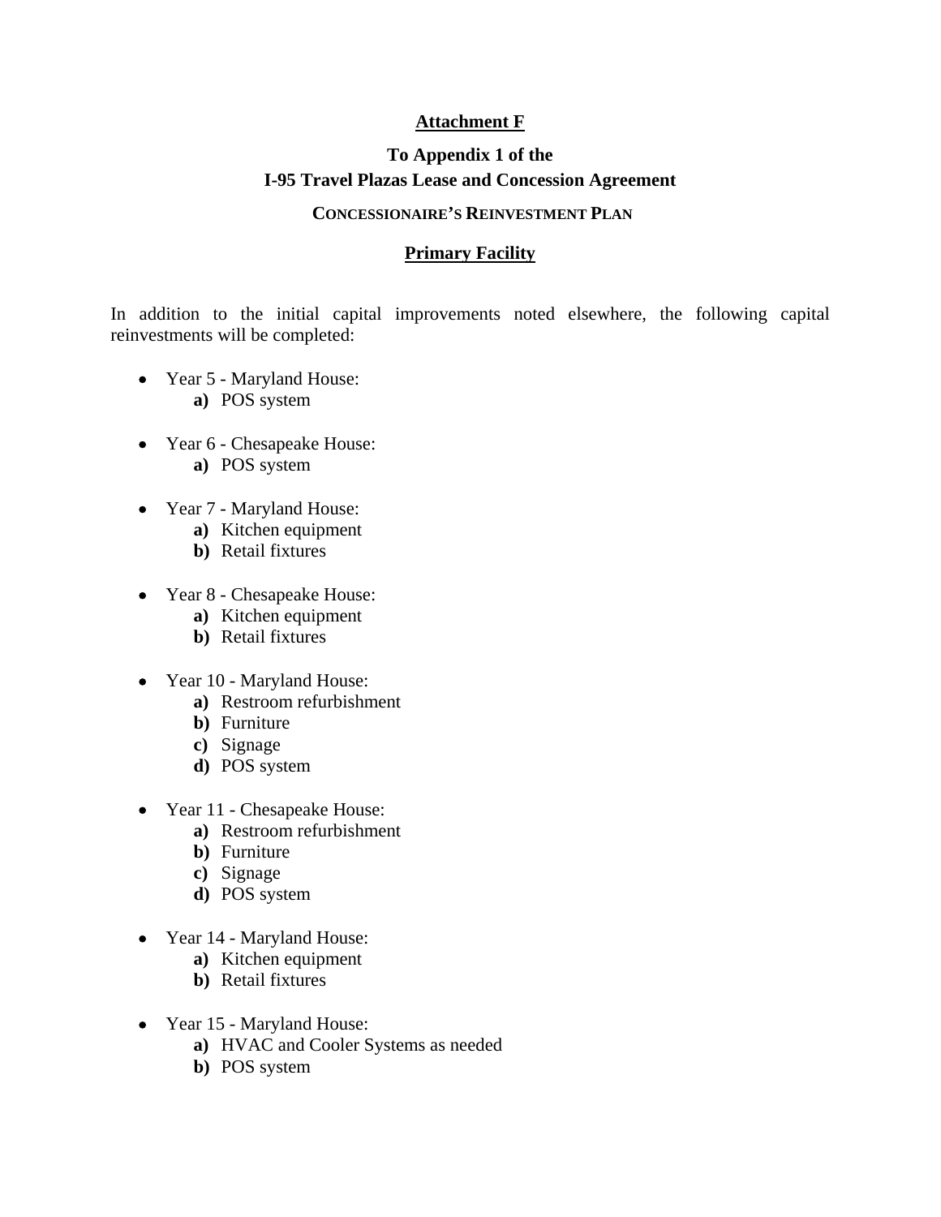**Attachment F**

**To Appendix 1 of the**
**I-95 Travel Plazas Lease and Concession Agreement**

**CONCESSIONAIRE'S REINVESTMENT PLAN**

**Primary Facility**

In addition to the initial capital improvements noted elsewhere, the following capital reinvestments will be completed:

- Year 5 - Maryland House:
  - **a)** POS system

- Year 6 - Chesapeake House:
  - **a)** POS system

- Year 7 - Maryland House:
  - **a)** Kitchen equipment
  - **b)** Retail fixtures

- Year 8 - Chesapeake House:
  - **a)** Kitchen equipment
  - **b)** Retail fixtures

- Year 10 - Maryland House:
  - **a)** Restroom refurbishment
  - **b)** Furniture
  - **c)** Signage
  - **d)** POS system

- Year 11 - Chesapeake House:
  - **a)** Restroom refurbishment
  - **b)** Furniture
  - **c)** Signage
  - **d)** POS system

- Year 14 - Maryland House:
  - **a)** Kitchen equipment
  - **b)** Retail fixtures

- Year 15 - Maryland House:
  - **a)** HVAC and Cooler Systems as needed
  - **b)** POS system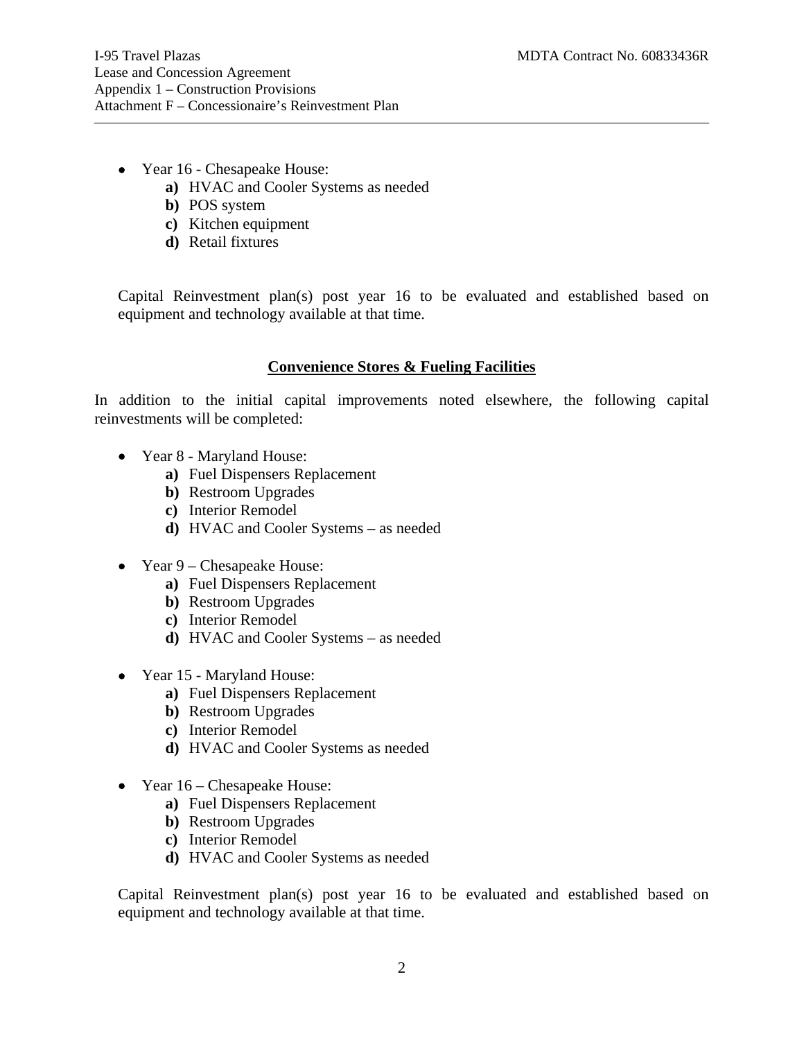- Year 16 - Chesapeake House:
    - **a)** HVAC and Cooler Systems as needed
    - **b)** POS system
    - **c)** Kitchen equipment
    - **d)** Retail fixtures

Capital Reinvestment plan(s) post year 16 to be evaluated and established based on equipment and technology available at that time.

**Convenience Stores & Fueling Facilities**

In addition to the initial capital improvements noted elsewhere, the following capital reinvestments will be completed:

- Year 8 - Maryland House:
    - **a)** Fuel Dispensers Replacement
    - **b)** Restroom Upgrades
    - **c)** Interior Remodel
    - **d)** HVAC and Cooler Systems – as needed

- Year 9 – Chesapeake House:
    - **a)** Fuel Dispensers Replacement
    - **b)** Restroom Upgrades
    - **c)** Interior Remodel
    - **d)** HVAC and Cooler Systems – as needed

- Year 15 - Maryland House:
    - **a)** Fuel Dispensers Replacement
    - **b)** Restroom Upgrades
    - **c)** Interior Remodel
    - **d)** HVAC and Cooler Systems as needed

- Year 16 – Chesapeake House:
    - **a)** Fuel Dispensers Replacement
    - **b)** Restroom Upgrades
    - **c)** Interior Remodel
    - **d)** HVAC and Cooler Systems as needed

Capital Reinvestment plan(s) post year 16 to be evaluated and established based on equipment and technology available at that time.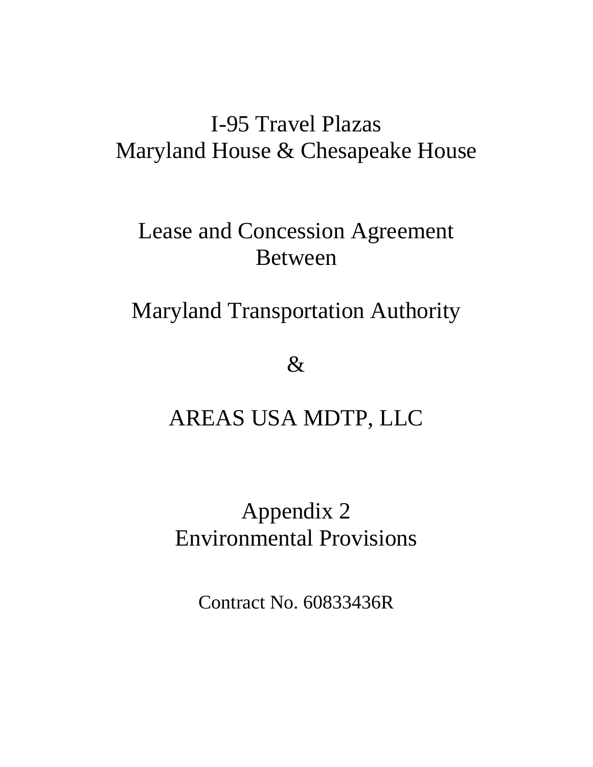# I-95 Travel Plazas
# Maryland House & Chesapeake House

## Lease and Concession Agreement
## Between

## Maryland Transportation Authority

## &

## AREAS USA MDTP, LLC

## Appendix 2
## Environmental Provisions

Contract No. 60833436R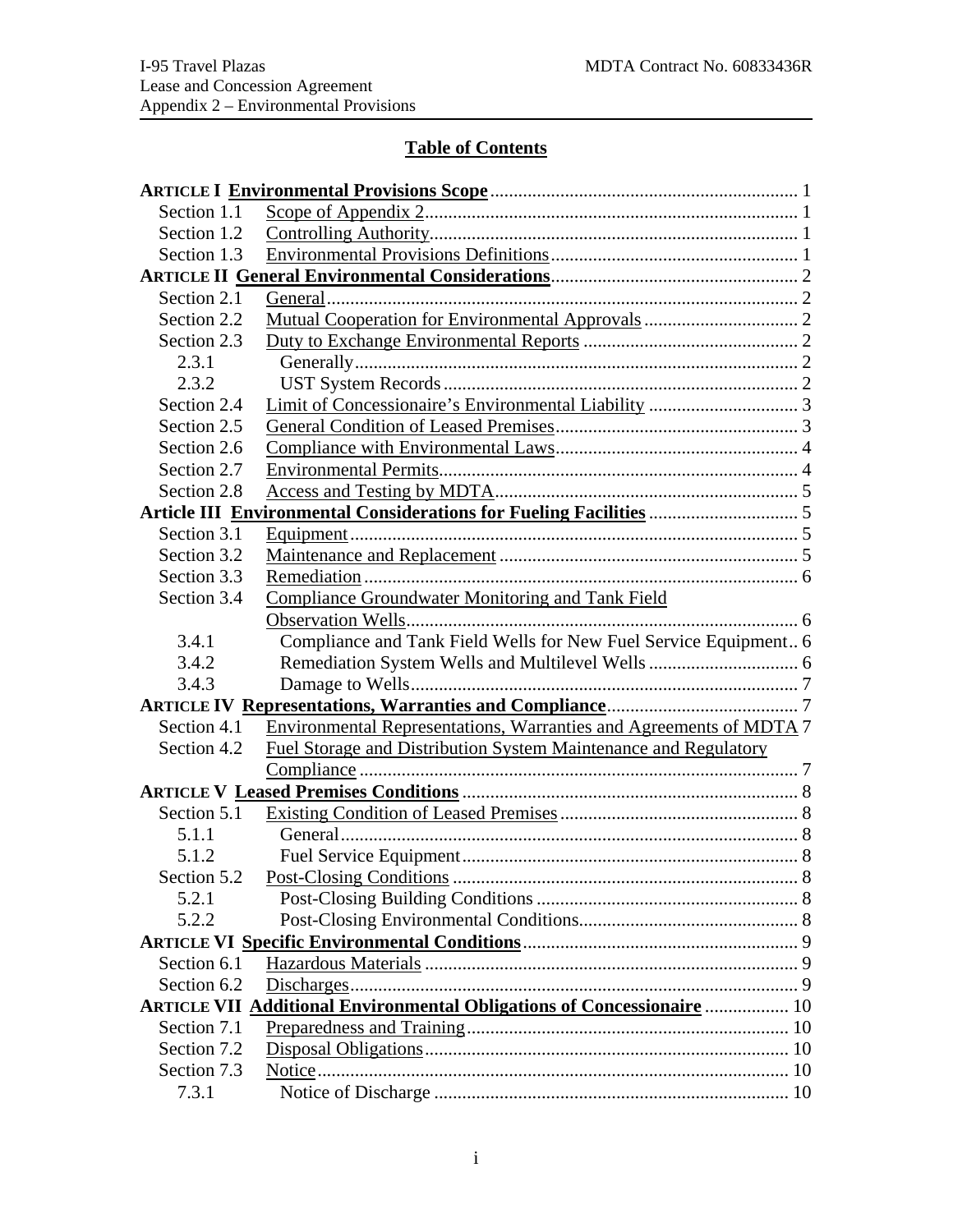## Table of Contents

| | | |
|---|---|---|
| **ARTICLE I** | **Environmental Provisions Scope** | 1 |
| Section 1.1 | Scope of Appendix 2 | 1 |
| Section 1.2 | Controlling Authority | 1 |
| Section 1.3 | Environmental Provisions Definitions | 1 |
| **ARTICLE II** | **General Environmental Considerations** | 2 |
| Section 2.1 | General | 2 |
| Section 2.2 | Mutual Cooperation for Environmental Approvals | 2 |
| Section 2.3 | Duty to Exchange Environmental Reports | 2 |
| 2.3.1 | Generally | 2 |
| 2.3.2 | UST System Records | 2 |
| Section 2.4 | Limit of Concessionaire's Environmental Liability | 3 |
| Section 2.5 | General Condition of Leased Premises | 3 |
| Section 2.6 | Compliance with Environmental Laws | 4 |
| Section 2.7 | Environmental Permits | 4 |
| Section 2.8 | Access and Testing by MDTA | 5 |
| **Article III** | **Environmental Considerations for Fueling Facilities** | 5 |
| Section 3.1 | Equipment | 5 |
| Section 3.2 | Maintenance and Replacement | 5 |
| Section 3.3 | Remediation | 6 |
| Section 3.4 | Compliance Groundwater Monitoring and Tank Field Observation Wells | 6 |
| 3.4.1 | Compliance and Tank Field Wells for New Fuel Service Equipment | 6 |
| 3.4.2 | Remediation System Wells and Multilevel Wells | 6 |
| 3.4.3 | Damage to Wells | 7 |
| **ARTICLE IV** | **Representations, Warranties and Compliance** | 7 |
| Section 4.1 | Environmental Representations, Warranties and Agreements of MDTA | 7 |
| Section 4.2 | Fuel Storage and Distribution System Maintenance and Regulatory Compliance | 7 |
| **ARTICLE V** | **Leased Premises Conditions** | 8 |
| Section 5.1 | Existing Condition of Leased Premises | 8 |
| 5.1.1 | General | 8 |
| 5.1.2 | Fuel Service Equipment | 8 |
| Section 5.2 | Post-Closing Conditions | 8 |
| 5.2.1 | Post-Closing Building Conditions | 8 |
| 5.2.2 | Post-Closing Environmental Conditions | 8 |
| **ARTICLE VI** | **Specific Environmental Conditions** | 9 |
| Section 6.1 | Hazardous Materials | 9 |
| Section 6.2 | Discharges | 9 |
| **ARTICLE VII** | **Additional Environmental Obligations of Concessionaire** | 10 |
| Section 7.1 | Preparedness and Training | 10 |
| Section 7.2 | Disposal Obligations | 10 |
| Section 7.3 | Notice | 10 |
| 7.3.1 | Notice of Discharge | 10 |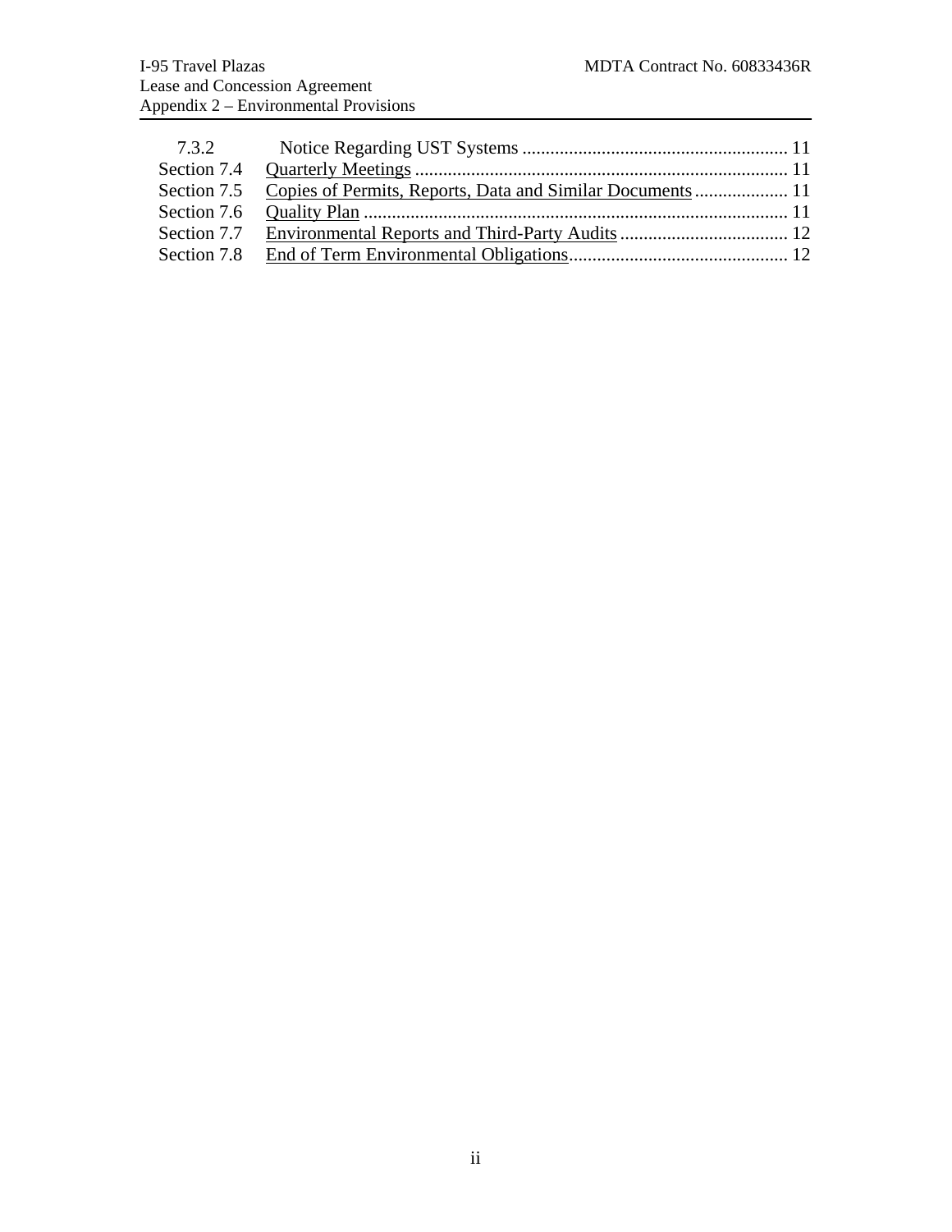| | | |
|---|---|---|
| 7.3.2 | Notice Regarding UST Systems | 11 |
| Section 7.4 | Quarterly Meetings | 11 |
| Section 7.5 | Copies of Permits, Reports, Data and Similar Documents | 11 |
| Section 7.6 | Quality Plan | 11 |
| Section 7.7 | Environmental Reports and Third-Party Audits | 12 |
| Section 7.8 | End of Term Environmental Obligations | 12 |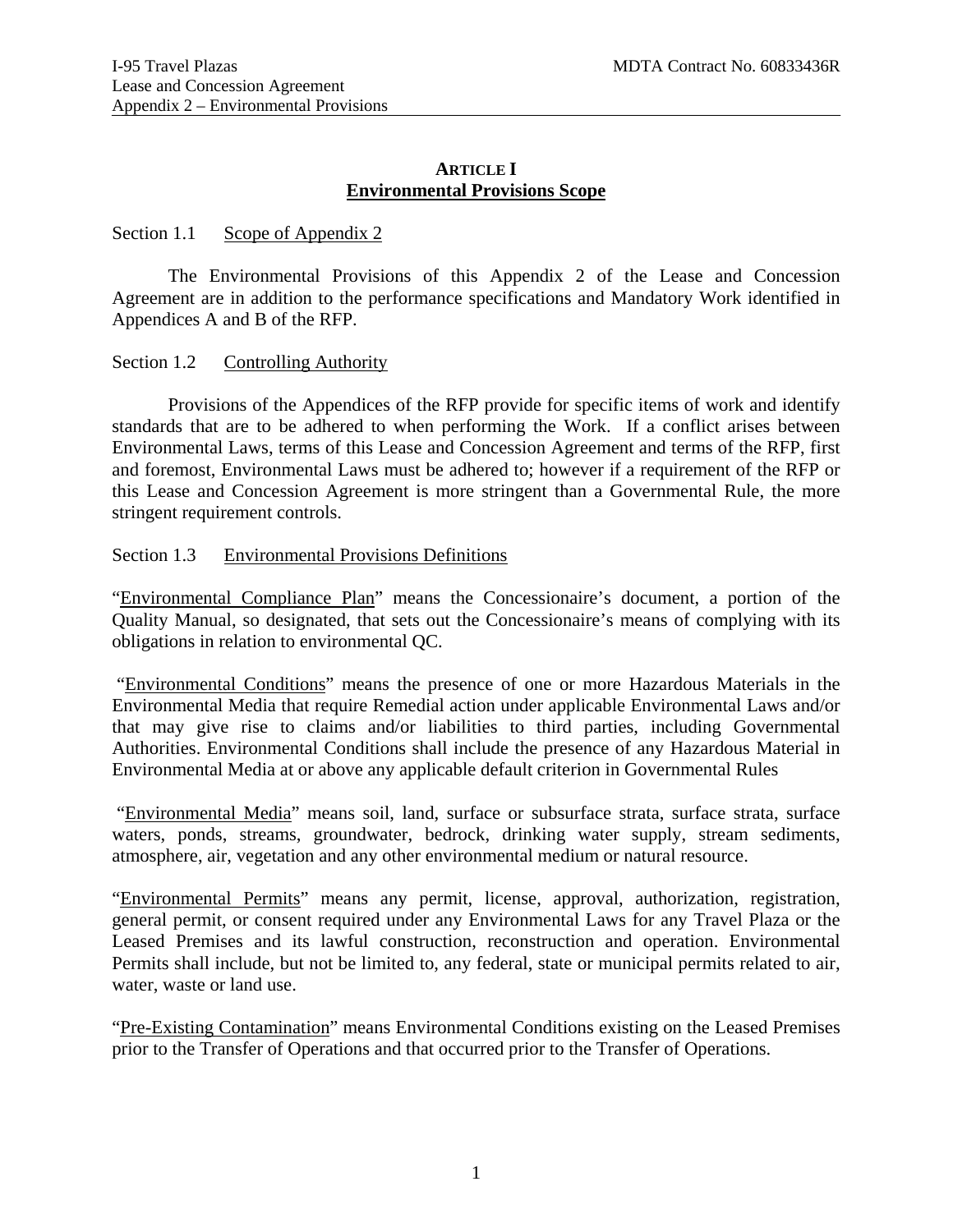## ARTICLE I
## Environmental Provisions Scope

Section 1.1 Scope of Appendix 2

The Environmental Provisions of this Appendix 2 of the Lease and Concession Agreement are in addition to the performance specifications and Mandatory Work identified in Appendices A and B of the RFP.

Section 1.2 Controlling Authority

Provisions of the Appendices of the RFP provide for specific items of work and identify standards that are to be adhered to when performing the Work. If a conflict arises between Environmental Laws, terms of this Lease and Concession Agreement and terms of the RFP, first and foremost, Environmental Laws must be adhered to; however if a requirement of the RFP or this Lease and Concession Agreement is more stringent than a Governmental Rule, the more stringent requirement controls.

Section 1.3 Environmental Provisions Definitions

"Environmental Compliance Plan" means the Concessionaire's document, a portion of the Quality Manual, so designated, that sets out the Concessionaire's means of complying with its obligations in relation to environmental QC.

"Environmental Conditions" means the presence of one or more Hazardous Materials in the Environmental Media that require Remedial action under applicable Environmental Laws and/or that may give rise to claims and/or liabilities to third parties, including Governmental Authorities. Environmental Conditions shall include the presence of any Hazardous Material in Environmental Media at or above any applicable default criterion in Governmental Rules

"Environmental Media" means soil, land, surface or subsurface strata, surface strata, surface waters, ponds, streams, groundwater, bedrock, drinking water supply, stream sediments, atmosphere, air, vegetation and any other environmental medium or natural resource.

"Environmental Permits" means any permit, license, approval, authorization, registration, general permit, or consent required under any Environmental Laws for any Travel Plaza or the Leased Premises and its lawful construction, reconstruction and operation. Environmental Permits shall include, but not be limited to, any federal, state or municipal permits related to air, water, waste or land use.

"Pre-Existing Contamination" means Environmental Conditions existing on the Leased Premises prior to the Transfer of Operations and that occurred prior to the Transfer of Operations.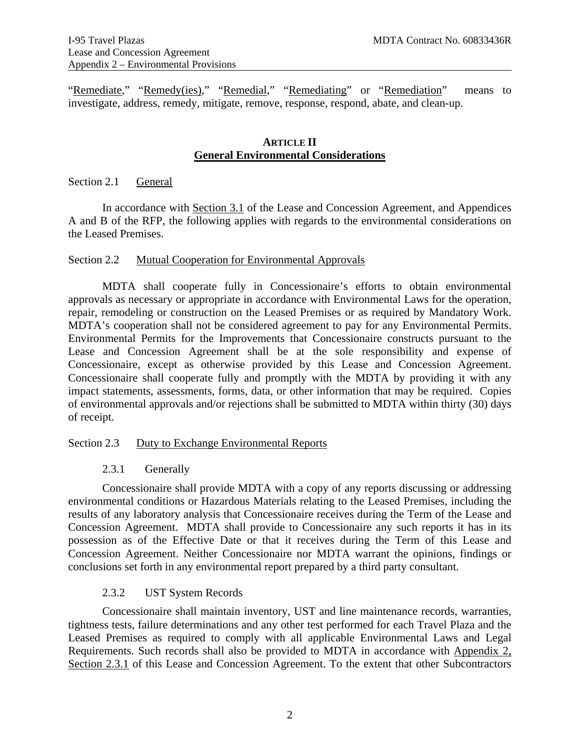"Remediate," "Remedy(ies)," "Remedial," "Remediating" or "Remediation" means to investigate, address, remedy, mitigate, remove, response, respond, abate, and clean-up.

## ARTICLE II
## General Environmental Considerations

Section 2.1 General

In accordance with Section 3.1 of the Lease and Concession Agreement, and Appendices A and B of the RFP, the following applies with regards to the environmental considerations on the Leased Premises.

Section 2.2 Mutual Cooperation for Environmental Approvals

MDTA shall cooperate fully in Concessionaire's efforts to obtain environmental approvals as necessary or appropriate in accordance with Environmental Laws for the operation, repair, remodeling or construction on the Leased Premises or as required by Mandatory Work. MDTA's cooperation shall not be considered agreement to pay for any Environmental Permits. Environmental Permits for the Improvements that Concessionaire constructs pursuant to the Lease and Concession Agreement shall be at the sole responsibility and expense of Concessionaire, except as otherwise provided by this Lease and Concession Agreement. Concessionaire shall cooperate fully and promptly with the MDTA by providing it with any impact statements, assessments, forms, data, or other information that may be required. Copies of environmental approvals and/or rejections shall be submitted to MDTA within thirty (30) days of receipt.

Section 2.3 Duty to Exchange Environmental Reports

2.3.1 Generally

Concessionaire shall provide MDTA with a copy of any reports discussing or addressing environmental conditions or Hazardous Materials relating to the Leased Premises, including the results of any laboratory analysis that Concessionaire receives during the Term of the Lease and Concession Agreement. MDTA shall provide to Concessionaire any such reports it has in its possession as of the Effective Date or that it receives during the Term of this Lease and Concession Agreement. Neither Concessionaire nor MDTA warrant the opinions, findings or conclusions set forth in any environmental report prepared by a third party consultant.

2.3.2 UST System Records

Concessionaire shall maintain inventory, UST and line maintenance records, warranties, tightness tests, failure determinations and any other test performed for each Travel Plaza and the Leased Premises as required to comply with all applicable Environmental Laws and Legal Requirements. Such records shall also be provided to MDTA in accordance with Appendix 2, Section 2.3.1 of this Lease and Concession Agreement. To the extent that other Subcontractors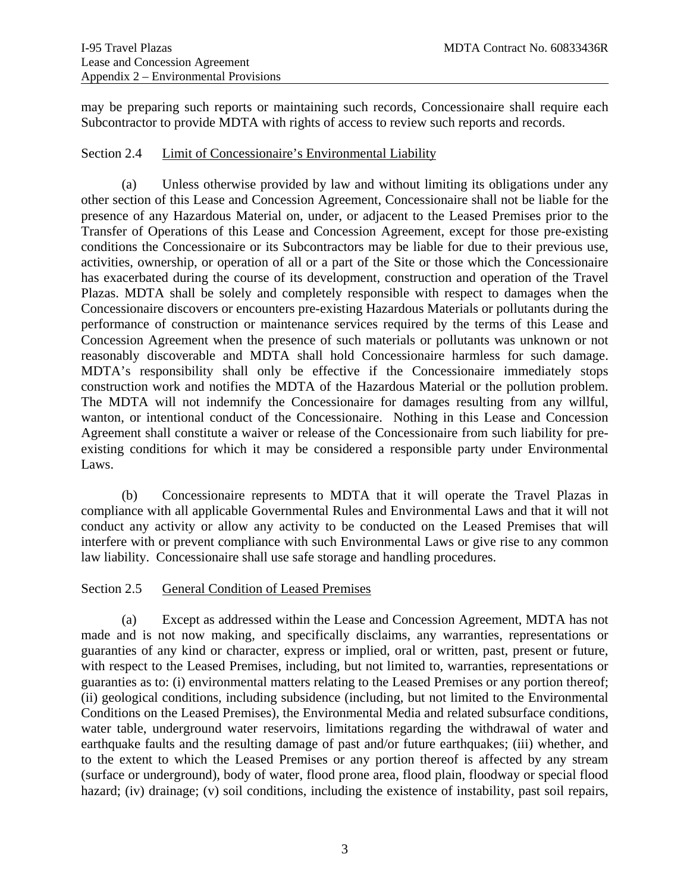may be preparing such reports or maintaining such records, Concessionaire shall require each Subcontractor to provide MDTA with rights of access to review such reports and records.

### Section 2.4 Limit of Concessionaire's Environmental Liability

(a) Unless otherwise provided by law and without limiting its obligations under any other section of this Lease and Concession Agreement, Concessionaire shall not be liable for the presence of any Hazardous Material on, under, or adjacent to the Leased Premises prior to the Transfer of Operations of this Lease and Concession Agreement, except for those pre-existing conditions the Concessionaire or its Subcontractors may be liable for due to their previous use, activities, ownership, or operation of all or a part of the Site or those which the Concessionaire has exacerbated during the course of its development, construction and operation of the Travel Plazas. MDTA shall be solely and completely responsible with respect to damages when the Concessionaire discovers or encounters pre-existing Hazardous Materials or pollutants during the performance of construction or maintenance services required by the terms of this Lease and Concession Agreement when the presence of such materials or pollutants was unknown or not reasonably discoverable and MDTA shall hold Concessionaire harmless for such damage. MDTA's responsibility shall only be effective if the Concessionaire immediately stops construction work and notifies the MDTA of the Hazardous Material or the pollution problem. The MDTA will not indemnify the Concessionaire for damages resulting from any willful, wanton, or intentional conduct of the Concessionaire. Nothing in this Lease and Concession Agreement shall constitute a waiver or release of the Concessionaire from such liability for pre-existing conditions for which it may be considered a responsible party under Environmental Laws.

(b) Concessionaire represents to MDTA that it will operate the Travel Plazas in compliance with all applicable Governmental Rules and Environmental Laws and that it will not conduct any activity or allow any activity to be conducted on the Leased Premises that will interfere with or prevent compliance with such Environmental Laws or give rise to any common law liability. Concessionaire shall use safe storage and handling procedures.

### Section 2.5 General Condition of Leased Premises

(a) Except as addressed within the Lease and Concession Agreement, MDTA has not made and is not now making, and specifically disclaims, any warranties, representations or guaranties of any kind or character, express or implied, oral or written, past, present or future, with respect to the Leased Premises, including, but not limited to, warranties, representations or guaranties as to: (i) environmental matters relating to the Leased Premises or any portion thereof; (ii) geological conditions, including subsidence (including, but not limited to the Environmental Conditions on the Leased Premises), the Environmental Media and related subsurface conditions, water table, underground water reservoirs, limitations regarding the withdrawal of water and earthquake faults and the resulting damage of past and/or future earthquakes; (iii) whether, and to the extent to which the Leased Premises or any portion thereof is affected by any stream (surface or underground), body of water, flood prone area, flood plain, floodway or special flood hazard; (iv) drainage; (v) soil conditions, including the existence of instability, past soil repairs,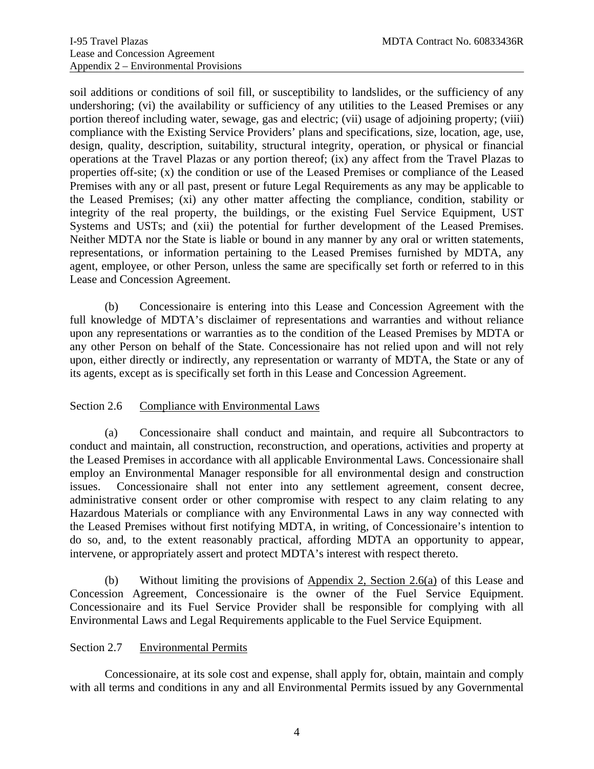soil additions or conditions of soil fill, or susceptibility to landslides, or the sufficiency of any undershoring; (vi) the availability or sufficiency of any utilities to the Leased Premises or any portion thereof including water, sewage, gas and electric; (vii) usage of adjoining property; (viii) compliance with the Existing Service Providers' plans and specifications, size, location, age, use, design, quality, description, suitability, structural integrity, operation, or physical or financial operations at the Travel Plazas or any portion thereof; (ix) any affect from the Travel Plazas to properties off-site; (x) the condition or use of the Leased Premises or compliance of the Leased Premises with any or all past, present or future Legal Requirements as any may be applicable to the Leased Premises; (xi) any other matter affecting the compliance, condition, stability or integrity of the real property, the buildings, or the existing Fuel Service Equipment, UST Systems and USTs; and (xii) the potential for further development of the Leased Premises. Neither MDTA nor the State is liable or bound in any manner by any oral or written statements, representations, or information pertaining to the Leased Premises furnished by MDTA, any agent, employee, or other Person, unless the same are specifically set forth or referred to in this Lease and Concession Agreement.

(b) Concessionaire is entering into this Lease and Concession Agreement with the full knowledge of MDTA's disclaimer of representations and warranties and without reliance upon any representations or warranties as to the condition of the Leased Premises by MDTA or any other Person on behalf of the State. Concessionaire has not relied upon and will not rely upon, either directly or indirectly, any representation or warranty of MDTA, the State or any of its agents, except as is specifically set forth in this Lease and Concession Agreement.

Section 2.6 Compliance with Environmental Laws

(a) Concessionaire shall conduct and maintain, and require all Subcontractors to conduct and maintain, all construction, reconstruction, and operations, activities and property at the Leased Premises in accordance with all applicable Environmental Laws. Concessionaire shall employ an Environmental Manager responsible for all environmental design and construction issues. Concessionaire shall not enter into any settlement agreement, consent decree, administrative consent order or other compromise with respect to any claim relating to any Hazardous Materials or compliance with any Environmental Laws in any way connected with the Leased Premises without first notifying MDTA, in writing, of Concessionaire's intention to do so, and, to the extent reasonably practical, affording MDTA an opportunity to appear, intervene, or appropriately assert and protect MDTA's interest with respect thereto.

(b) Without limiting the provisions of Appendix 2, Section 2.6(a) of this Lease and Concession Agreement, Concessionaire is the owner of the Fuel Service Equipment. Concessionaire and its Fuel Service Provider shall be responsible for complying with all Environmental Laws and Legal Requirements applicable to the Fuel Service Equipment.

Section 2.7 Environmental Permits

Concessionaire, at its sole cost and expense, shall apply for, obtain, maintain and comply with all terms and conditions in any and all Environmental Permits issued by any Governmental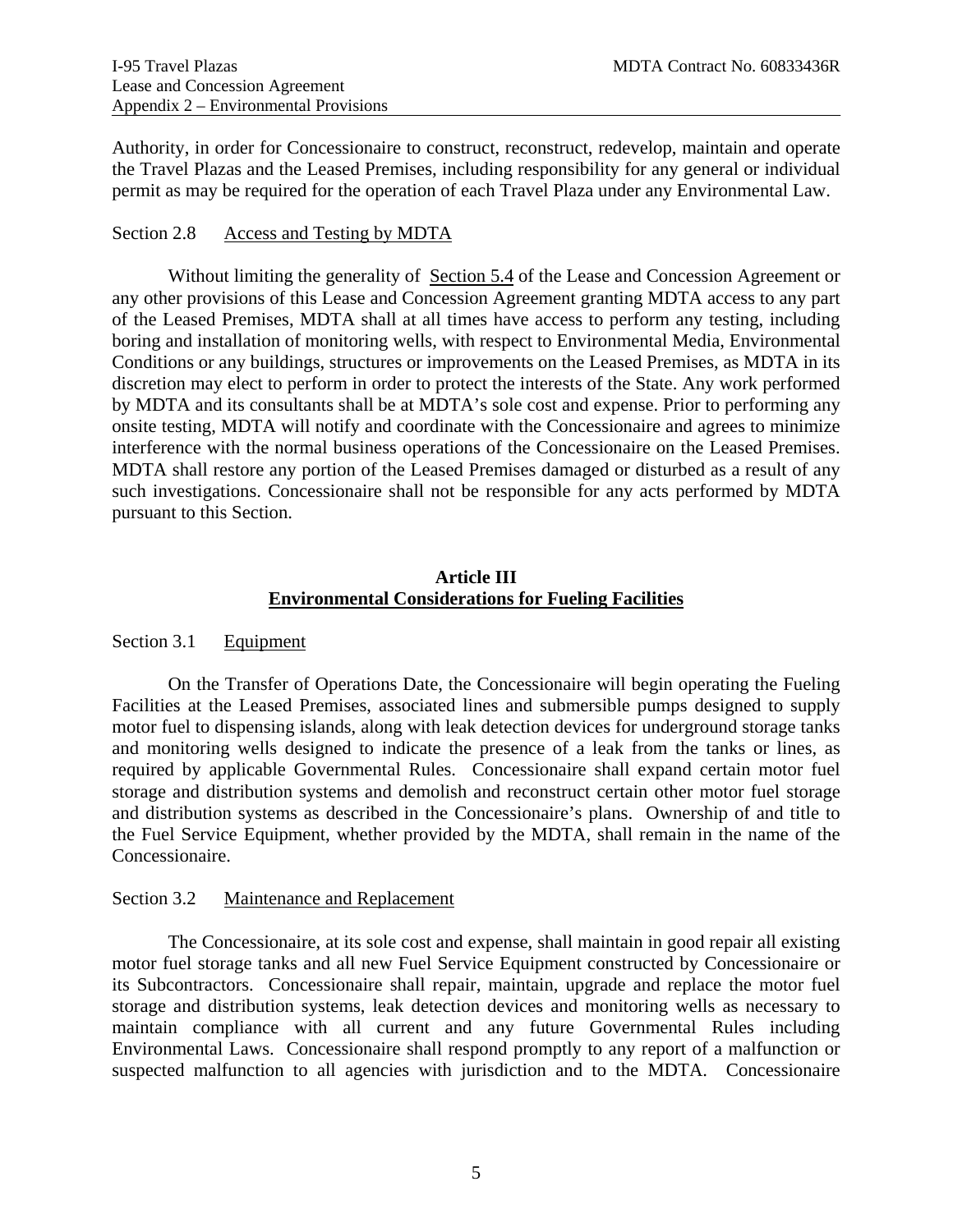Authority, in order for Concessionaire to construct, reconstruct, redevelop, maintain and operate the Travel Plazas and the Leased Premises, including responsibility for any general or individual permit as may be required for the operation of each Travel Plaza under any Environmental Law.

Section 2.8 Access and Testing by MDTA

Without limiting the generality of Section 5.4 of the Lease and Concession Agreement or any other provisions of this Lease and Concession Agreement granting MDTA access to any part of the Leased Premises, MDTA shall at all times have access to perform any testing, including boring and installation of monitoring wells, with respect to Environmental Media, Environmental Conditions or any buildings, structures or improvements on the Leased Premises, as MDTA in its discretion may elect to perform in order to protect the interests of the State. Any work performed by MDTA and its consultants shall be at MDTA's sole cost and expense. Prior to performing any onsite testing, MDTA will notify and coordinate with the Concessionaire and agrees to minimize interference with the normal business operations of the Concessionaire on the Leased Premises. MDTA shall restore any portion of the Leased Premises damaged or disturbed as a result of any such investigations. Concessionaire shall not be responsible for any acts performed by MDTA pursuant to this Section.

## Article III
## Environmental Considerations for Fueling Facilities

Section 3.1 Equipment

On the Transfer of Operations Date, the Concessionaire will begin operating the Fueling Facilities at the Leased Premises, associated lines and submersible pumps designed to supply motor fuel to dispensing islands, along with leak detection devices for underground storage tanks and monitoring wells designed to indicate the presence of a leak from the tanks or lines, as required by applicable Governmental Rules. Concessionaire shall expand certain motor fuel storage and distribution systems and demolish and reconstruct certain other motor fuel storage and distribution systems as described in the Concessionaire's plans. Ownership of and title to the Fuel Service Equipment, whether provided by the MDTA, shall remain in the name of the Concessionaire.

Section 3.2 Maintenance and Replacement

The Concessionaire, at its sole cost and expense, shall maintain in good repair all existing motor fuel storage tanks and all new Fuel Service Equipment constructed by Concessionaire or its Subcontractors. Concessionaire shall repair, maintain, upgrade and replace the motor fuel storage and distribution systems, leak detection devices and monitoring wells as necessary to maintain compliance with all current and any future Governmental Rules including Environmental Laws. Concessionaire shall respond promptly to any report of a malfunction or suspected malfunction to all agencies with jurisdiction and to the MDTA. Concessionaire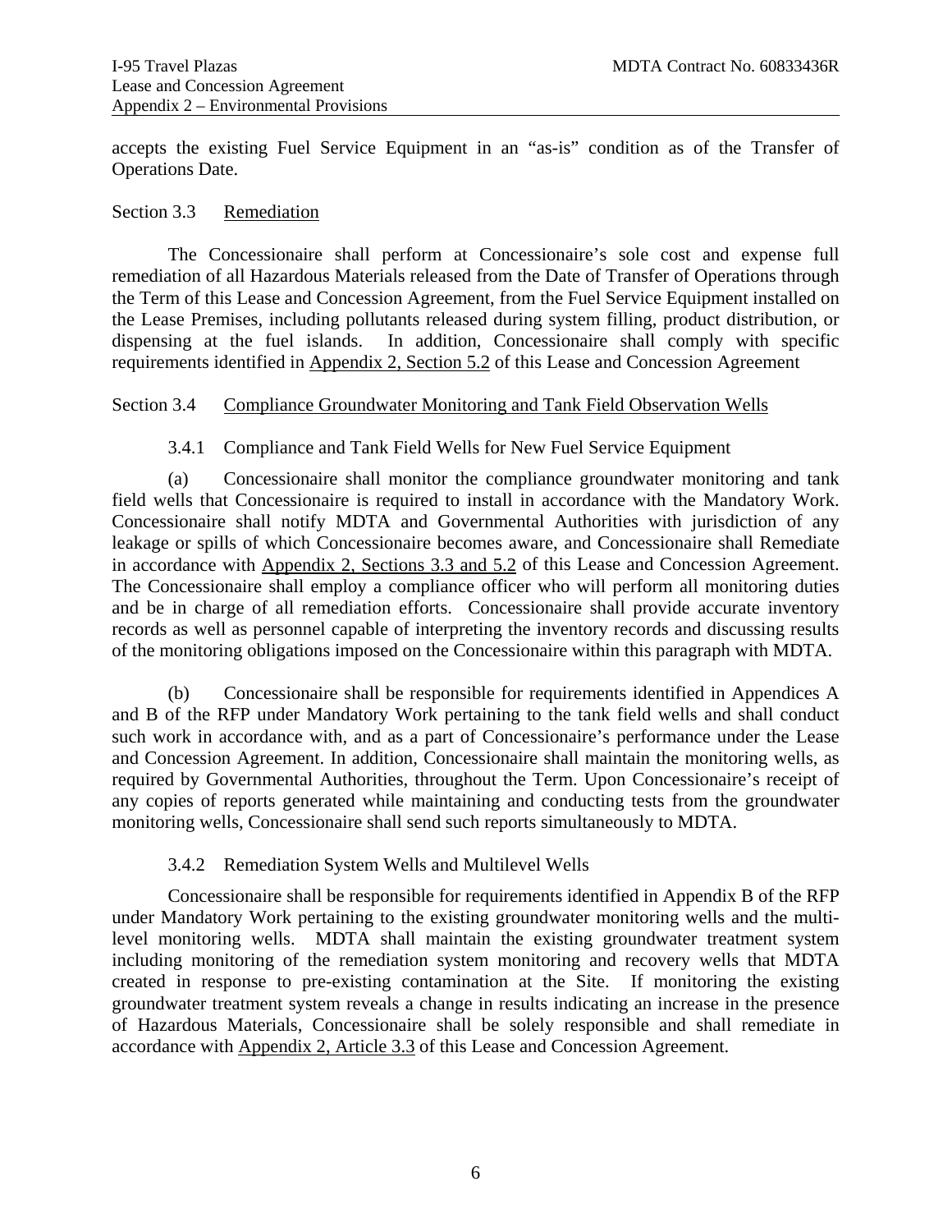accepts the existing Fuel Service Equipment in an "as-is" condition as of the Transfer of Operations Date.

Section 3.3 Remediation

The Concessionaire shall perform at Concessionaire's sole cost and expense full remediation of all Hazardous Materials released from the Date of Transfer of Operations through the Term of this Lease and Concession Agreement, from the Fuel Service Equipment installed on the Lease Premises, including pollutants released during system filling, product distribution, or dispensing at the fuel islands. In addition, Concessionaire shall comply with specific requirements identified in Appendix 2, Section 5.2 of this Lease and Concession Agreement

Section 3.4 Compliance Groundwater Monitoring and Tank Field Observation Wells

3.4.1 Compliance and Tank Field Wells for New Fuel Service Equipment

(a) Concessionaire shall monitor the compliance groundwater monitoring and tank field wells that Concessionaire is required to install in accordance with the Mandatory Work. Concessionaire shall notify MDTA and Governmental Authorities with jurisdiction of any leakage or spills of which Concessionaire becomes aware, and Concessionaire shall Remediate in accordance with Appendix 2, Sections 3.3 and 5.2 of this Lease and Concession Agreement. The Concessionaire shall employ a compliance officer who will perform all monitoring duties and be in charge of all remediation efforts. Concessionaire shall provide accurate inventory records as well as personnel capable of interpreting the inventory records and discussing results of the monitoring obligations imposed on the Concessionaire within this paragraph with MDTA.

(b) Concessionaire shall be responsible for requirements identified in Appendices A and B of the RFP under Mandatory Work pertaining to the tank field wells and shall conduct such work in accordance with, and as a part of Concessionaire's performance under the Lease and Concession Agreement. In addition, Concessionaire shall maintain the monitoring wells, as required by Governmental Authorities, throughout the Term. Upon Concessionaire's receipt of any copies of reports generated while maintaining and conducting tests from the groundwater monitoring wells, Concessionaire shall send such reports simultaneously to MDTA.

3.4.2 Remediation System Wells and Multilevel Wells

Concessionaire shall be responsible for requirements identified in Appendix B of the RFP under Mandatory Work pertaining to the existing groundwater monitoring wells and the multi-level monitoring wells. MDTA shall maintain the existing groundwater treatment system including monitoring of the remediation system monitoring and recovery wells that MDTA created in response to pre-existing contamination at the Site. If monitoring the existing groundwater treatment system reveals a change in results indicating an increase in the presence of Hazardous Materials, Concessionaire shall be solely responsible and shall remediate in accordance with Appendix 2, Article 3.3 of this Lease and Concession Agreement.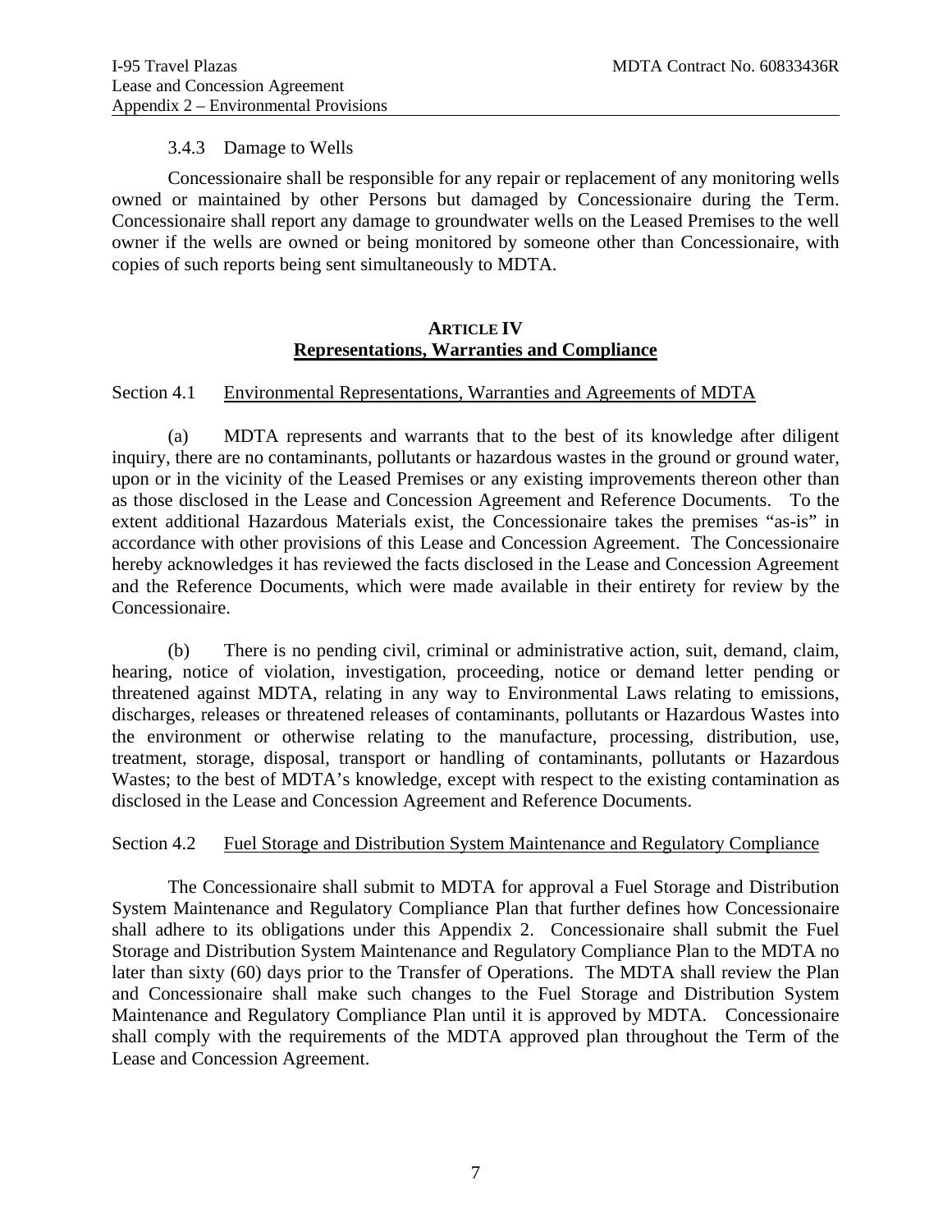#### 3.4.3 Damage to Wells

Concessionaire shall be responsible for any repair or replacement of any monitoring wells owned or maintained by other Persons but damaged by Concessionaire during the Term. Concessionaire shall report any damage to groundwater wells on the Leased Premises to the well owner if the wells are owned or being monitored by someone other than Concessionaire, with copies of such reports being sent simultaneously to MDTA.

## ARTICLE IV
## Representations, Warranties and Compliance

### Section 4.1 Environmental Representations, Warranties and Agreements of MDTA

(a) MDTA represents and warrants that to the best of its knowledge after diligent inquiry, there are no contaminants, pollutants or hazardous wastes in the ground or ground water, upon or in the vicinity of the Leased Premises or any existing improvements thereon other than as those disclosed in the Lease and Concession Agreement and Reference Documents. To the extent additional Hazardous Materials exist, the Concessionaire takes the premises "as-is" in accordance with other provisions of this Lease and Concession Agreement. The Concessionaire hereby acknowledges it has reviewed the facts disclosed in the Lease and Concession Agreement and the Reference Documents, which were made available in their entirety for review by the Concessionaire.

(b) There is no pending civil, criminal or administrative action, suit, demand, claim, hearing, notice of violation, investigation, proceeding, notice or demand letter pending or threatened against MDTA, relating in any way to Environmental Laws relating to emissions, discharges, releases or threatened releases of contaminants, pollutants or Hazardous Wastes into the environment or otherwise relating to the manufacture, processing, distribution, use, treatment, storage, disposal, transport or handling of contaminants, pollutants or Hazardous Wastes; to the best of MDTA's knowledge, except with respect to the existing contamination as disclosed in the Lease and Concession Agreement and Reference Documents.

### Section 4.2 Fuel Storage and Distribution System Maintenance and Regulatory Compliance

The Concessionaire shall submit to MDTA for approval a Fuel Storage and Distribution System Maintenance and Regulatory Compliance Plan that further defines how Concessionaire shall adhere to its obligations under this Appendix 2. Concessionaire shall submit the Fuel Storage and Distribution System Maintenance and Regulatory Compliance Plan to the MDTA no later than sixty (60) days prior to the Transfer of Operations. The MDTA shall review the Plan and Concessionaire shall make such changes to the Fuel Storage and Distribution System Maintenance and Regulatory Compliance Plan until it is approved by MDTA. Concessionaire shall comply with the requirements of the MDTA approved plan throughout the Term of the Lease and Concession Agreement.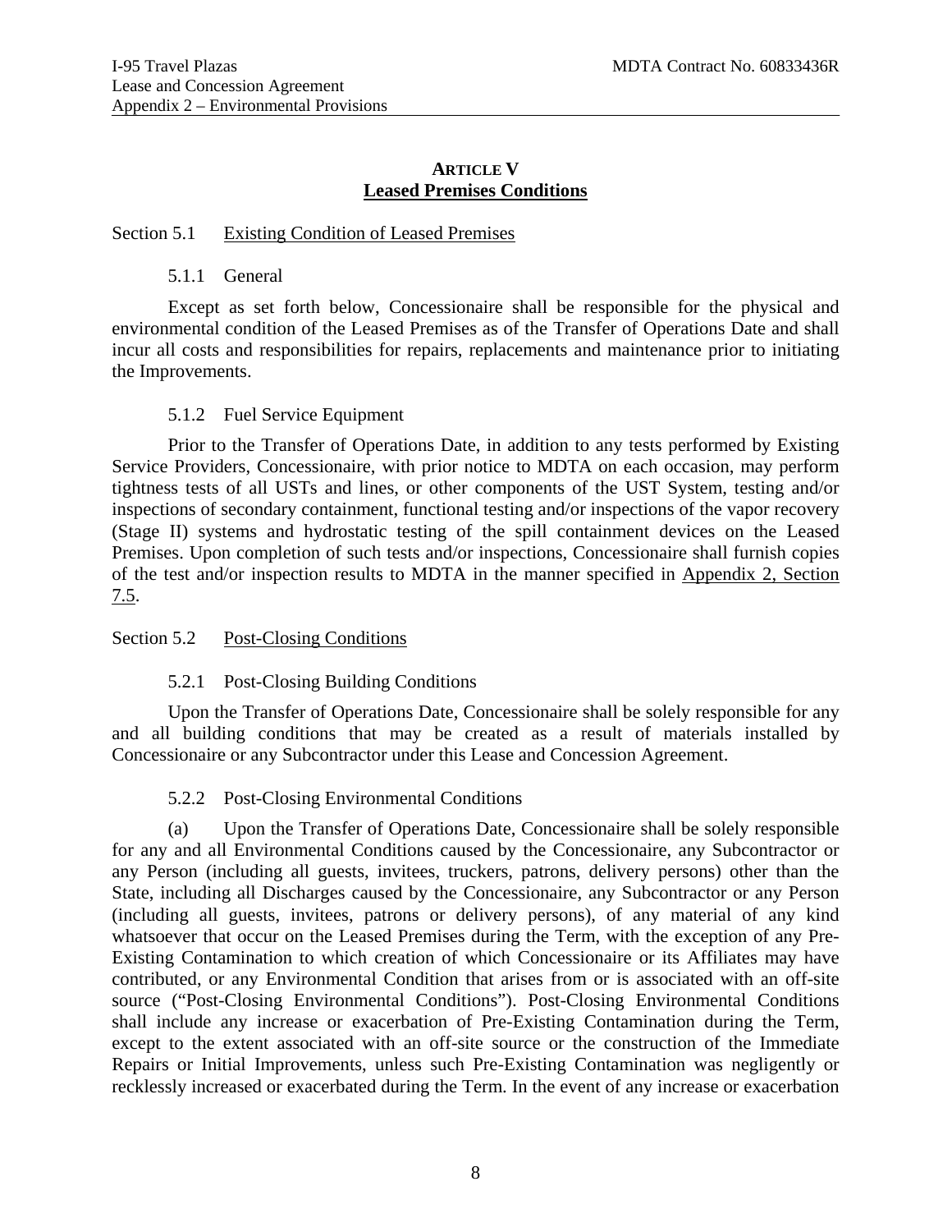## ARTICLE V
## Leased Premises Conditions

Section 5.1 Existing Condition of Leased Premises

5.1.1 General

Except as set forth below, Concessionaire shall be responsible for the physical and environmental condition of the Leased Premises as of the Transfer of Operations Date and shall incur all costs and responsibilities for repairs, replacements and maintenance prior to initiating the Improvements.

5.1.2 Fuel Service Equipment

Prior to the Transfer of Operations Date, in addition to any tests performed by Existing Service Providers, Concessionaire, with prior notice to MDTA on each occasion, may perform tightness tests of all USTs and lines, or other components of the UST System, testing and/or inspections of secondary containment, functional testing and/or inspections of the vapor recovery (Stage II) systems and hydrostatic testing of the spill containment devices on the Leased Premises. Upon completion of such tests and/or inspections, Concessionaire shall furnish copies of the test and/or inspection results to MDTA in the manner specified in Appendix 2, Section 7.5.

Section 5.2 Post-Closing Conditions

5.2.1 Post-Closing Building Conditions

Upon the Transfer of Operations Date, Concessionaire shall be solely responsible for any and all building conditions that may be created as a result of materials installed by Concessionaire or any Subcontractor under this Lease and Concession Agreement.

5.2.2 Post-Closing Environmental Conditions

(a) Upon the Transfer of Operations Date, Concessionaire shall be solely responsible for any and all Environmental Conditions caused by the Concessionaire, any Subcontractor or any Person (including all guests, invitees, truckers, patrons, delivery persons) other than the State, including all Discharges caused by the Concessionaire, any Subcontractor or any Person (including all guests, invitees, patrons or delivery persons), of any material of any kind whatsoever that occur on the Leased Premises during the Term, with the exception of any Pre-Existing Contamination to which creation of which Concessionaire or its Affiliates may have contributed, or any Environmental Condition that arises from or is associated with an off-site source ("Post-Closing Environmental Conditions"). Post-Closing Environmental Conditions shall include any increase or exacerbation of Pre-Existing Contamination during the Term, except to the extent associated with an off-site source or the construction of the Immediate Repairs or Initial Improvements, unless such Pre-Existing Contamination was negligently or recklessly increased or exacerbated during the Term. In the event of any increase or exacerbation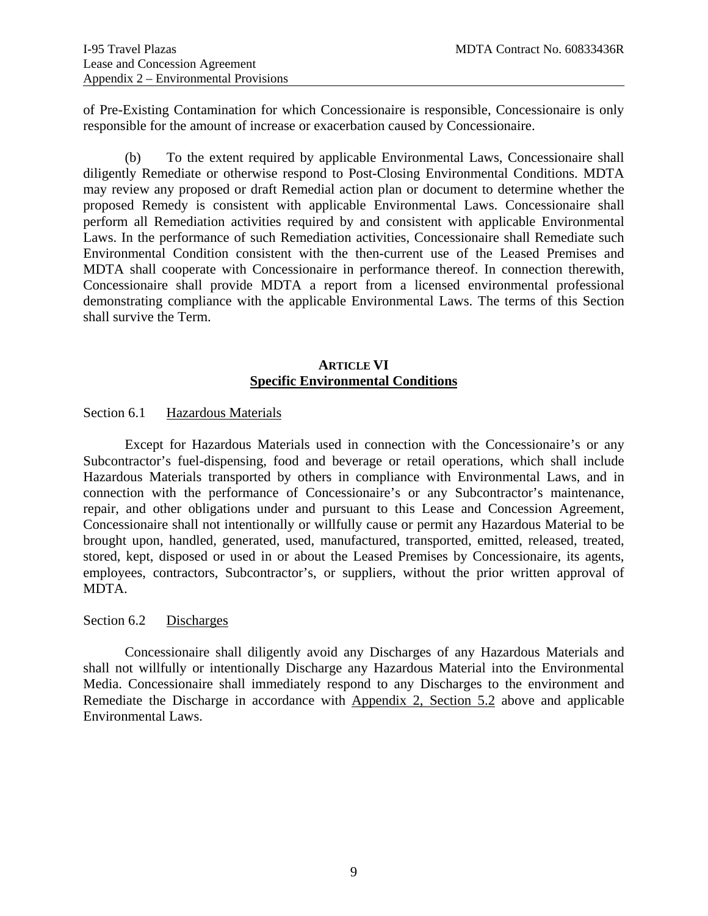of Pre-Existing Contamination for which Concessionaire is responsible, Concessionaire is only responsible for the amount of increase or exacerbation caused by Concessionaire.

(b) To the extent required by applicable Environmental Laws, Concessionaire shall diligently Remediate or otherwise respond to Post-Closing Environmental Conditions. MDTA may review any proposed or draft Remedial action plan or document to determine whether the proposed Remedy is consistent with applicable Environmental Laws. Concessionaire shall perform all Remediation activities required by and consistent with applicable Environmental Laws. In the performance of such Remediation activities, Concessionaire shall Remediate such Environmental Condition consistent with the then-current use of the Leased Premises and MDTA shall cooperate with Concessionaire in performance thereof. In connection therewith, Concessionaire shall provide MDTA a report from a licensed environmental professional demonstrating compliance with the applicable Environmental Laws. The terms of this Section shall survive the Term.

## ARTICLE VI
## Specific Environmental Conditions

Section 6.1 Hazardous Materials

Except for Hazardous Materials used in connection with the Concessionaire's or any Subcontractor's fuel-dispensing, food and beverage or retail operations, which shall include Hazardous Materials transported by others in compliance with Environmental Laws, and in connection with the performance of Concessionaire's or any Subcontractor's maintenance, repair, and other obligations under and pursuant to this Lease and Concession Agreement, Concessionaire shall not intentionally or willfully cause or permit any Hazardous Material to be brought upon, handled, generated, used, manufactured, transported, emitted, released, treated, stored, kept, disposed or used in or about the Leased Premises by Concessionaire, its agents, employees, contractors, Subcontractor's, or suppliers, without the prior written approval of MDTA.

Section 6.2 Discharges

Concessionaire shall diligently avoid any Discharges of any Hazardous Materials and shall not willfully or intentionally Discharge any Hazardous Material into the Environmental Media. Concessionaire shall immediately respond to any Discharges to the environment and Remediate the Discharge in accordance with Appendix 2, Section 5.2 above and applicable Environmental Laws.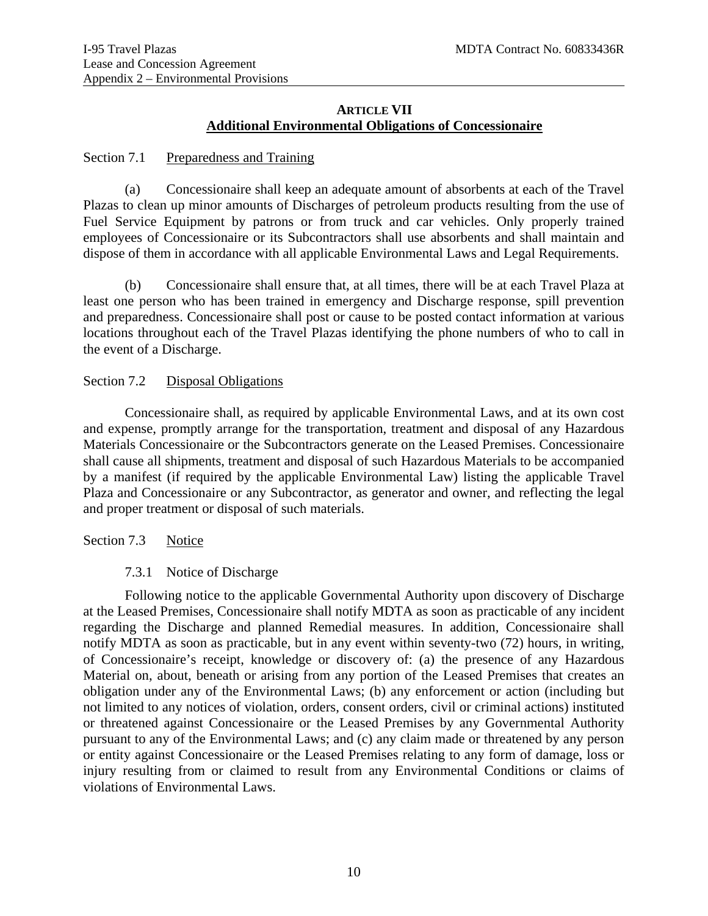## ARTICLE VII
## Additional Environmental Obligations of Concessionaire

Section 7.1 Preparedness and Training

(a) Concessionaire shall keep an adequate amount of absorbents at each of the Travel Plazas to clean up minor amounts of Discharges of petroleum products resulting from the use of Fuel Service Equipment by patrons or from truck and car vehicles. Only properly trained employees of Concessionaire or its Subcontractors shall use absorbents and shall maintain and dispose of them in accordance with all applicable Environmental Laws and Legal Requirements.

(b) Concessionaire shall ensure that, at all times, there will be at each Travel Plaza at least one person who has been trained in emergency and Discharge response, spill prevention and preparedness. Concessionaire shall post or cause to be posted contact information at various locations throughout each of the Travel Plazas identifying the phone numbers of who to call in the event of a Discharge.

Section 7.2 Disposal Obligations

Concessionaire shall, as required by applicable Environmental Laws, and at its own cost and expense, promptly arrange for the transportation, treatment and disposal of any Hazardous Materials Concessionaire or the Subcontractors generate on the Leased Premises. Concessionaire shall cause all shipments, treatment and disposal of such Hazardous Materials to be accompanied by a manifest (if required by the applicable Environmental Law) listing the applicable Travel Plaza and Concessionaire or any Subcontractor, as generator and owner, and reflecting the legal and proper treatment or disposal of such materials.

Section 7.3 Notice

7.3.1 Notice of Discharge

Following notice to the applicable Governmental Authority upon discovery of Discharge at the Leased Premises, Concessionaire shall notify MDTA as soon as practicable of any incident regarding the Discharge and planned Remedial measures. In addition, Concessionaire shall notify MDTA as soon as practicable, but in any event within seventy-two (72) hours, in writing, of Concessionaire's receipt, knowledge or discovery of: (a) the presence of any Hazardous Material on, about, beneath or arising from any portion of the Leased Premises that creates an obligation under any of the Environmental Laws; (b) any enforcement or action (including but not limited to any notices of violation, orders, consent orders, civil or criminal actions) instituted or threatened against Concessionaire or the Leased Premises by any Governmental Authority pursuant to any of the Environmental Laws; and (c) any claim made or threatened by any person or entity against Concessionaire or the Leased Premises relating to any form of damage, loss or injury resulting from or claimed to result from any Environmental Conditions or claims of violations of Environmental Laws.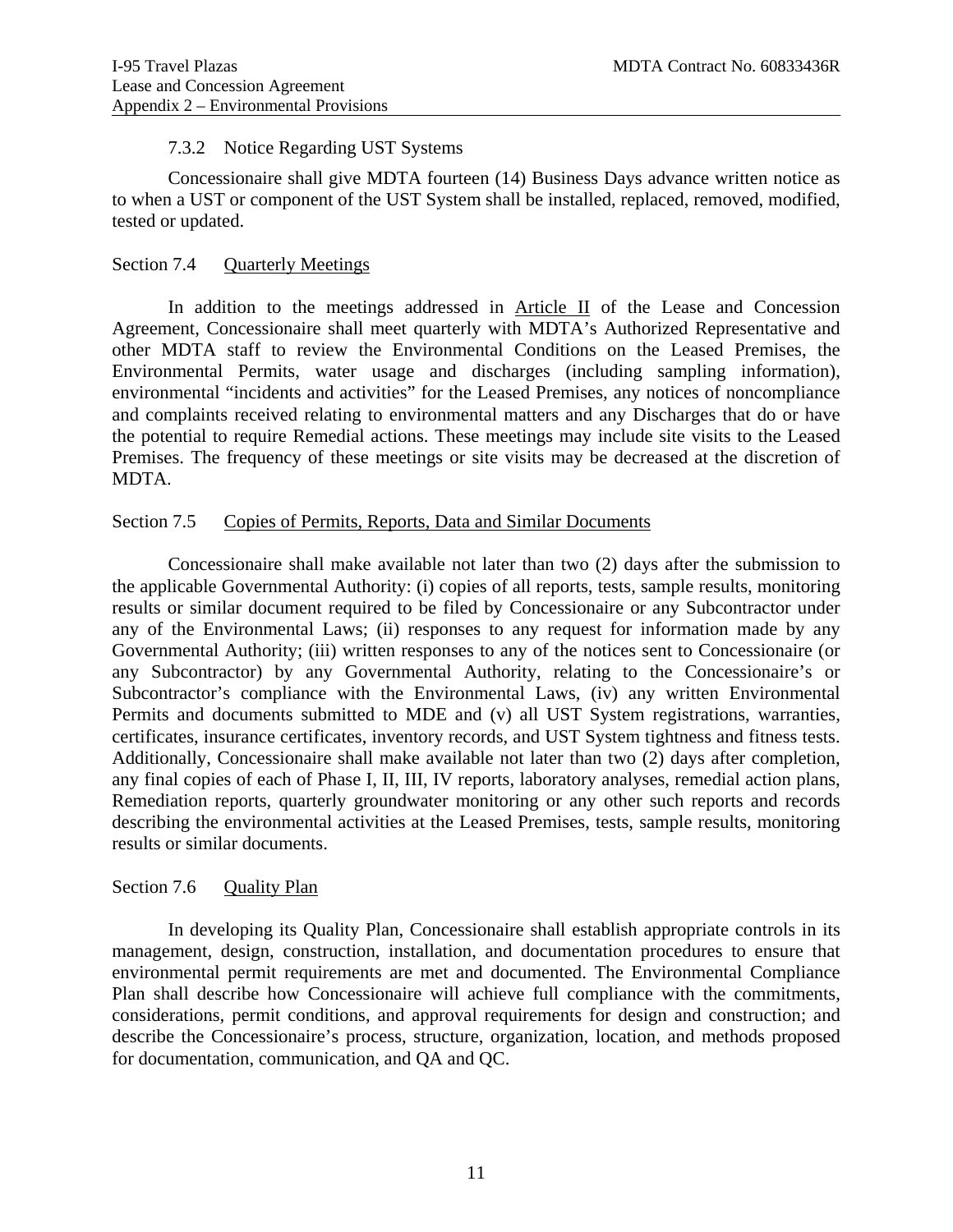#### 7.3.2 Notice Regarding UST Systems

Concessionaire shall give MDTA fourteen (14) Business Days advance written notice as to when a UST or component of the UST System shall be installed, replaced, removed, modified, tested or updated.

### Section 7.4 Quarterly Meetings

In addition to the meetings addressed in Article II of the Lease and Concession Agreement, Concessionaire shall meet quarterly with MDTA's Authorized Representative and other MDTA staff to review the Environmental Conditions on the Leased Premises, the Environmental Permits, water usage and discharges (including sampling information), environmental "incidents and activities" for the Leased Premises, any notices of noncompliance and complaints received relating to environmental matters and any Discharges that do or have the potential to require Remedial actions. These meetings may include site visits to the Leased Premises. The frequency of these meetings or site visits may be decreased at the discretion of MDTA.

### Section 7.5 Copies of Permits, Reports, Data and Similar Documents

Concessionaire shall make available not later than two (2) days after the submission to the applicable Governmental Authority: (i) copies of all reports, tests, sample results, monitoring results or similar document required to be filed by Concessionaire or any Subcontractor under any of the Environmental Laws; (ii) responses to any request for information made by any Governmental Authority; (iii) written responses to any of the notices sent to Concessionaire (or any Subcontractor) by any Governmental Authority, relating to the Concessionaire's or Subcontractor's compliance with the Environmental Laws, (iv) any written Environmental Permits and documents submitted to MDE and (v) all UST System registrations, warranties, certificates, insurance certificates, inventory records, and UST System tightness and fitness tests. Additionally, Concessionaire shall make available not later than two (2) days after completion, any final copies of each of Phase I, II, III, IV reports, laboratory analyses, remedial action plans, Remediation reports, quarterly groundwater monitoring or any other such reports and records describing the environmental activities at the Leased Premises, tests, sample results, monitoring results or similar documents.

### Section 7.6 Quality Plan

In developing its Quality Plan, Concessionaire shall establish appropriate controls in its management, design, construction, installation, and documentation procedures to ensure that environmental permit requirements are met and documented. The Environmental Compliance Plan shall describe how Concessionaire will achieve full compliance with the commitments, considerations, permit conditions, and approval requirements for design and construction; and describe the Concessionaire's process, structure, organization, location, and methods proposed for documentation, communication, and QA and QC.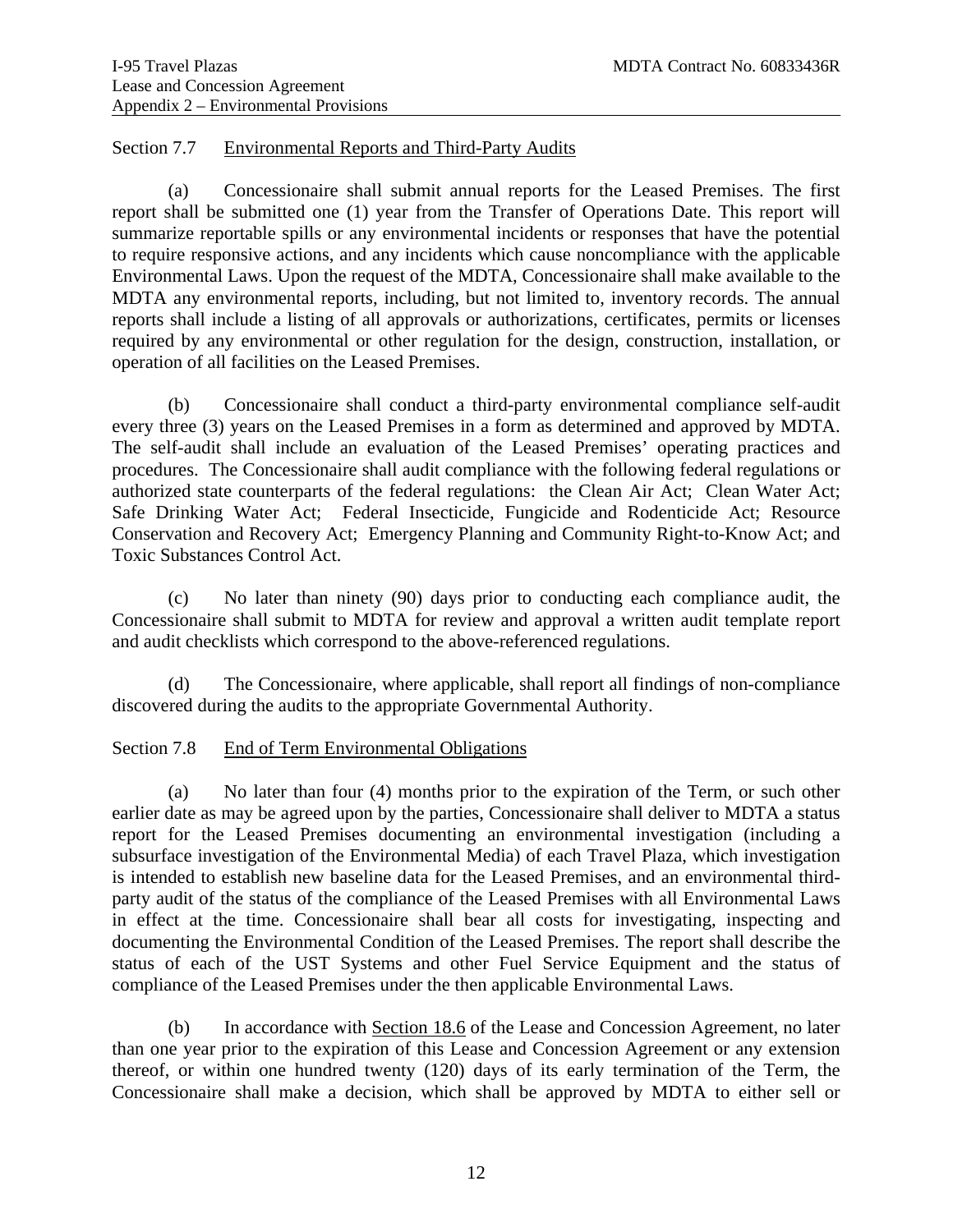Section 7.7 Environmental Reports and Third-Party Audits

(a) Concessionaire shall submit annual reports for the Leased Premises. The first report shall be submitted one (1) year from the Transfer of Operations Date. This report will summarize reportable spills or any environmental incidents or responses that have the potential to require responsive actions, and any incidents which cause noncompliance with the applicable Environmental Laws. Upon the request of the MDTA, Concessionaire shall make available to the MDTA any environmental reports, including, but not limited to, inventory records. The annual reports shall include a listing of all approvals or authorizations, certificates, permits or licenses required by any environmental or other regulation for the design, construction, installation, or operation of all facilities on the Leased Premises.

(b) Concessionaire shall conduct a third-party environmental compliance self-audit every three (3) years on the Leased Premises in a form as determined and approved by MDTA. The self-audit shall include an evaluation of the Leased Premises' operating practices and procedures. The Concessionaire shall audit compliance with the following federal regulations or authorized state counterparts of the federal regulations: the Clean Air Act; Clean Water Act; Safe Drinking Water Act; Federal Insecticide, Fungicide and Rodenticide Act; Resource Conservation and Recovery Act; Emergency Planning and Community Right-to-Know Act; and Toxic Substances Control Act.

(c) No later than ninety (90) days prior to conducting each compliance audit, the Concessionaire shall submit to MDTA for review and approval a written audit template report and audit checklists which correspond to the above-referenced regulations.

(d) The Concessionaire, where applicable, shall report all findings of non-compliance discovered during the audits to the appropriate Governmental Authority.

Section 7.8 End of Term Environmental Obligations

(a) No later than four (4) months prior to the expiration of the Term, or such other earlier date as may be agreed upon by the parties, Concessionaire shall deliver to MDTA a status report for the Leased Premises documenting an environmental investigation (including a subsurface investigation of the Environmental Media) of each Travel Plaza, which investigation is intended to establish new baseline data for the Leased Premises, and an environmental third-party audit of the status of the compliance of the Leased Premises with all Environmental Laws in effect at the time. Concessionaire shall bear all costs for investigating, inspecting and documenting the Environmental Condition of the Leased Premises. The report shall describe the status of each of the UST Systems and other Fuel Service Equipment and the status of compliance of the Leased Premises under the then applicable Environmental Laws.

(b) In accordance with Section 18.6 of the Lease and Concession Agreement, no later than one year prior to the expiration of this Lease and Concession Agreement or any extension thereof, or within one hundred twenty (120) days of its early termination of the Term, the Concessionaire shall make a decision, which shall be approved by MDTA to either sell or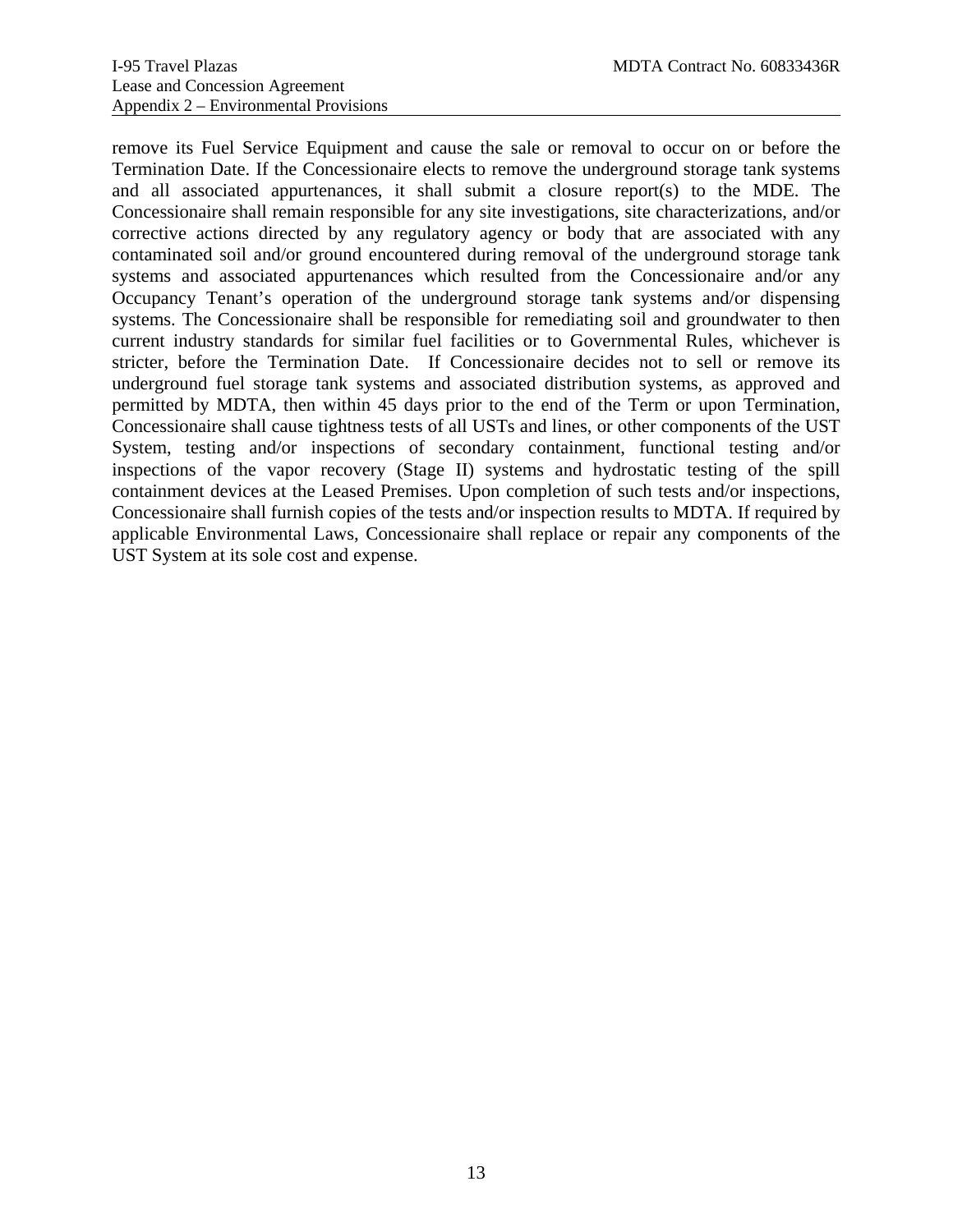remove its Fuel Service Equipment and cause the sale or removal to occur on or before the Termination Date. If the Concessionaire elects to remove the underground storage tank systems and all associated appurtenances, it shall submit a closure report(s) to the MDE. The Concessionaire shall remain responsible for any site investigations, site characterizations, and/or corrective actions directed by any regulatory agency or body that are associated with any contaminated soil and/or ground encountered during removal of the underground storage tank systems and associated appurtenances which resulted from the Concessionaire and/or any Occupancy Tenant's operation of the underground storage tank systems and/or dispensing systems. The Concessionaire shall be responsible for remediating soil and groundwater to then current industry standards for similar fuel facilities or to Governmental Rules, whichever is stricter, before the Termination Date. If Concessionaire decides not to sell or remove its underground fuel storage tank systems and associated distribution systems, as approved and permitted by MDTA, then within 45 days prior to the end of the Term or upon Termination, Concessionaire shall cause tightness tests of all USTs and lines, or other components of the UST System, testing and/or inspections of secondary containment, functional testing and/or inspections of the vapor recovery (Stage II) systems and hydrostatic testing of the spill containment devices at the Leased Premises. Upon completion of such tests and/or inspections, Concessionaire shall furnish copies of the tests and/or inspection results to MDTA. If required by applicable Environmental Laws, Concessionaire shall replace or repair any components of the UST System at its sole cost and expense.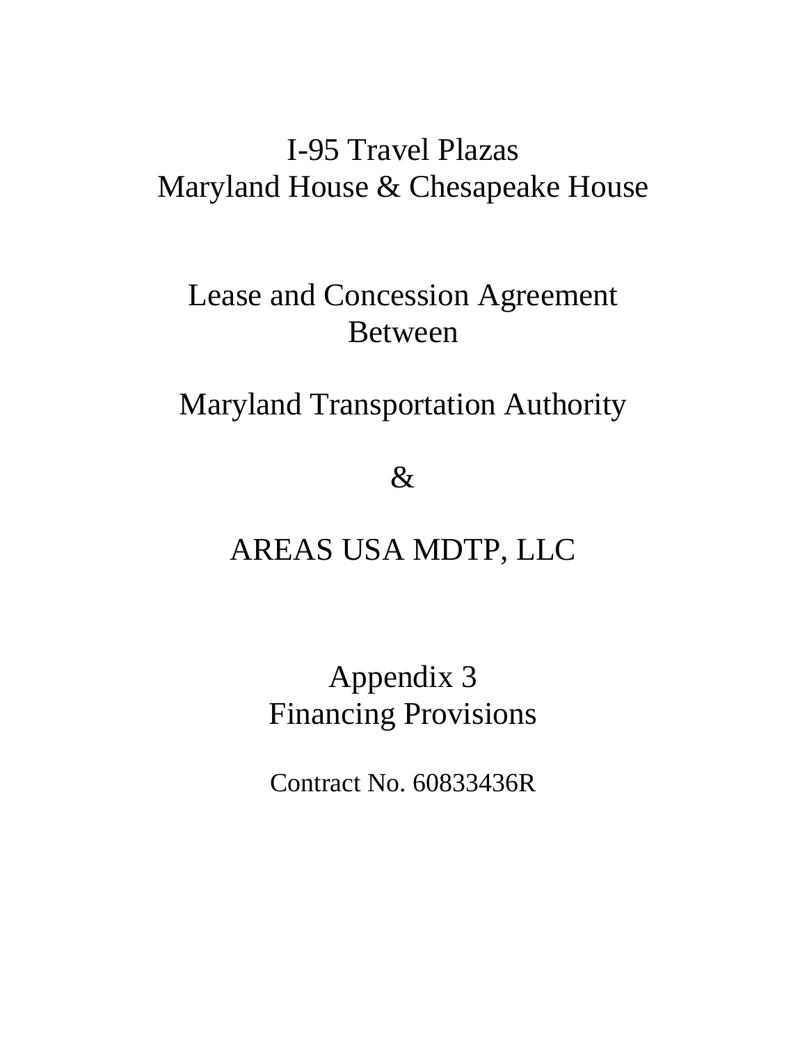# I-95 Travel Plazas
# Maryland House & Chesapeake House

## Lease and Concession Agreement Between

## Maryland Transportation Authority

## &

## AREAS USA MDTP, LLC

## Appendix 3
## Financing Provisions

Contract No. 60833436R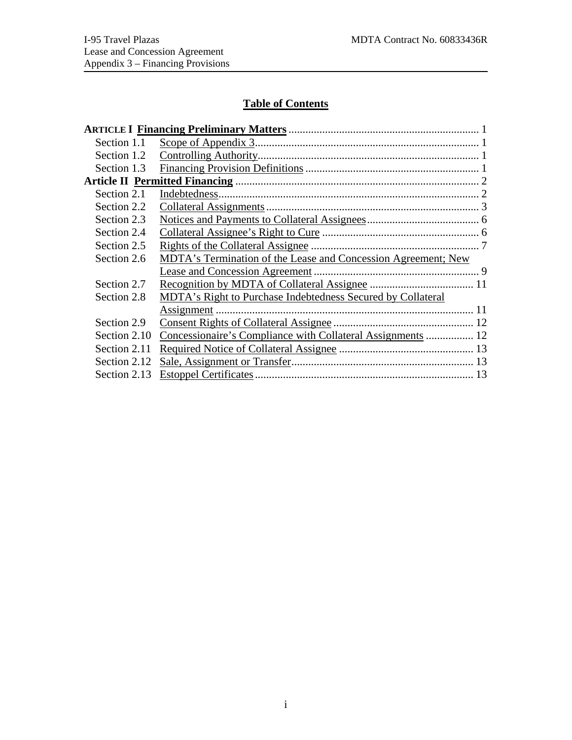# Table of Contents

| | | |
|---|---|---|
| **ARTICLE I** | **Financing Preliminary Matters** | 1 |
| Section 1.1 | Scope of Appendix 3 | 1 |
| Section 1.2 | Controlling Authority | 1 |
| Section 1.3 | Financing Provision Definitions | 1 |
| **Article II** | **Permitted Financing** | 2 |
| Section 2.1 | Indebtedness | 2 |
| Section 2.2 | Collateral Assignments | 3 |
| Section 2.3 | Notices and Payments to Collateral Assignees | 6 |
| Section 2.4 | Collateral Assignee's Right to Cure | 6 |
| Section 2.5 | Rights of the Collateral Assignee | 7 |
| Section 2.6 | MDTA's Termination of the Lease and Concession Agreement; New Lease and Concession Agreement | 9 |
| Section 2.7 | Recognition by MDTA of Collateral Assignee | 11 |
| Section 2.8 | MDTA's Right to Purchase Indebtedness Secured by Collateral Assignment | 11 |
| Section 2.9 | Consent Rights of Collateral Assignee | 12 |
| Section 2.10 | Concessionaire's Compliance with Collateral Assignments | 12 |
| Section 2.11 | Required Notice of Collateral Assignee | 13 |
| Section 2.12 | Sale, Assignment or Transfer | 13 |
| Section 2.13 | Estoppel Certificates | 13 |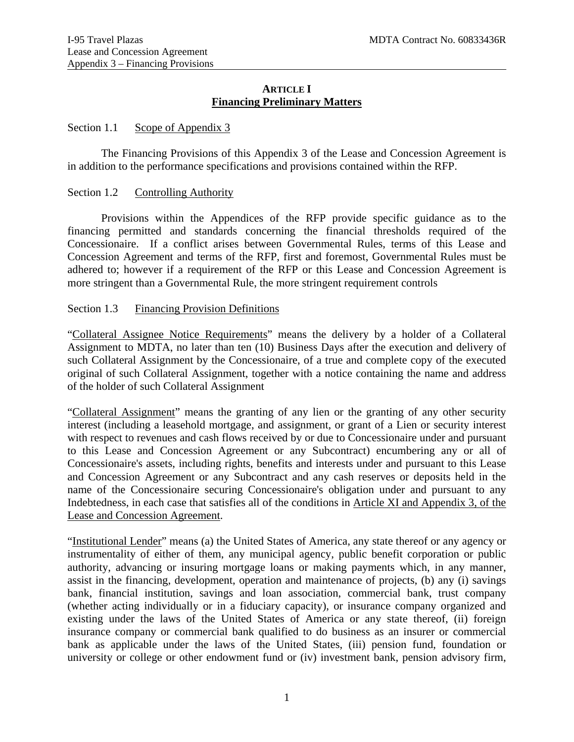**ARTICLE I**
**Financing Preliminary Matters**

Section 1.1 Scope of Appendix 3

The Financing Provisions of this Appendix 3 of the Lease and Concession Agreement is in addition to the performance specifications and provisions contained within the RFP.

Section 1.2 Controlling Authority

Provisions within the Appendices of the RFP provide specific guidance as to the financing permitted and standards concerning the financial thresholds required of the Concessionaire. If a conflict arises between Governmental Rules, terms of this Lease and Concession Agreement and terms of the RFP, first and foremost, Governmental Rules must be adhered to; however if a requirement of the RFP or this Lease and Concession Agreement is more stringent than a Governmental Rule, the more stringent requirement controls

Section 1.3 Financing Provision Definitions

"Collateral Assignee Notice Requirements" means the delivery by a holder of a Collateral Assignment to MDTA, no later than ten (10) Business Days after the execution and delivery of such Collateral Assignment by the Concessionaire, of a true and complete copy of the executed original of such Collateral Assignment, together with a notice containing the name and address of the holder of such Collateral Assignment

"Collateral Assignment" means the granting of any lien or the granting of any other security interest (including a leasehold mortgage, and assignment, or grant of a Lien or security interest with respect to revenues and cash flows received by or due to Concessionaire under and pursuant to this Lease and Concession Agreement or any Subcontract) encumbering any or all of Concessionaire's assets, including rights, benefits and interests under and pursuant to this Lease and Concession Agreement or any Subcontract and any cash reserves or deposits held in the name of the Concessionaire securing Concessionaire's obligation under and pursuant to any Indebtedness, in each case that satisfies all of the conditions in Article XI and Appendix 3, of the Lease and Concession Agreement.

"Institutional Lender" means (a) the United States of America, any state thereof or any agency or instrumentality of either of them, any municipal agency, public benefit corporation or public authority, advancing or insuring mortgage loans or making payments which, in any manner, assist in the financing, development, operation and maintenance of projects, (b) any (i) savings bank, financial institution, savings and loan association, commercial bank, trust company (whether acting individually or in a fiduciary capacity), or insurance company organized and existing under the laws of the United States of America or any state thereof, (ii) foreign insurance company or commercial bank qualified to do business as an insurer or commercial bank as applicable under the laws of the United States, (iii) pension fund, foundation or university or college or other endowment fund or (iv) investment bank, pension advisory firm,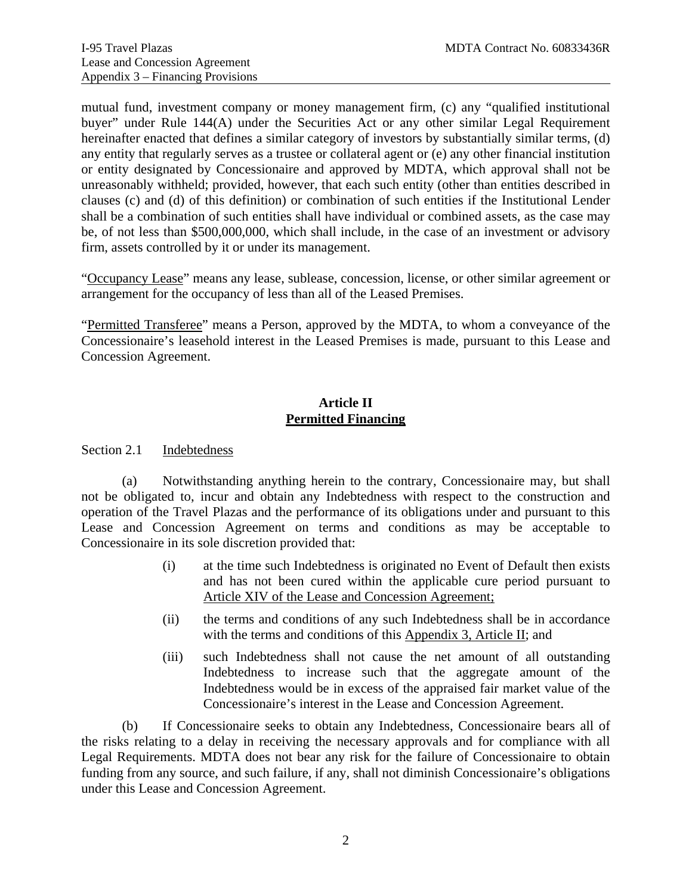mutual fund, investment company or money management firm, (c) any "qualified institutional buyer" under Rule 144(A) under the Securities Act or any other similar Legal Requirement hereinafter enacted that defines a similar category of investors by substantially similar terms, (d) any entity that regularly serves as a trustee or collateral agent or (e) any other financial institution or entity designated by Concessionaire and approved by MDTA, which approval shall not be unreasonably withheld; provided, however, that each such entity (other than entities described in clauses (c) and (d) of this definition) or combination of such entities if the Institutional Lender shall be a combination of such entities shall have individual or combined assets, as the case may be, of not less than $500,000,000, which shall include, in the case of an investment or advisory firm, assets controlled by it or under its management.

"<u>Occupancy Lease</u>" means any lease, sublease, concession, license, or other similar agreement or arrangement for the occupancy of less than all of the Leased Premises.

"<u>Permitted Transferee</u>" means a Person, approved by the MDTA, to whom a conveyance of the Concessionaire's leasehold interest in the Leased Premises is made, pursuant to this Lease and Concession Agreement.

## Article II
## <u>Permitted Financing</u>

Section 2.1 <u>Indebtedness</u>

(a) Notwithstanding anything herein to the contrary, Concessionaire may, but shall not be obligated to, incur and obtain any Indebtedness with respect to the construction and operation of the Travel Plazas and the performance of its obligations under and pursuant to this Lease and Concession Agreement on terms and conditions as may be acceptable to Concessionaire in its sole discretion provided that:

(i) at the time such Indebtedness is originated no Event of Default then exists and has not been cured within the applicable cure period pursuant to <u>Article XIV of the Lease and Concession Agreement;</u>

(ii) the terms and conditions of any such Indebtedness shall be in accordance with the terms and conditions of this <u>Appendix 3, Article II</u>; and

(iii) such Indebtedness shall not cause the net amount of all outstanding Indebtedness to increase such that the aggregate amount of the Indebtedness would be in excess of the appraised fair market value of the Concessionaire's interest in the Lease and Concession Agreement.

(b) If Concessionaire seeks to obtain any Indebtedness, Concessionaire bears all of the risks relating to a delay in receiving the necessary approvals and for compliance with all Legal Requirements. MDTA does not bear any risk for the failure of Concessionaire to obtain funding from any source, and such failure, if any, shall not diminish Concessionaire's obligations under this Lease and Concession Agreement.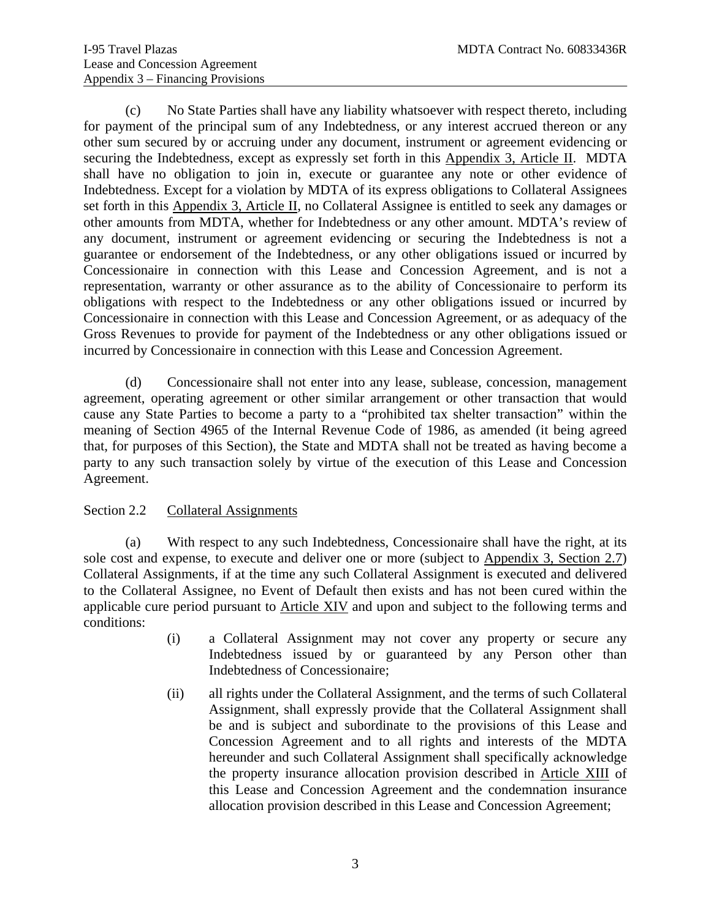(c) No State Parties shall have any liability whatsoever with respect thereto, including for payment of the principal sum of any Indebtedness, or any interest accrued thereon or any other sum secured by or accruing under any document, instrument or agreement evidencing or securing the Indebtedness, except as expressly set forth in this Appendix 3, Article II. MDTA shall have no obligation to join in, execute or guarantee any note or other evidence of Indebtedness. Except for a violation by MDTA of its express obligations to Collateral Assignees set forth in this Appendix 3, Article II, no Collateral Assignee is entitled to seek any damages or other amounts from MDTA, whether for Indebtedness or any other amount. MDTA's review of any document, instrument or agreement evidencing or securing the Indebtedness is not a guarantee or endorsement of the Indebtedness, or any other obligations issued or incurred by Concessionaire in connection with this Lease and Concession Agreement, and is not a representation, warranty or other assurance as to the ability of Concessionaire to perform its obligations with respect to the Indebtedness or any other obligations issued or incurred by Concessionaire in connection with this Lease and Concession Agreement, or as adequacy of the Gross Revenues to provide for payment of the Indebtedness or any other obligations issued or incurred by Concessionaire in connection with this Lease and Concession Agreement.

(d) Concessionaire shall not enter into any lease, sublease, concession, management agreement, operating agreement or other similar arrangement or other transaction that would cause any State Parties to become a party to a "prohibited tax shelter transaction" within the meaning of Section 4965 of the Internal Revenue Code of 1986, as amended (it being agreed that, for purposes of this Section), the State and MDTA shall not be treated as having become a party to any such transaction solely by virtue of the execution of this Lease and Concession Agreement.

Section 2.2 Collateral Assignments

(a) With respect to any such Indebtedness, Concessionaire shall have the right, at its sole cost and expense, to execute and deliver one or more (subject to Appendix 3, Section 2.7) Collateral Assignments, if at the time any such Collateral Assignment is executed and delivered to the Collateral Assignee, no Event of Default then exists and has not been cured within the applicable cure period pursuant to Article XIV and upon and subject to the following terms and conditions:

(i) a Collateral Assignment may not cover any property or secure any Indebtedness issued by or guaranteed by any Person other than Indebtedness of Concessionaire;

(ii) all rights under the Collateral Assignment, and the terms of such Collateral Assignment, shall expressly provide that the Collateral Assignment shall be and is subject and subordinate to the provisions of this Lease and Concession Agreement and to all rights and interests of the MDTA hereunder and such Collateral Assignment shall specifically acknowledge the property insurance allocation provision described in Article XIII of this Lease and Concession Agreement and the condemnation insurance allocation provision described in this Lease and Concession Agreement;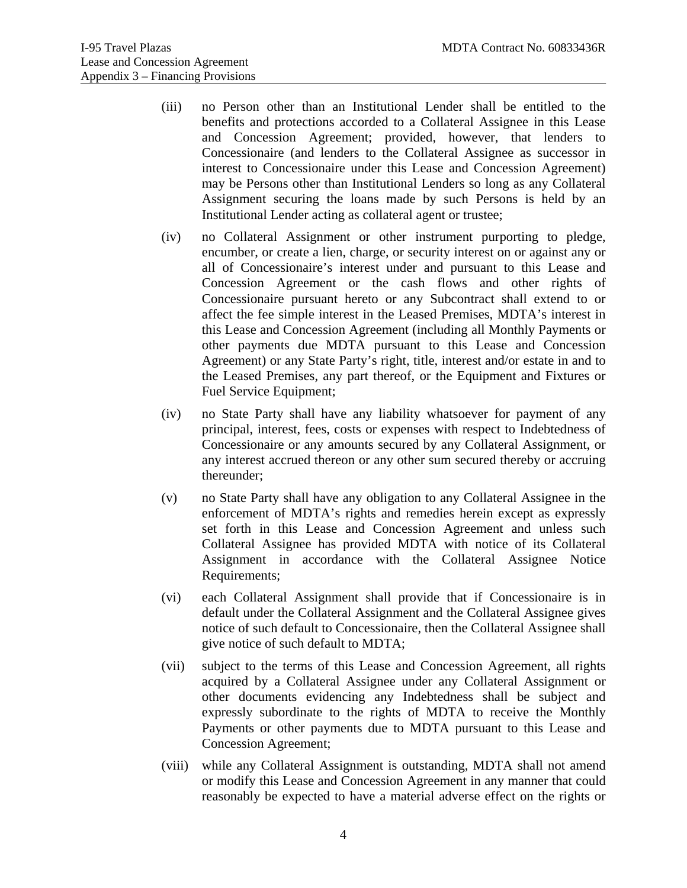(iii) no Person other than an Institutional Lender shall be entitled to the benefits and protections accorded to a Collateral Assignee in this Lease and Concession Agreement; provided, however, that lenders to Concessionaire (and lenders to the Collateral Assignee as successor in interest to Concessionaire under this Lease and Concession Agreement) may be Persons other than Institutional Lenders so long as any Collateral Assignment securing the loans made by such Persons is held by an Institutional Lender acting as collateral agent or trustee;

(iv) no Collateral Assignment or other instrument purporting to pledge, encumber, or create a lien, charge, or security interest on or against any or all of Concessionaire's interest under and pursuant to this Lease and Concession Agreement or the cash flows and other rights of Concessionaire pursuant hereto or any Subcontract shall extend to or affect the fee simple interest in the Leased Premises, MDTA's interest in this Lease and Concession Agreement (including all Monthly Payments or other payments due MDTA pursuant to this Lease and Concession Agreement) or any State Party's right, title, interest and/or estate in and to the Leased Premises, any part thereof, or the Equipment and Fixtures or Fuel Service Equipment;

(iv) no State Party shall have any liability whatsoever for payment of any principal, interest, fees, costs or expenses with respect to Indebtedness of Concessionaire or any amounts secured by any Collateral Assignment, or any interest accrued thereon or any other sum secured thereby or accruing thereunder;

(v) no State Party shall have any obligation to any Collateral Assignee in the enforcement of MDTA's rights and remedies herein except as expressly set forth in this Lease and Concession Agreement and unless such Collateral Assignee has provided MDTA with notice of its Collateral Assignment in accordance with the Collateral Assignee Notice Requirements;

(vi) each Collateral Assignment shall provide that if Concessionaire is in default under the Collateral Assignment and the Collateral Assignee gives notice of such default to Concessionaire, then the Collateral Assignee shall give notice of such default to MDTA;

(vii) subject to the terms of this Lease and Concession Agreement, all rights acquired by a Collateral Assignee under any Collateral Assignment or other documents evidencing any Indebtedness shall be subject and expressly subordinate to the rights of MDTA to receive the Monthly Payments or other payments due to MDTA pursuant to this Lease and Concession Agreement;

(viii) while any Collateral Assignment is outstanding, MDTA shall not amend or modify this Lease and Concession Agreement in any manner that could reasonably be expected to have a material adverse effect on the rights or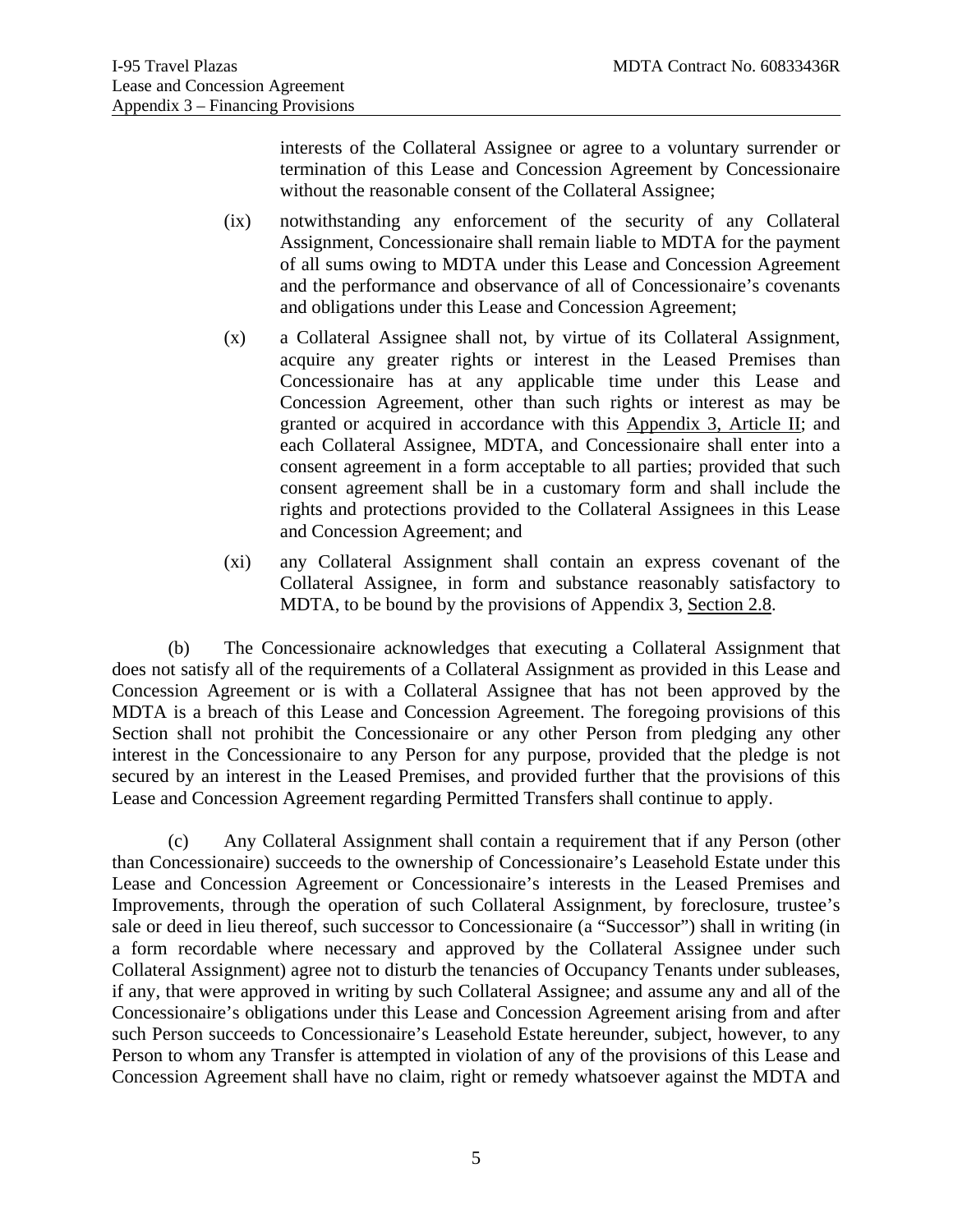interests of the Collateral Assignee or agree to a voluntary surrender or termination of this Lease and Concession Agreement by Concessionaire without the reasonable consent of the Collateral Assignee;

(ix) notwithstanding any enforcement of the security of any Collateral Assignment, Concessionaire shall remain liable to MDTA for the payment of all sums owing to MDTA under this Lease and Concession Agreement and the performance and observance of all of Concessionaire's covenants and obligations under this Lease and Concession Agreement;

(x) a Collateral Assignee shall not, by virtue of its Collateral Assignment, acquire any greater rights or interest in the Leased Premises than Concessionaire has at any applicable time under this Lease and Concession Agreement, other than such rights or interest as may be granted or acquired in accordance with this Appendix 3, Article II; and each Collateral Assignee, MDTA, and Concessionaire shall enter into a consent agreement in a form acceptable to all parties; provided that such consent agreement shall be in a customary form and shall include the rights and protections provided to the Collateral Assignees in this Lease and Concession Agreement; and

(xi) any Collateral Assignment shall contain an express covenant of the Collateral Assignee, in form and substance reasonably satisfactory to MDTA, to be bound by the provisions of Appendix 3, Section 2.8.

(b) The Concessionaire acknowledges that executing a Collateral Assignment that does not satisfy all of the requirements of a Collateral Assignment as provided in this Lease and Concession Agreement or is with a Collateral Assignee that has not been approved by the MDTA is a breach of this Lease and Concession Agreement. The foregoing provisions of this Section shall not prohibit the Concessionaire or any other Person from pledging any other interest in the Concessionaire to any Person for any purpose, provided that the pledge is not secured by an interest in the Leased Premises, and provided further that the provisions of this Lease and Concession Agreement regarding Permitted Transfers shall continue to apply.

(c) Any Collateral Assignment shall contain a requirement that if any Person (other than Concessionaire) succeeds to the ownership of Concessionaire's Leasehold Estate under this Lease and Concession Agreement or Concessionaire's interests in the Leased Premises and Improvements, through the operation of such Collateral Assignment, by foreclosure, trustee's sale or deed in lieu thereof, such successor to Concessionaire (a "Successor") shall in writing (in a form recordable where necessary and approved by the Collateral Assignee under such Collateral Assignment) agree not to disturb the tenancies of Occupancy Tenants under subleases, if any, that were approved in writing by such Collateral Assignee; and assume any and all of the Concessionaire's obligations under this Lease and Concession Agreement arising from and after such Person succeeds to Concessionaire's Leasehold Estate hereunder, subject, however, to any Person to whom any Transfer is attempted in violation of any of the provisions of this Lease and Concession Agreement shall have no claim, right or remedy whatsoever against the MDTA and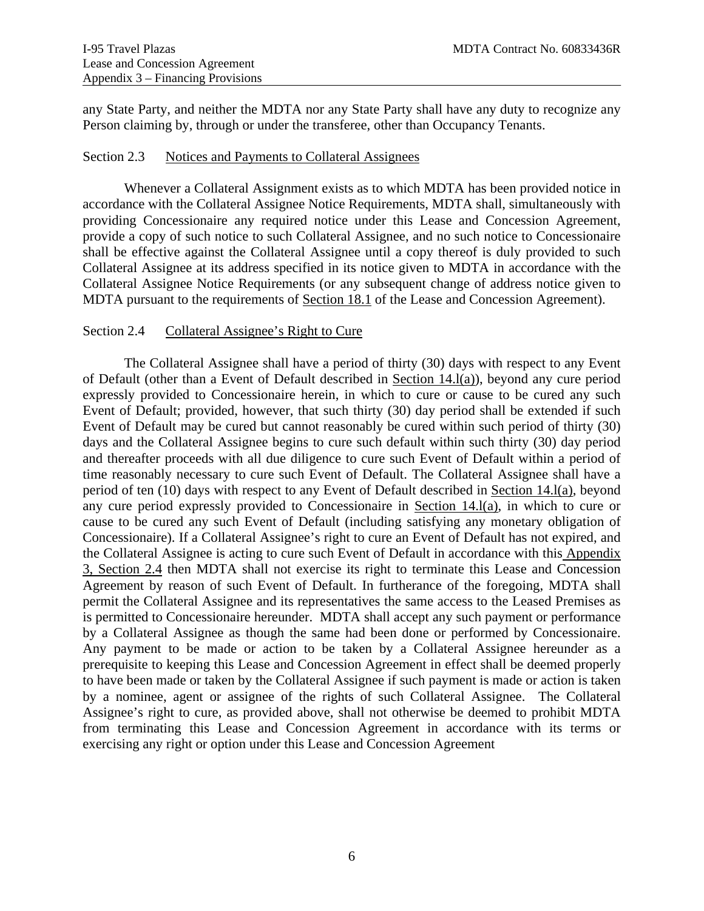any State Party, and neither the MDTA nor any State Party shall have any duty to recognize any Person claiming by, through or under the transferee, other than Occupancy Tenants.

### Section 2.3 Notices and Payments to Collateral Assignees

Whenever a Collateral Assignment exists as to which MDTA has been provided notice in accordance with the Collateral Assignee Notice Requirements, MDTA shall, simultaneously with providing Concessionaire any required notice under this Lease and Concession Agreement, provide a copy of such notice to such Collateral Assignee, and no such notice to Concessionaire shall be effective against the Collateral Assignee until a copy thereof is duly provided to such Collateral Assignee at its address specified in its notice given to MDTA in accordance with the Collateral Assignee Notice Requirements (or any subsequent change of address notice given to MDTA pursuant to the requirements of Section 18.1 of the Lease and Concession Agreement).

### Section 2.4 Collateral Assignee's Right to Cure

The Collateral Assignee shall have a period of thirty (30) days with respect to any Event of Default (other than a Event of Default described in Section 14.l(a)), beyond any cure period expressly provided to Concessionaire herein, in which to cure or cause to be cured any such Event of Default; provided, however, that such thirty (30) day period shall be extended if such Event of Default may be cured but cannot reasonably be cured within such period of thirty (30) days and the Collateral Assignee begins to cure such default within such thirty (30) day period and thereafter proceeds with all due diligence to cure such Event of Default within a period of time reasonably necessary to cure such Event of Default. The Collateral Assignee shall have a period of ten (10) days with respect to any Event of Default described in Section 14.l(a), beyond any cure period expressly provided to Concessionaire in Section 14.l(a), in which to cure or cause to be cured any such Event of Default (including satisfying any monetary obligation of Concessionaire). If a Collateral Assignee's right to cure an Event of Default has not expired, and the Collateral Assignee is acting to cure such Event of Default in accordance with this Appendix 3, Section 2.4 then MDTA shall not exercise its right to terminate this Lease and Concession Agreement by reason of such Event of Default. In furtherance of the foregoing, MDTA shall permit the Collateral Assignee and its representatives the same access to the Leased Premises as is permitted to Concessionaire hereunder. MDTA shall accept any such payment or performance by a Collateral Assignee as though the same had been done or performed by Concessionaire. Any payment to be made or action to be taken by a Collateral Assignee hereunder as a prerequisite to keeping this Lease and Concession Agreement in effect shall be deemed properly to have been made or taken by the Collateral Assignee if such payment is made or action is taken by a nominee, agent or assignee of the rights of such Collateral Assignee. The Collateral Assignee's right to cure, as provided above, shall not otherwise be deemed to prohibit MDTA from terminating this Lease and Concession Agreement in accordance with its terms or exercising any right or option under this Lease and Concession Agreement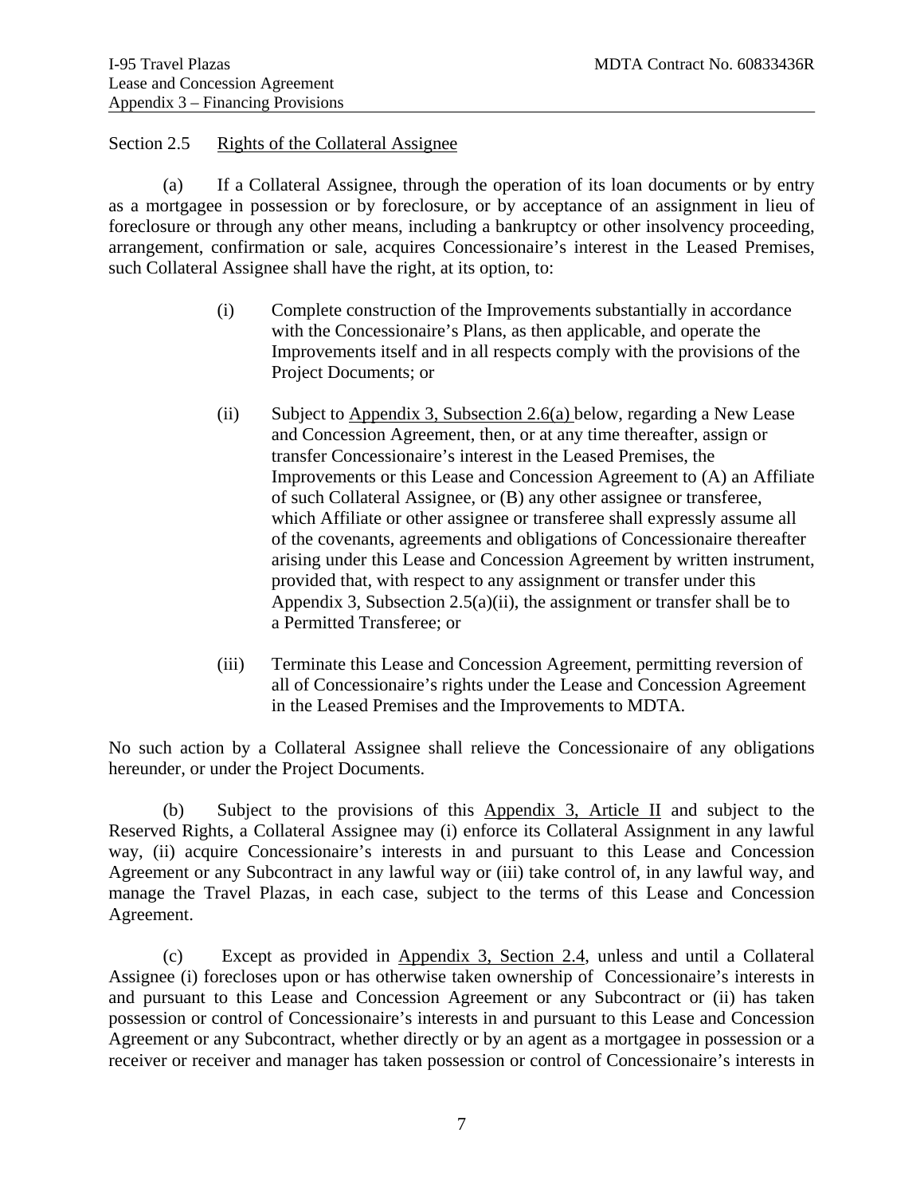Section 2.5 Rights of the Collateral Assignee

(a) If a Collateral Assignee, through the operation of its loan documents or by entry as a mortgagee in possession or by foreclosure, or by acceptance of an assignment in lieu of foreclosure or through any other means, including a bankruptcy or other insolvency proceeding, arrangement, confirmation or sale, acquires Concessionaire's interest in the Leased Premises, such Collateral Assignee shall have the right, at its option, to:

(i) Complete construction of the Improvements substantially in accordance with the Concessionaire's Plans, as then applicable, and operate the Improvements itself and in all respects comply with the provisions of the Project Documents; or

(ii) Subject to Appendix 3, Subsection 2.6(a) below, regarding a New Lease and Concession Agreement, then, or at any time thereafter, assign or transfer Concessionaire's interest in the Leased Premises, the Improvements or this Lease and Concession Agreement to (A) an Affiliate of such Collateral Assignee, or (B) any other assignee or transferee, which Affiliate or other assignee or transferee shall expressly assume all of the covenants, agreements and obligations of Concessionaire thereafter arising under this Lease and Concession Agreement by written instrument, provided that, with respect to any assignment or transfer under this Appendix 3, Subsection 2.5(a)(ii), the assignment or transfer shall be to a Permitted Transferee; or

(iii) Terminate this Lease and Concession Agreement, permitting reversion of all of Concessionaire's rights under the Lease and Concession Agreement in the Leased Premises and the Improvements to MDTA.

No such action by a Collateral Assignee shall relieve the Concessionaire of any obligations hereunder, or under the Project Documents.

(b) Subject to the provisions of this Appendix 3, Article II and subject to the Reserved Rights, a Collateral Assignee may (i) enforce its Collateral Assignment in any lawful way, (ii) acquire Concessionaire's interests in and pursuant to this Lease and Concession Agreement or any Subcontract in any lawful way or (iii) take control of, in any lawful way, and manage the Travel Plazas, in each case, subject to the terms of this Lease and Concession Agreement.

(c) Except as provided in Appendix 3, Section 2.4, unless and until a Collateral Assignee (i) forecloses upon or has otherwise taken ownership of Concessionaire's interests in and pursuant to this Lease and Concession Agreement or any Subcontract or (ii) has taken possession or control of Concessionaire's interests in and pursuant to this Lease and Concession Agreement or any Subcontract, whether directly or by an agent as a mortgagee in possession or a receiver or receiver and manager has taken possession or control of Concessionaire's interests in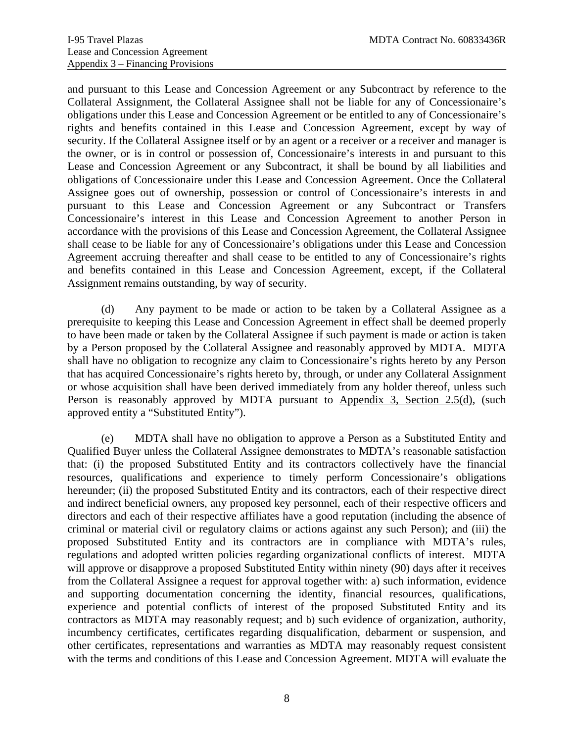and pursuant to this Lease and Concession Agreement or any Subcontract by reference to the Collateral Assignment, the Collateral Assignee shall not be liable for any of Concessionaire's obligations under this Lease and Concession Agreement or be entitled to any of Concessionaire's rights and benefits contained in this Lease and Concession Agreement, except by way of security. If the Collateral Assignee itself or by an agent or a receiver or a receiver and manager is the owner, or is in control or possession of, Concessionaire's interests in and pursuant to this Lease and Concession Agreement or any Subcontract, it shall be bound by all liabilities and obligations of Concessionaire under this Lease and Concession Agreement. Once the Collateral Assignee goes out of ownership, possession or control of Concessionaire's interests in and pursuant to this Lease and Concession Agreement or any Subcontract or Transfers Concessionaire's interest in this Lease and Concession Agreement to another Person in accordance with the provisions of this Lease and Concession Agreement, the Collateral Assignee shall cease to be liable for any of Concessionaire's obligations under this Lease and Concession Agreement accruing thereafter and shall cease to be entitled to any of Concessionaire's rights and benefits contained in this Lease and Concession Agreement, except, if the Collateral Assignment remains outstanding, by way of security.

(d) Any payment to be made or action to be taken by a Collateral Assignee as a prerequisite to keeping this Lease and Concession Agreement in effect shall be deemed properly to have been made or taken by the Collateral Assignee if such payment is made or action is taken by a Person proposed by the Collateral Assignee and reasonably approved by MDTA. MDTA shall have no obligation to recognize any claim to Concessionaire's rights hereto by any Person that has acquired Concessionaire's rights hereto by, through, or under any Collateral Assignment or whose acquisition shall have been derived immediately from any holder thereof, unless such Person is reasonably approved by MDTA pursuant to Appendix 3, Section 2.5(d), (such approved entity a "Substituted Entity").

(e) MDTA shall have no obligation to approve a Person as a Substituted Entity and Qualified Buyer unless the Collateral Assignee demonstrates to MDTA's reasonable satisfaction that: (i) the proposed Substituted Entity and its contractors collectively have the financial resources, qualifications and experience to timely perform Concessionaire's obligations hereunder; (ii) the proposed Substituted Entity and its contractors, each of their respective direct and indirect beneficial owners, any proposed key personnel, each of their respective officers and directors and each of their respective affiliates have a good reputation (including the absence of criminal or material civil or regulatory claims or actions against any such Person); and (iii) the proposed Substituted Entity and its contractors are in compliance with MDTA's rules, regulations and adopted written policies regarding organizational conflicts of interest. MDTA will approve or disapprove a proposed Substituted Entity within ninety (90) days after it receives from the Collateral Assignee a request for approval together with: a) such information, evidence and supporting documentation concerning the identity, financial resources, qualifications, experience and potential conflicts of interest of the proposed Substituted Entity and its contractors as MDTA may reasonably request; and b) such evidence of organization, authority, incumbency certificates, certificates regarding disqualification, debarment or suspension, and other certificates, representations and warranties as MDTA may reasonably request consistent with the terms and conditions of this Lease and Concession Agreement. MDTA will evaluate the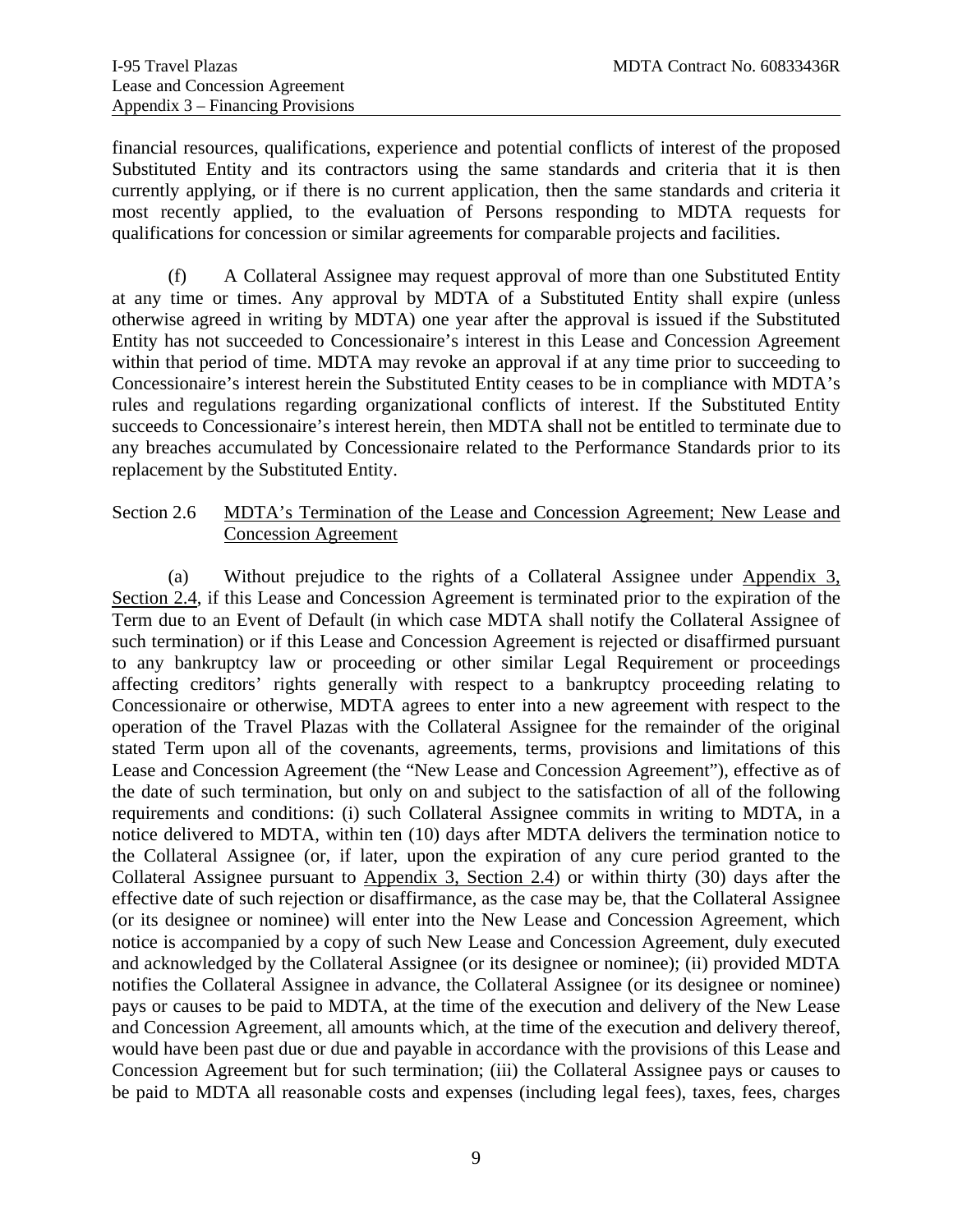financial resources, qualifications, experience and potential conflicts of interest of the proposed Substituted Entity and its contractors using the same standards and criteria that it is then currently applying, or if there is no current application, then the same standards and criteria it most recently applied, to the evaluation of Persons responding to MDTA requests for qualifications for concession or similar agreements for comparable projects and facilities.

(f) A Collateral Assignee may request approval of more than one Substituted Entity at any time or times. Any approval by MDTA of a Substituted Entity shall expire (unless otherwise agreed in writing by MDTA) one year after the approval is issued if the Substituted Entity has not succeeded to Concessionaire's interest in this Lease and Concession Agreement within that period of time. MDTA may revoke an approval if at any time prior to succeeding to Concessionaire's interest herein the Substituted Entity ceases to be in compliance with MDTA's rules and regulations regarding organizational conflicts of interest. If the Substituted Entity succeeds to Concessionaire's interest herein, then MDTA shall not be entitled to terminate due to any breaches accumulated by Concessionaire related to the Performance Standards prior to its replacement by the Substituted Entity.

### Section 2.6 MDTA's Termination of the Lease and Concession Agreement; New Lease and Concession Agreement

(a) Without prejudice to the rights of a Collateral Assignee under Appendix 3, Section 2.4, if this Lease and Concession Agreement is terminated prior to the expiration of the Term due to an Event of Default (in which case MDTA shall notify the Collateral Assignee of such termination) or if this Lease and Concession Agreement is rejected or disaffirmed pursuant to any bankruptcy law or proceeding or other similar Legal Requirement or proceedings affecting creditors' rights generally with respect to a bankruptcy proceeding relating to Concessionaire or otherwise, MDTA agrees to enter into a new agreement with respect to the operation of the Travel Plazas with the Collateral Assignee for the remainder of the original stated Term upon all of the covenants, agreements, terms, provisions and limitations of this Lease and Concession Agreement (the "New Lease and Concession Agreement"), effective as of the date of such termination, but only on and subject to the satisfaction of all of the following requirements and conditions: (i) such Collateral Assignee commits in writing to MDTA, in a notice delivered to MDTA, within ten (10) days after MDTA delivers the termination notice to the Collateral Assignee (or, if later, upon the expiration of any cure period granted to the Collateral Assignee pursuant to Appendix 3, Section 2.4) or within thirty (30) days after the effective date of such rejection or disaffirmance, as the case may be, that the Collateral Assignee (or its designee or nominee) will enter into the New Lease and Concession Agreement, which notice is accompanied by a copy of such New Lease and Concession Agreement, duly executed and acknowledged by the Collateral Assignee (or its designee or nominee); (ii) provided MDTA notifies the Collateral Assignee in advance, the Collateral Assignee (or its designee or nominee) pays or causes to be paid to MDTA, at the time of the execution and delivery of the New Lease and Concession Agreement, all amounts which, at the time of the execution and delivery thereof, would have been past due or due and payable in accordance with the provisions of this Lease and Concession Agreement but for such termination; (iii) the Collateral Assignee pays or causes to be paid to MDTA all reasonable costs and expenses (including legal fees), taxes, fees, charges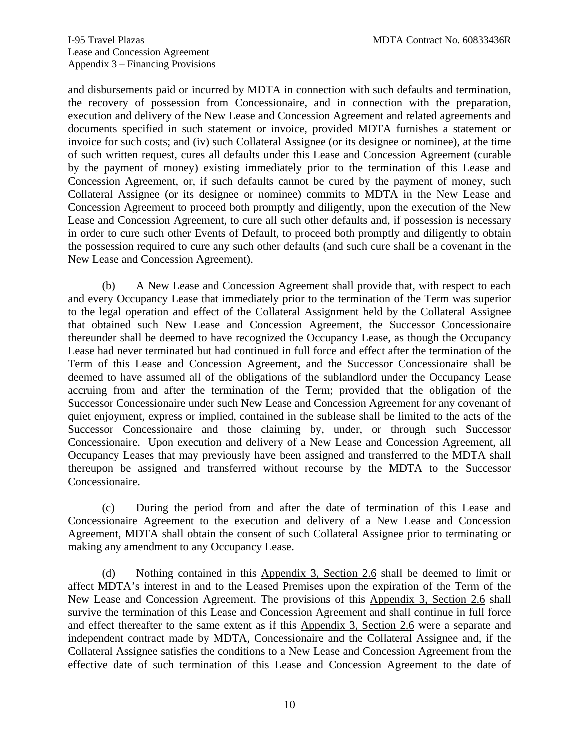and disbursements paid or incurred by MDTA in connection with such defaults and termination, the recovery of possession from Concessionaire, and in connection with the preparation, execution and delivery of the New Lease and Concession Agreement and related agreements and documents specified in such statement or invoice, provided MDTA furnishes a statement or invoice for such costs; and (iv) such Collateral Assignee (or its designee or nominee), at the time of such written request, cures all defaults under this Lease and Concession Agreement (curable by the payment of money) existing immediately prior to the termination of this Lease and Concession Agreement, or, if such defaults cannot be cured by the payment of money, such Collateral Assignee (or its designee or nominee) commits to MDTA in the New Lease and Concession Agreement to proceed both promptly and diligently, upon the execution of the New Lease and Concession Agreement, to cure all such other defaults and, if possession is necessary in order to cure such other Events of Default, to proceed both promptly and diligently to obtain the possession required to cure any such other defaults (and such cure shall be a covenant in the New Lease and Concession Agreement).

(b) A New Lease and Concession Agreement shall provide that, with respect to each and every Occupancy Lease that immediately prior to the termination of the Term was superior to the legal operation and effect of the Collateral Assignment held by the Collateral Assignee that obtained such New Lease and Concession Agreement, the Successor Concessionaire thereunder shall be deemed to have recognized the Occupancy Lease, as though the Occupancy Lease had never terminated but had continued in full force and effect after the termination of the Term of this Lease and Concession Agreement, and the Successor Concessionaire shall be deemed to have assumed all of the obligations of the sublandlord under the Occupancy Lease accruing from and after the termination of the Term; provided that the obligation of the Successor Concessionaire under such New Lease and Concession Agreement for any covenant of quiet enjoyment, express or implied, contained in the sublease shall be limited to the acts of the Successor Concessionaire and those claiming by, under, or through such Successor Concessionaire. Upon execution and delivery of a New Lease and Concession Agreement, all Occupancy Leases that may previously have been assigned and transferred to the MDTA shall thereupon be assigned and transferred without recourse by the MDTA to the Successor Concessionaire.

(c) During the period from and after the date of termination of this Lease and Concessionaire Agreement to the execution and delivery of a New Lease and Concession Agreement, MDTA shall obtain the consent of such Collateral Assignee prior to terminating or making any amendment to any Occupancy Lease.

(d) Nothing contained in this Appendix 3, Section 2.6 shall be deemed to limit or affect MDTA's interest in and to the Leased Premises upon the expiration of the Term of the New Lease and Concession Agreement. The provisions of this Appendix 3, Section 2.6 shall survive the termination of this Lease and Concession Agreement and shall continue in full force and effect thereafter to the same extent as if this Appendix 3, Section 2.6 were a separate and independent contract made by MDTA, Concessionaire and the Collateral Assignee and, if the Collateral Assignee satisfies the conditions to a New Lease and Concession Agreement from the effective date of such termination of this Lease and Concession Agreement to the date of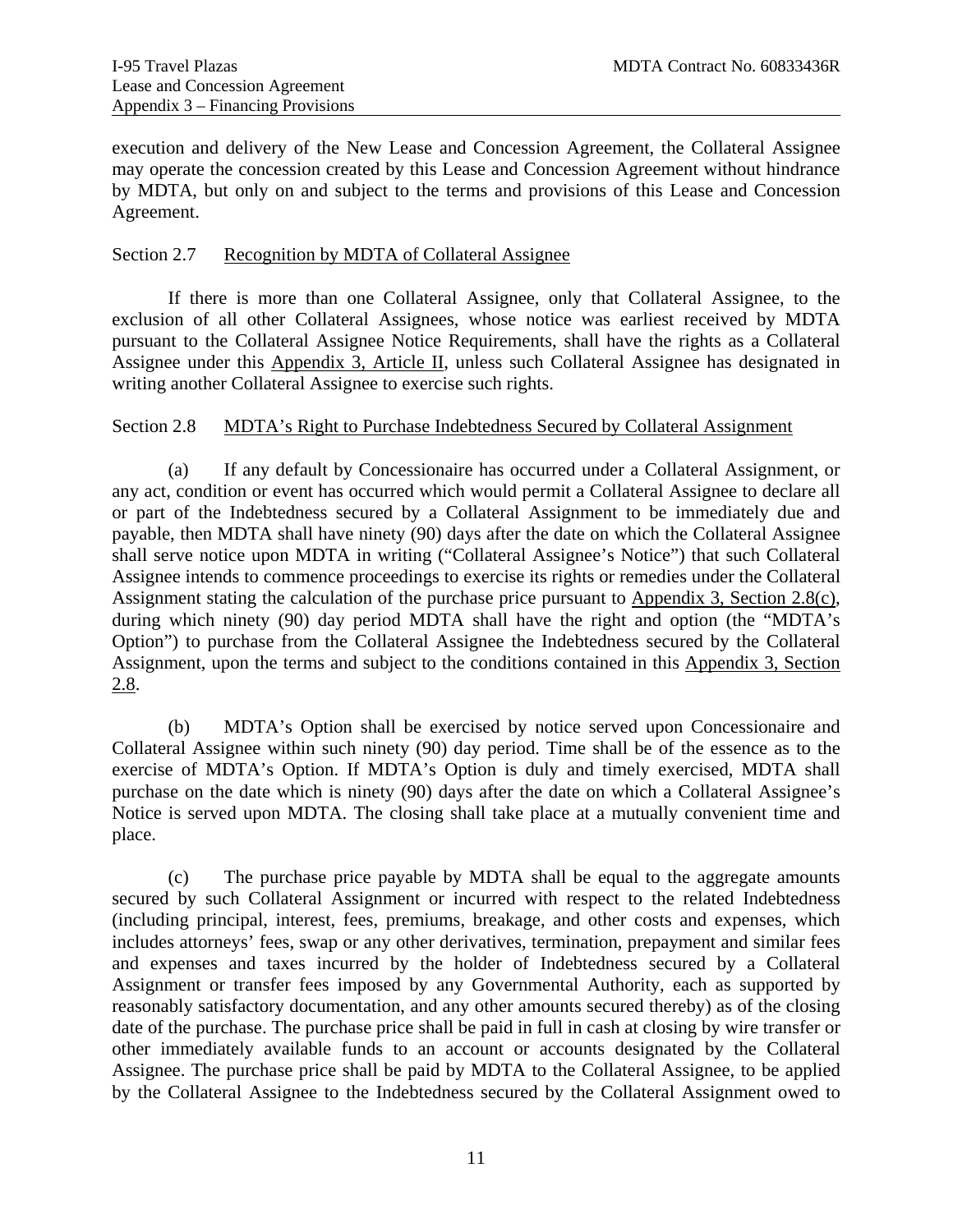execution and delivery of the New Lease and Concession Agreement, the Collateral Assignee may operate the concession created by this Lease and Concession Agreement without hindrance by MDTA, but only on and subject to the terms and provisions of this Lease and Concession Agreement.

### Section 2.7 Recognition by MDTA of Collateral Assignee

If there is more than one Collateral Assignee, only that Collateral Assignee, to the exclusion of all other Collateral Assignees, whose notice was earliest received by MDTA pursuant to the Collateral Assignee Notice Requirements, shall have the rights as a Collateral Assignee under this Appendix 3, Article II, unless such Collateral Assignee has designated in writing another Collateral Assignee to exercise such rights.

### Section 2.8 MDTA's Right to Purchase Indebtedness Secured by Collateral Assignment

(a) If any default by Concessionaire has occurred under a Collateral Assignment, or any act, condition or event has occurred which would permit a Collateral Assignee to declare all or part of the Indebtedness secured by a Collateral Assignment to be immediately due and payable, then MDTA shall have ninety (90) days after the date on which the Collateral Assignee shall serve notice upon MDTA in writing ("Collateral Assignee's Notice") that such Collateral Assignee intends to commence proceedings to exercise its rights or remedies under the Collateral Assignment stating the calculation of the purchase price pursuant to Appendix 3, Section 2.8(c), during which ninety (90) day period MDTA shall have the right and option (the "MDTA's Option") to purchase from the Collateral Assignee the Indebtedness secured by the Collateral Assignment, upon the terms and subject to the conditions contained in this Appendix 3, Section 2.8.

(b) MDTA's Option shall be exercised by notice served upon Concessionaire and Collateral Assignee within such ninety (90) day period. Time shall be of the essence as to the exercise of MDTA's Option. If MDTA's Option is duly and timely exercised, MDTA shall purchase on the date which is ninety (90) days after the date on which a Collateral Assignee's Notice is served upon MDTA. The closing shall take place at a mutually convenient time and place.

(c) The purchase price payable by MDTA shall be equal to the aggregate amounts secured by such Collateral Assignment or incurred with respect to the related Indebtedness (including principal, interest, fees, premiums, breakage, and other costs and expenses, which includes attorneys' fees, swap or any other derivatives, termination, prepayment and similar fees and expenses and taxes incurred by the holder of Indebtedness secured by a Collateral Assignment or transfer fees imposed by any Governmental Authority, each as supported by reasonably satisfactory documentation, and any other amounts secured thereby) as of the closing date of the purchase. The purchase price shall be paid in full in cash at closing by wire transfer or other immediately available funds to an account or accounts designated by the Collateral Assignee. The purchase price shall be paid by MDTA to the Collateral Assignee, to be applied by the Collateral Assignee to the Indebtedness secured by the Collateral Assignment owed to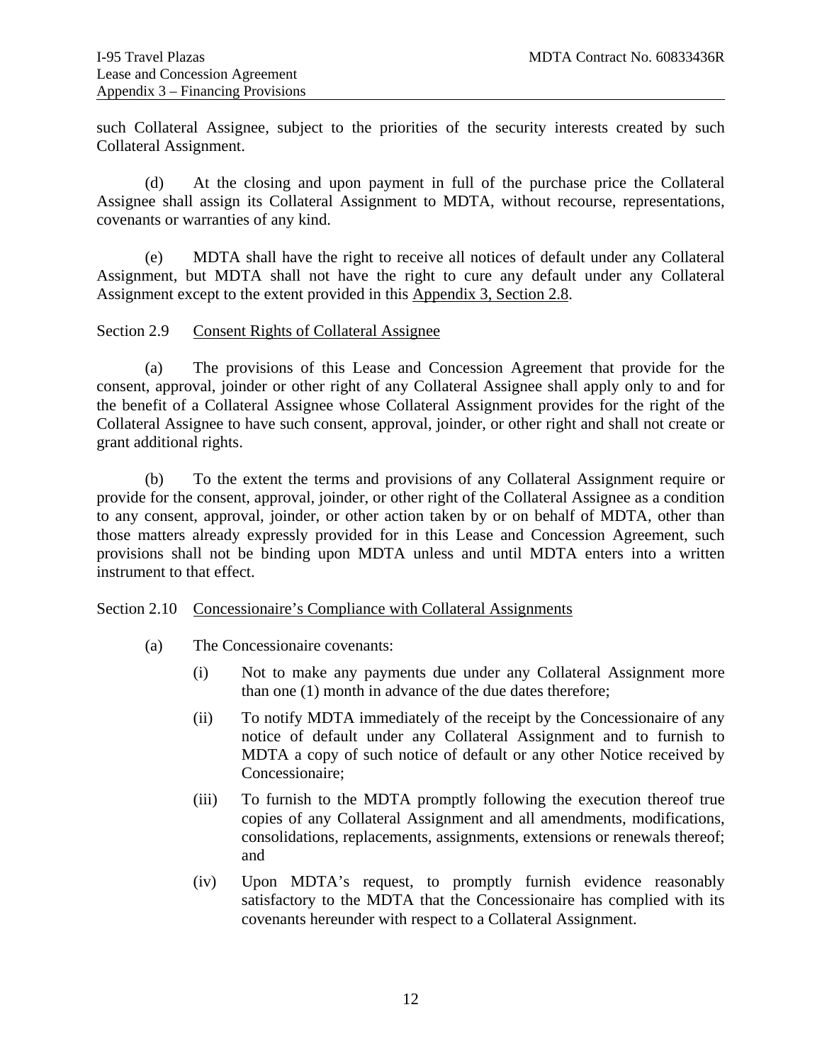such Collateral Assignee, subject to the priorities of the security interests created by such Collateral Assignment.

(d) At the closing and upon payment in full of the purchase price the Collateral Assignee shall assign its Collateral Assignment to MDTA, without recourse, representations, covenants or warranties of any kind.

(e) MDTA shall have the right to receive all notices of default under any Collateral Assignment, but MDTA shall not have the right to cure any default under any Collateral Assignment except to the extent provided in this Appendix 3, Section 2.8.

Section 2.9 Consent Rights of Collateral Assignee

(a) The provisions of this Lease and Concession Agreement that provide for the consent, approval, joinder or other right of any Collateral Assignee shall apply only to and for the benefit of a Collateral Assignee whose Collateral Assignment provides for the right of the Collateral Assignee to have such consent, approval, joinder, or other right and shall not create or grant additional rights.

(b) To the extent the terms and provisions of any Collateral Assignment require or provide for the consent, approval, joinder, or other right of the Collateral Assignee as a condition to any consent, approval, joinder, or other action taken by or on behalf of MDTA, other than those matters already expressly provided for in this Lease and Concession Agreement, such provisions shall not be binding upon MDTA unless and until MDTA enters into a written instrument to that effect.

Section 2.10 Concessionaire's Compliance with Collateral Assignments

(a) The Concessionaire covenants:

(i) Not to make any payments due under any Collateral Assignment more than one (1) month in advance of the due dates therefore;

(ii) To notify MDTA immediately of the receipt by the Concessionaire of any notice of default under any Collateral Assignment and to furnish to MDTA a copy of such notice of default or any other Notice received by Concessionaire;

(iii) To furnish to the MDTA promptly following the execution thereof true copies of any Collateral Assignment and all amendments, modifications, consolidations, replacements, assignments, extensions or renewals thereof; and

(iv) Upon MDTA's request, to promptly furnish evidence reasonably satisfactory to the MDTA that the Concessionaire has complied with its covenants hereunder with respect to a Collateral Assignment.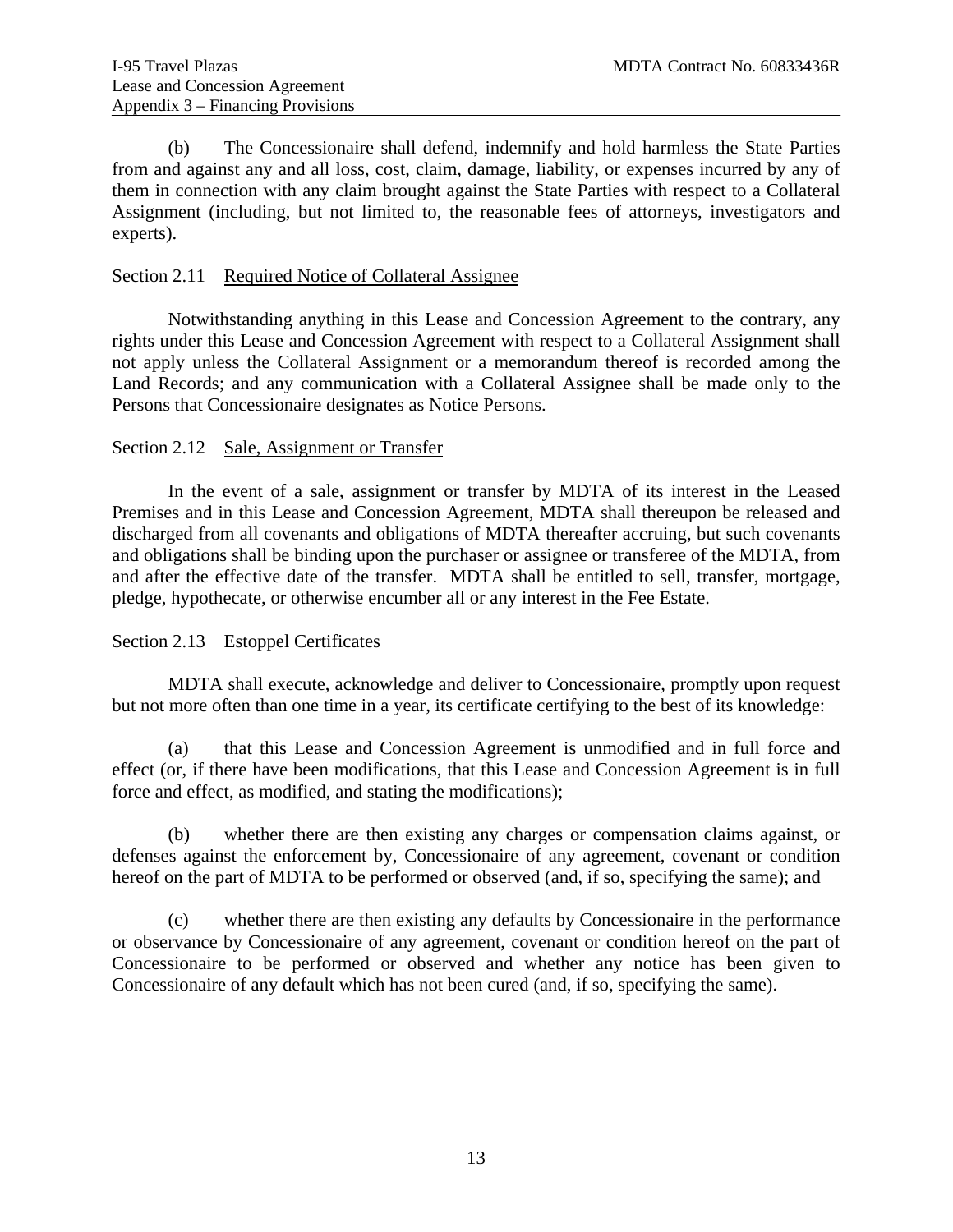(b) The Concessionaire shall defend, indemnify and hold harmless the State Parties from and against any and all loss, cost, claim, damage, liability, or expenses incurred by any of them in connection with any claim brought against the State Parties with respect to a Collateral Assignment (including, but not limited to, the reasonable fees of attorneys, investigators and experts).

### Section 2.11 Required Notice of Collateral Assignee

Notwithstanding anything in this Lease and Concession Agreement to the contrary, any rights under this Lease and Concession Agreement with respect to a Collateral Assignment shall not apply unless the Collateral Assignment or a memorandum thereof is recorded among the Land Records; and any communication with a Collateral Assignee shall be made only to the Persons that Concessionaire designates as Notice Persons.

### Section 2.12 Sale, Assignment or Transfer

In the event of a sale, assignment or transfer by MDTA of its interest in the Leased Premises and in this Lease and Concession Agreement, MDTA shall thereupon be released and discharged from all covenants and obligations of MDTA thereafter accruing, but such covenants and obligations shall be binding upon the purchaser or assignee or transferee of the MDTA, from and after the effective date of the transfer. MDTA shall be entitled to sell, transfer, mortgage, pledge, hypothecate, or otherwise encumber all or any interest in the Fee Estate.

### Section 2.13 Estoppel Certificates

MDTA shall execute, acknowledge and deliver to Concessionaire, promptly upon request but not more often than one time in a year, its certificate certifying to the best of its knowledge:

(a) that this Lease and Concession Agreement is unmodified and in full force and effect (or, if there have been modifications, that this Lease and Concession Agreement is in full force and effect, as modified, and stating the modifications);

(b) whether there are then existing any charges or compensation claims against, or defenses against the enforcement by, Concessionaire of any agreement, covenant or condition hereof on the part of MDTA to be performed or observed (and, if so, specifying the same); and

(c) whether there are then existing any defaults by Concessionaire in the performance or observance by Concessionaire of any agreement, covenant or condition hereof on the part of Concessionaire to be performed or observed and whether any notice has been given to Concessionaire of any default which has not been cured (and, if so, specifying the same).